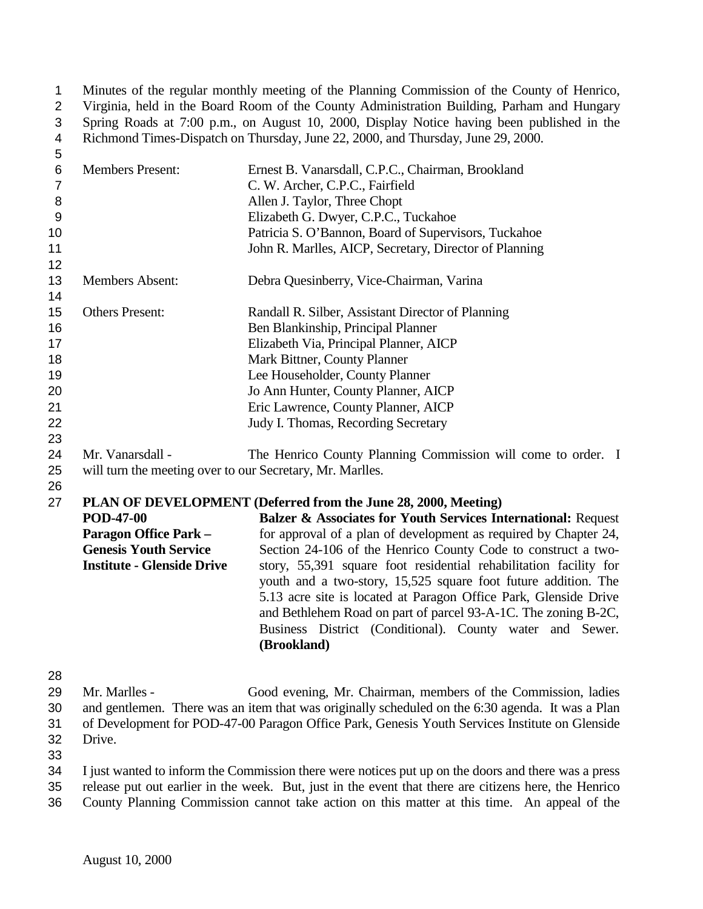Minutes of the regular monthly meeting of the Planning Commission of the County of Henrico, Virginia, held in the Board Room of the County Administration Building, Parham and Hungary Spring Roads at 7:00 p.m., on August 10, 2000, Display Notice having been published in the Richmond Times-Dispatch on Thursday, June 22, 2000, and Thursday, June 29, 2000.

| | |
|---|---|
| Members Present: | Ernest B. Vanarsdall, C.P.C., Chairman, Brookland |
| | C. W. Archer, C.P.C., Fairfield |
| | Allen J. Taylor, Three Chopt |
| | Elizabeth G. Dwyer, C.P.C., Tuckahoe |
| | Patricia S. O'Bannon, Board of Supervisors, Tuckahoe |
| | John R. Marlles, AICP, Secretary, Director of Planning |
| Members Absent: | Debra Quesinberry, Vice-Chairman, Varina |
| Others Present: | Randall R. Silber, Assistant Director of Planning |
| | Ben Blankinship, Principal Planner |
| | Elizabeth Via, Principal Planner, AICP |
| | Mark Bittner, County Planner |
| | Lee Householder, County Planner |
| | Jo Ann Hunter, County Planner, AICP |
| | Eric Lawrence, County Planner, AICP |
| | Judy I. Thomas, Recording Secretary |

Mr. Vanarsdall - The Henrico County Planning Commission will come to order. I will turn the meeting over to our Secretary, Mr. Marlles.

**PLAN OF DEVELOPMENT (Deferred from the June 28, 2000, Meeting)**

**POD-47-00**
**Paragon Office Park – Genesis Youth Service Institute - Glenside Drive**

**Balzer & Associates for Youth Services International:** Request for approval of a plan of development as required by Chapter 24, Section 24-106 of the Henrico County Code to construct a two-story, 55,391 square foot residential rehabilitation facility for youth and a two-story, 15,525 square foot future addition. The 5.13 acre site is located at Paragon Office Park, Glenside Drive and Bethlehem Road on part of parcel 93-A-1C. The zoning B-2C, Business District (Conditional). County water and Sewer. **(Brookland)**

Mr. Marlles - Good evening, Mr. Chairman, members of the Commission, ladies and gentlemen. There was an item that was originally scheduled on the 6:30 agenda. It was a Plan of Development for POD-47-00 Paragon Office Park, Genesis Youth Services Institute on Glenside Drive.

I just wanted to inform the Commission there were notices put up on the doors and there was a press release put out earlier in the week. But, just in the event that there are citizens here, the Henrico County Planning Commission cannot take action on this matter at this time. An appeal of the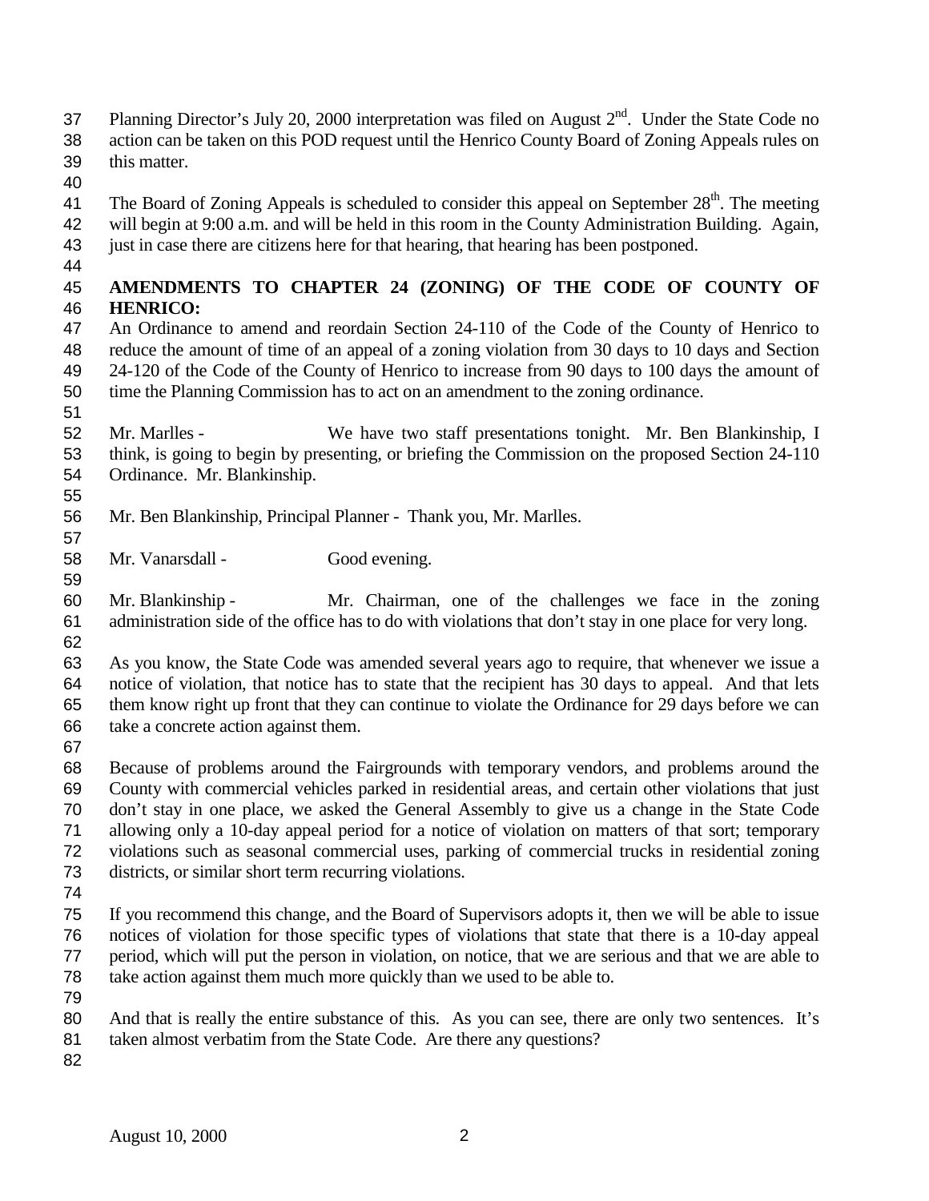Planning Director's July 20, 2000 interpretation was filed on August 2nd. Under the State Code no action can be taken on this POD request until the Henrico County Board of Zoning Appeals rules on this matter.

The Board of Zoning Appeals is scheduled to consider this appeal on September 28th. The meeting will begin at 9:00 a.m. and will be held in this room in the County Administration Building. Again, just in case there are citizens here for that hearing, that hearing has been postponed.

**AMENDMENTS TO CHAPTER 24 (ZONING) OF THE CODE OF COUNTY OF HENRICO:**
An Ordinance to amend and reordain Section 24-110 of the Code of the County of Henrico to reduce the amount of time of an appeal of a zoning violation from 30 days to 10 days and Section 24-120 of the Code of the County of Henrico to increase from 90 days to 100 days the amount of time the Planning Commission has to act on an amendment to the zoning ordinance.

Mr. Marlles - We have two staff presentations tonight. Mr. Ben Blankinship, I think, is going to begin by presenting, or briefing the Commission on the proposed Section 24-110 Ordinance. Mr. Blankinship.

Mr. Ben Blankinship, Principal Planner - Thank you, Mr. Marlles.

Mr. Vanarsdall - Good evening.

Mr. Blankinship - Mr. Chairman, one of the challenges we face in the zoning administration side of the office has to do with violations that don't stay in one place for very long.

As you know, the State Code was amended several years ago to require, that whenever we issue a notice of violation, that notice has to state that the recipient has 30 days to appeal. And that lets them know right up front that they can continue to violate the Ordinance for 29 days before we can take a concrete action against them.

Because of problems around the Fairgrounds with temporary vendors, and problems around the County with commercial vehicles parked in residential areas, and certain other violations that just don't stay in one place, we asked the General Assembly to give us a change in the State Code allowing only a 10-day appeal period for a notice of violation on matters of that sort; temporary violations such as seasonal commercial uses, parking of commercial trucks in residential zoning districts, or similar short term recurring violations.

If you recommend this change, and the Board of Supervisors adopts it, then we will be able to issue notices of violation for those specific types of violations that state that there is a 10-day appeal period, which will put the person in violation, on notice, that we are serious and that we are able to take action against them much more quickly than we used to be able to.

And that is really the entire substance of this. As you can see, there are only two sentences. It's taken almost verbatim from the State Code. Are there any questions?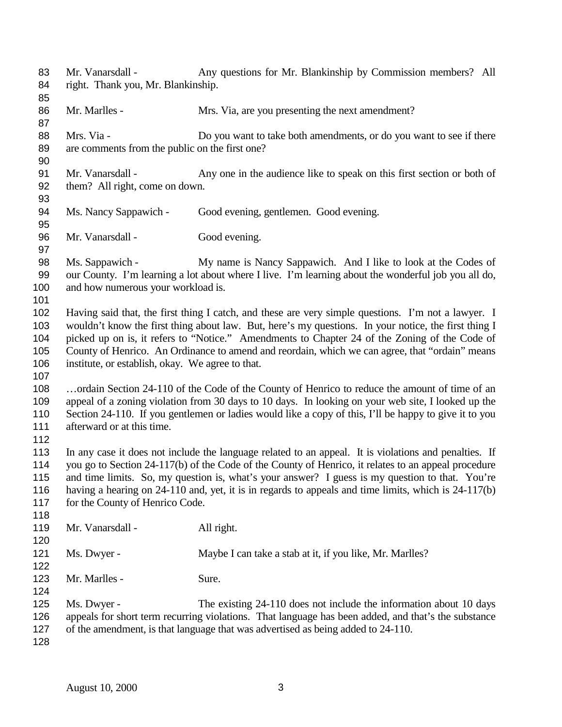Mr. Vanarsdall - Any questions for Mr. Blankinship by Commission members? All right. Thank you, Mr. Blankinship.

Mr. Marlles - Mrs. Via, are you presenting the next amendment?

Mrs. Via - Do you want to take both amendments, or do you want to see if there are comments from the public on the first one?

Mr. Vanarsdall - Any one in the audience like to speak on this first section or both of them? All right, come on down.

Ms. Nancy Sappawich - Good evening, gentlemen. Good evening.

Mr. Vanarsdall - Good evening.

Ms. Sappawich - My name is Nancy Sappawich. And I like to look at the Codes of our County. I'm learning a lot about where I live. I'm learning about the wonderful job you all do, and how numerous your workload is.

Having said that, the first thing I catch, and these are very simple questions. I'm not a lawyer. I wouldn't know the first thing about law. But, here's my questions. In your notice, the first thing I picked up on is, it refers to "Notice." Amendments to Chapter 24 of the Zoning of the Code of County of Henrico. An Ordinance to amend and reordain, which we can agree, that "ordain" means institute, or establish, okay. We agree to that.

…ordain Section 24-110 of the Code of the County of Henrico to reduce the amount of time of an appeal of a zoning violation from 30 days to 10 days. In looking on your web site, I looked up the Section 24-110. If you gentlemen or ladies would like a copy of this, I'll be happy to give it to you afterward or at this time.

In any case it does not include the language related to an appeal. It is violations and penalties. If you go to Section 24-117(b) of the Code of the County of Henrico, it relates to an appeal procedure and time limits. So, my question is, what's your answer? I guess is my question to that. You're having a hearing on 24-110 and, yet, it is in regards to appeals and time limits, which is 24-117(b) for the County of Henrico Code.

Mr. Vanarsdall - All right.

Ms. Dwyer - Maybe I can take a stab at it, if you like, Mr. Marlles?

Mr. Marlles - Sure.

Ms. Dwyer - The existing 24-110 does not include the information about 10 days appeals for short term recurring violations. That language has been added, and that's the substance of the amendment, is that language that was advertised as being added to 24-110.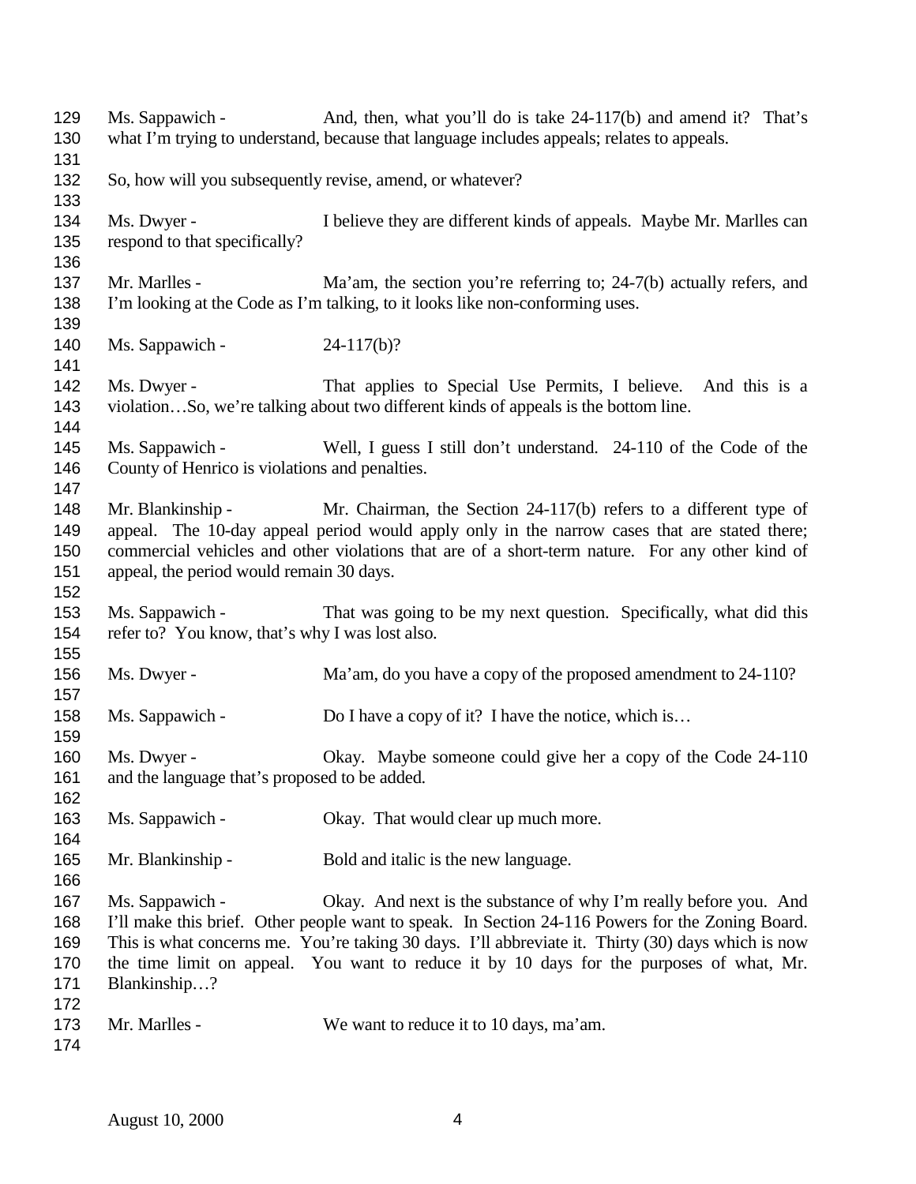Ms. Sappawich - And, then, what you'll do is take 24-117(b) and amend it? That's what I'm trying to understand, because that language includes appeals; relates to appeals.

So, how will you subsequently revise, amend, or whatever?

Ms. Dwyer - I believe they are different kinds of appeals. Maybe Mr. Marlles can respond to that specifically?

Mr. Marlles - Ma'am, the section you're referring to; 24-7(b) actually refers, and I'm looking at the Code as I'm talking, to it looks like non-conforming uses.

Ms. Sappawich - 24-117(b)?

Ms. Dwyer - That applies to Special Use Permits, I believe. And this is a violation…So, we're talking about two different kinds of appeals is the bottom line.

Ms. Sappawich - Well, I guess I still don't understand. 24-110 of the Code of the County of Henrico is violations and penalties.

Mr. Blankinship - Mr. Chairman, the Section 24-117(b) refers to a different type of appeal. The 10-day appeal period would apply only in the narrow cases that are stated there; commercial vehicles and other violations that are of a short-term nature. For any other kind of appeal, the period would remain 30 days.

Ms. Sappawich - That was going to be my next question. Specifically, what did this refer to? You know, that's why I was lost also.

Ms. Dwyer - Ma'am, do you have a copy of the proposed amendment to 24-110?

Ms. Sappawich - Do I have a copy of it? I have the notice, which is…

Ms. Dwyer - Okay. Maybe someone could give her a copy of the Code 24-110 and the language that's proposed to be added.

Ms. Sappawich - Okay. That would clear up much more.

Mr. Blankinship - Bold and italic is the new language.

Ms. Sappawich - Okay. And next is the substance of why I'm really before you. And I'll make this brief. Other people want to speak. In Section 24-116 Powers for the Zoning Board. This is what concerns me. You're taking 30 days. I'll abbreviate it. Thirty (30) days which is now the time limit on appeal. You want to reduce it by 10 days for the purposes of what, Mr. Blankinship…?

Mr. Marlles - We want to reduce it to 10 days, ma'am.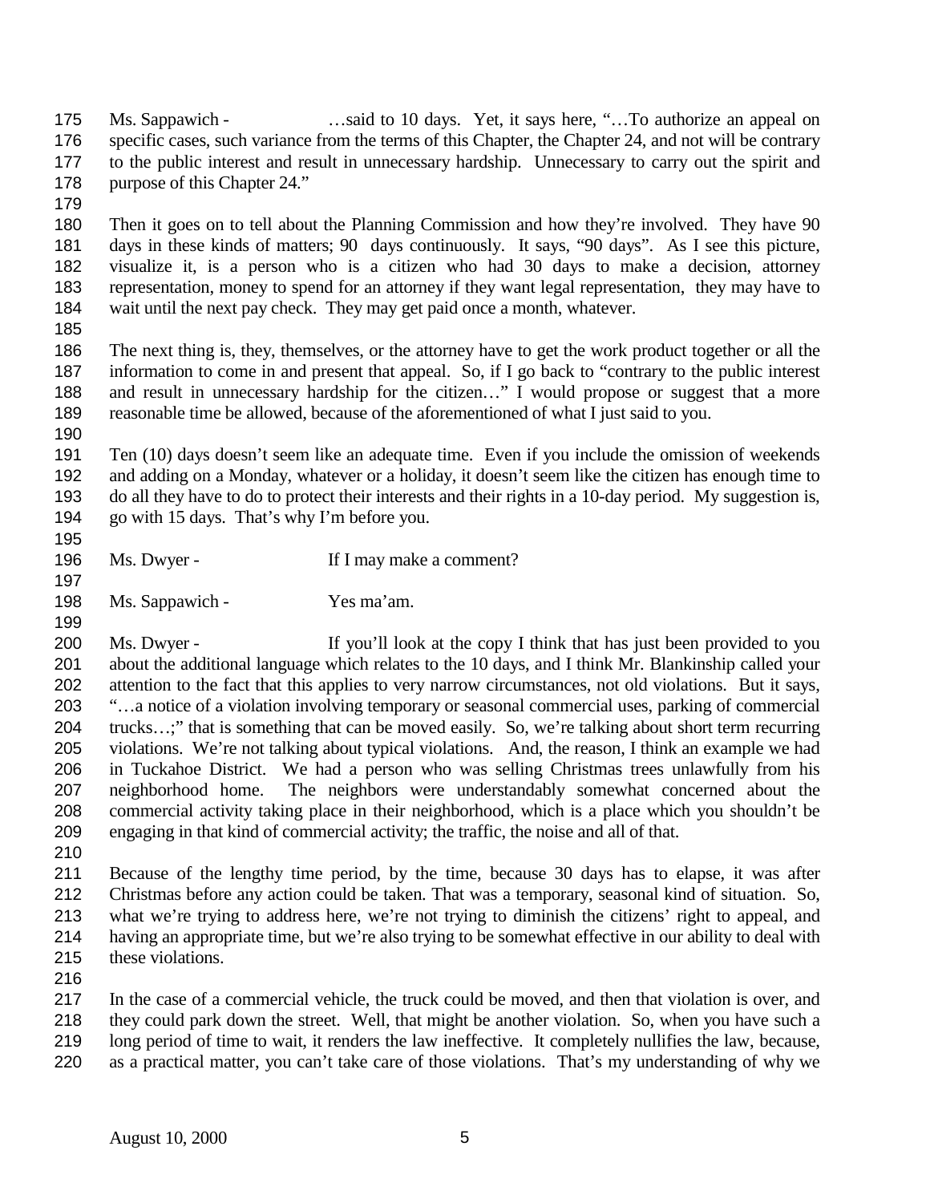Ms. Sappawich - …said to 10 days. Yet, it says here, "…To authorize an appeal on specific cases, such variance from the terms of this Chapter, the Chapter 24, and not will be contrary to the public interest and result in unnecessary hardship. Unnecessary to carry out the spirit and purpose of this Chapter 24."

Then it goes on to tell about the Planning Commission and how they're involved. They have 90 days in these kinds of matters; 90 days continuously. It says, "90 days". As I see this picture, visualize it, is a person who is a citizen who had 30 days to make a decision, attorney representation, money to spend for an attorney if they want legal representation, they may have to wait until the next pay check. They may get paid once a month, whatever.

The next thing is, they, themselves, or the attorney have to get the work product together or all the information to come in and present that appeal. So, if I go back to "contrary to the public interest and result in unnecessary hardship for the citizen…" I would propose or suggest that a more reasonable time be allowed, because of the aforementioned of what I just said to you.

Ten (10) days doesn't seem like an adequate time. Even if you include the omission of weekends and adding on a Monday, whatever or a holiday, it doesn't seem like the citizen has enough time to do all they have to do to protect their interests and their rights in a 10-day period. My suggestion is, go with 15 days. That's why I'm before you.

Ms. Dwyer - If I may make a comment?

Ms. Sappawich - Yes ma'am.

Ms. Dwyer - If you'll look at the copy I think that has just been provided to you about the additional language which relates to the 10 days, and I think Mr. Blankinship called your attention to the fact that this applies to very narrow circumstances, not old violations. But it says, "…a notice of a violation involving temporary or seasonal commercial uses, parking of commercial trucks…;" that is something that can be moved easily. So, we're talking about short term recurring violations. We're not talking about typical violations. And, the reason, I think an example we had in Tuckahoe District. We had a person who was selling Christmas trees unlawfully from his neighborhood home. The neighbors were understandably somewhat concerned about the commercial activity taking place in their neighborhood, which is a place which you shouldn't be engaging in that kind of commercial activity; the traffic, the noise and all of that.

Because of the lengthy time period, by the time, because 30 days has to elapse, it was after Christmas before any action could be taken. That was a temporary, seasonal kind of situation. So, what we're trying to address here, we're not trying to diminish the citizens' right to appeal, and having an appropriate time, but we're also trying to be somewhat effective in our ability to deal with these violations.

In the case of a commercial vehicle, the truck could be moved, and then that violation is over, and they could park down the street. Well, that might be another violation. So, when you have such a long period of time to wait, it renders the law ineffective. It completely nullifies the law, because, as a practical matter, you can't take care of those violations. That's my understanding of why we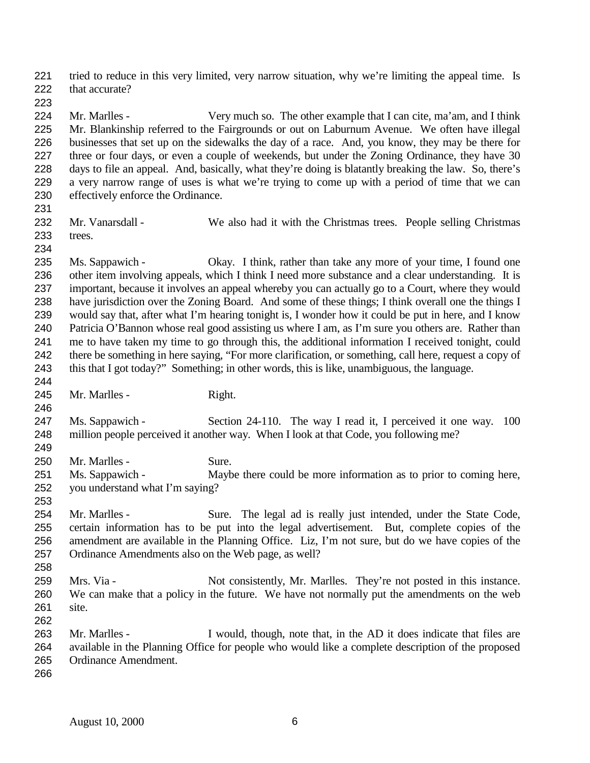tried to reduce in this very limited, very narrow situation, why we're limiting the appeal time. Is that accurate?

Mr. Marlles - Very much so. The other example that I can cite, ma'am, and I think Mr. Blankinship referred to the Fairgrounds or out on Laburnum Avenue. We often have illegal businesses that set up on the sidewalks the day of a race. And, you know, they may be there for three or four days, or even a couple of weekends, but under the Zoning Ordinance, they have 30 days to file an appeal. And, basically, what they're doing is blatantly breaking the law. So, there's a very narrow range of uses is what we're trying to come up with a period of time that we can effectively enforce the Ordinance.

Mr. Vanarsdall - We also had it with the Christmas trees. People selling Christmas trees.

Ms. Sappawich - Okay. I think, rather than take any more of your time, I found one other item involving appeals, which I think I need more substance and a clear understanding. It is important, because it involves an appeal whereby you can actually go to a Court, where they would have jurisdiction over the Zoning Board. And some of these things; I think overall one the things I would say that, after what I'm hearing tonight is, I wonder how it could be put in here, and I know Patricia O'Bannon whose real good assisting us where I am, as I'm sure you others are. Rather than me to have taken my time to go through this, the additional information I received tonight, could there be something in here saying, "For more clarification, or something, call here, request a copy of this that I got today?" Something; in other words, this is like, unambiguous, the language.

Mr. Marlles - Right.

Ms. Sappawich - Section 24-110. The way I read it, I perceived it one way. 100 million people perceived it another way. When I look at that Code, you following me?

Mr. Marlles - Sure.

Ms. Sappawich - Maybe there could be more information as to prior to coming here, you understand what I'm saying?

Mr. Marlles - Sure. The legal ad is really just intended, under the State Code, certain information has to be put into the legal advertisement. But, complete copies of the amendment are available in the Planning Office. Liz, I'm not sure, but do we have copies of the Ordinance Amendments also on the Web page, as well?

Mrs. Via - Not consistently, Mr. Marlles. They're not posted in this instance. We can make that a policy in the future. We have not normally put the amendments on the web site.

Mr. Marlles - I would, though, note that, in the AD it does indicate that files are available in the Planning Office for people who would like a complete description of the proposed Ordinance Amendment.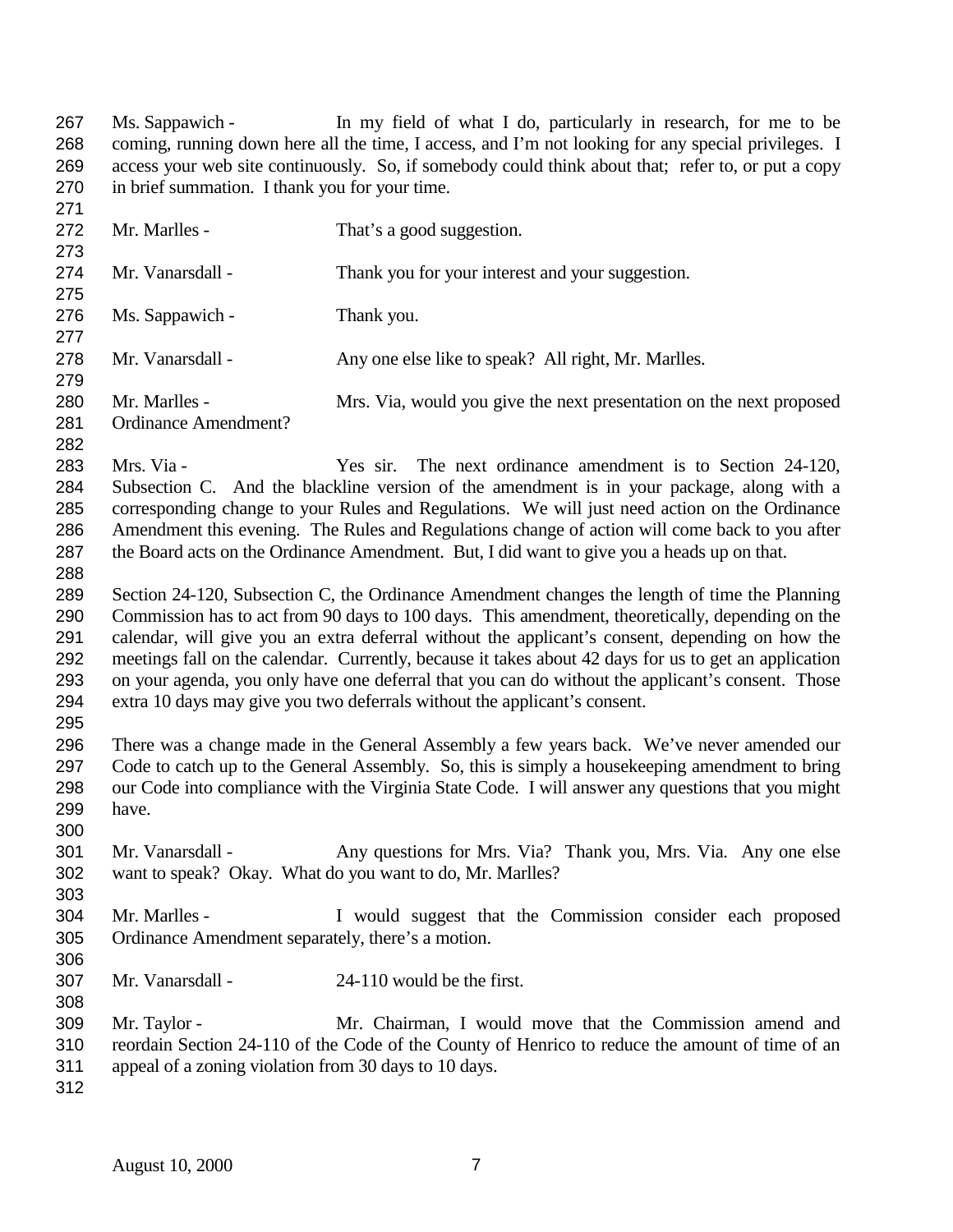Ms. Sappawich - In my field of what I do, particularly in research, for me to be coming, running down here all the time, I access, and I'm not looking for any special privileges. I access your web site continuously. So, if somebody could think about that; refer to, or put a copy in brief summation. I thank you for your time.

Mr. Marlles - That's a good suggestion.

Mr. Vanarsdall - Thank you for your interest and your suggestion.

Ms. Sappawich - Thank you.

Mr. Vanarsdall - Any one else like to speak? All right, Mr. Marlles.

Mr. Marlles - Mrs. Via, would you give the next presentation on the next proposed Ordinance Amendment?

Mrs. Via - Yes sir. The next ordinance amendment is to Section 24-120, Subsection C. And the blackline version of the amendment is in your package, along with a corresponding change to your Rules and Regulations. We will just need action on the Ordinance Amendment this evening. The Rules and Regulations change of action will come back to you after the Board acts on the Ordinance Amendment. But, I did want to give you a heads up on that.

Section 24-120, Subsection C, the Ordinance Amendment changes the length of time the Planning Commission has to act from 90 days to 100 days. This amendment, theoretically, depending on the calendar, will give you an extra deferral without the applicant's consent, depending on how the meetings fall on the calendar. Currently, because it takes about 42 days for us to get an application on your agenda, you only have one deferral that you can do without the applicant's consent. Those extra 10 days may give you two deferrals without the applicant's consent.

There was a change made in the General Assembly a few years back. We've never amended our Code to catch up to the General Assembly. So, this is simply a housekeeping amendment to bring our Code into compliance with the Virginia State Code. I will answer any questions that you might have.

Mr. Vanarsdall - Any questions for Mrs. Via? Thank you, Mrs. Via. Any one else want to speak? Okay. What do you want to do, Mr. Marlles?

Mr. Marlles - I would suggest that the Commission consider each proposed Ordinance Amendment separately, there's a motion.

Mr. Vanarsdall - 24-110 would be the first.

Mr. Taylor - Mr. Chairman, I would move that the Commission amend and reordain Section 24-110 of the Code of the County of Henrico to reduce the amount of time of an appeal of a zoning violation from 30 days to 10 days.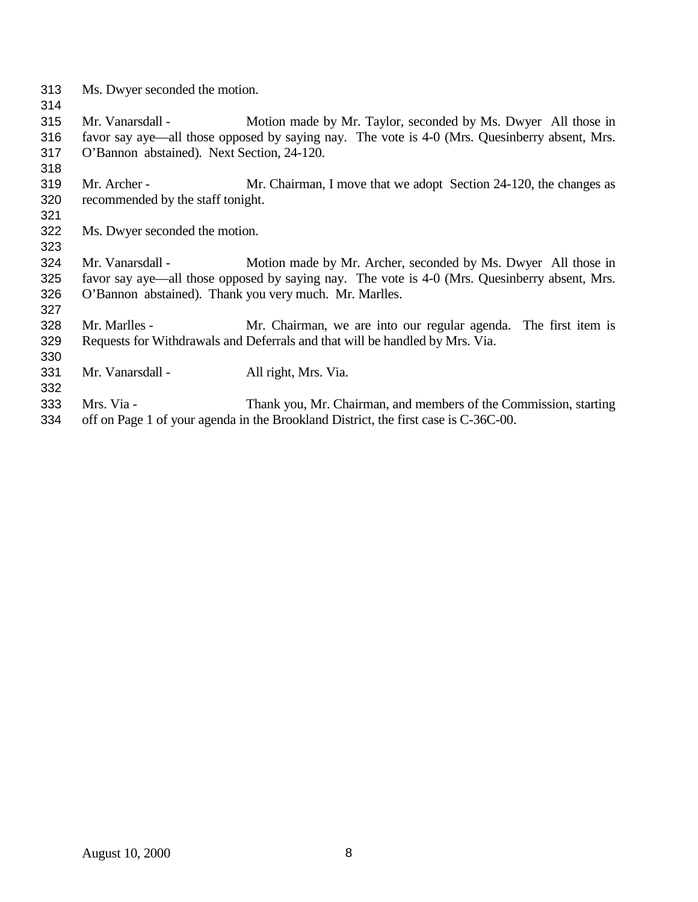Ms. Dwyer seconded the motion.

Mr. Vanarsdall - Motion made by Mr. Taylor, seconded by Ms. Dwyer All those in favor say aye—all those opposed by saying nay. The vote is 4-0 (Mrs. Quesinberry absent, Mrs. O'Bannon abstained). Next Section, 24-120.

Mr. Archer - Mr. Chairman, I move that we adopt Section 24-120, the changes as recommended by the staff tonight.

Ms. Dwyer seconded the motion.

Mr. Vanarsdall - Motion made by Mr. Archer, seconded by Ms. Dwyer All those in favor say aye—all those opposed by saying nay. The vote is 4-0 (Mrs. Quesinberry absent, Mrs. O'Bannon abstained). Thank you very much. Mr. Marlles.

Mr. Marlles - Mr. Chairman, we are into our regular agenda. The first item is Requests for Withdrawals and Deferrals and that will be handled by Mrs. Via.

Mr. Vanarsdall - All right, Mrs. Via.

Mrs. Via - Thank you, Mr. Chairman, and members of the Commission, starting off on Page 1 of your agenda in the Brookland District, the first case is C-36C-00.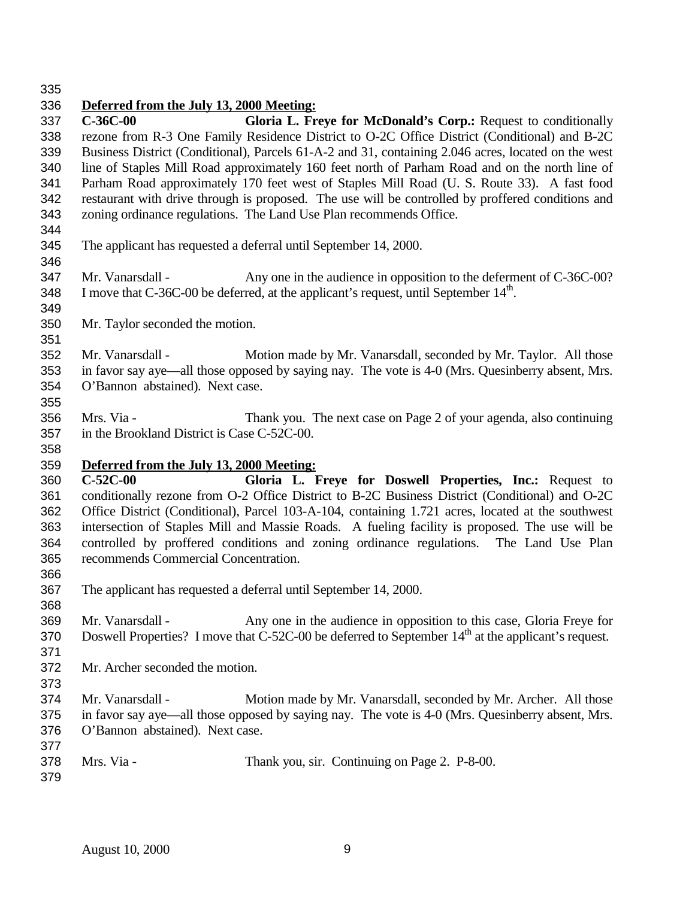**Deferred from the July 13, 2000 Meeting:**

**C-36C-00** **Gloria L. Freye for McDonald's Corp.:** Request to conditionally rezone from R-3 One Family Residence District to O-2C Office District (Conditional) and B-2C Business District (Conditional), Parcels 61-A-2 and 31, containing 2.046 acres, located on the west line of Staples Mill Road approximately 160 feet north of Parham Road and on the north line of Parham Road approximately 170 feet west of Staples Mill Road (U. S. Route 33). A fast food restaurant with drive through is proposed. The use will be controlled by proffered conditions and zoning ordinance regulations. The Land Use Plan recommends Office.

The applicant has requested a deferral until September 14, 2000.

Mr. Vanarsdall - Any one in the audience in opposition to the deferment of C-36C-00? I move that C-36C-00 be deferred, at the applicant's request, until September 14th.

Mr. Taylor seconded the motion.

Mr. Vanarsdall - Motion made by Mr. Vanarsdall, seconded by Mr. Taylor. All those in favor say aye—all those opposed by saying nay. The vote is 4-0 (Mrs. Quesinberry absent, Mrs. O'Bannon abstained). Next case.

Mrs. Via - Thank you. The next case on Page 2 of your agenda, also continuing in the Brookland District is Case C-52C-00.

**Deferred from the July 13, 2000 Meeting:**

**C-52C-00** **Gloria L. Freye for Doswell Properties, Inc.:** Request to conditionally rezone from O-2 Office District to B-2C Business District (Conditional) and O-2C Office District (Conditional), Parcel 103-A-104, containing 1.721 acres, located at the southwest intersection of Staples Mill and Massie Roads. A fueling facility is proposed. The use will be controlled by proffered conditions and zoning ordinance regulations. The Land Use Plan recommends Commercial Concentration.

The applicant has requested a deferral until September 14, 2000.

Mr. Vanarsdall - Any one in the audience in opposition to this case, Gloria Freye for Doswell Properties? I move that C-52C-00 be deferred to September 14th at the applicant's request.

Mr. Archer seconded the motion.

Mr. Vanarsdall - Motion made by Mr. Vanarsdall, seconded by Mr. Archer. All those in favor say aye—all those opposed by saying nay. The vote is 4-0 (Mrs. Quesinberry absent, Mrs. O'Bannon abstained). Next case.

Mrs. Via - Thank you, sir. Continuing on Page 2. P-8-00.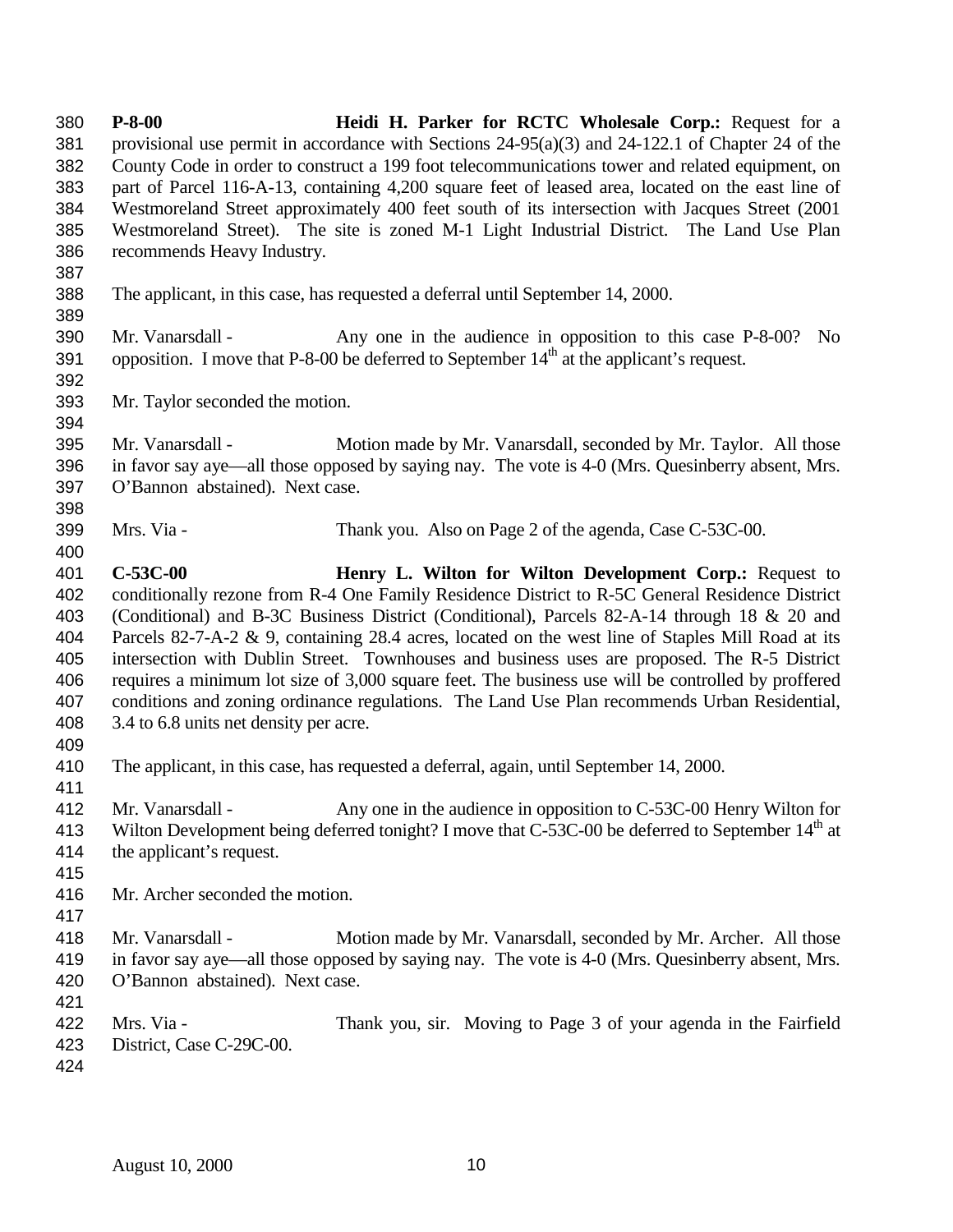**P-8-00** **Heidi H. Parker for RCTC Wholesale Corp.:** Request for a provisional use permit in accordance with Sections 24-95(a)(3) and 24-122.1 of Chapter 24 of the County Code in order to construct a 199 foot telecommunications tower and related equipment, on part of Parcel 116-A-13, containing 4,200 square feet of leased area, located on the east line of Westmoreland Street approximately 400 feet south of its intersection with Jacques Street (2001 Westmoreland Street). The site is zoned M-1 Light Industrial District. The Land Use Plan recommends Heavy Industry.

The applicant, in this case, has requested a deferral until September 14, 2000.

Mr. Vanarsdall - Any one in the audience in opposition to this case P-8-00? No opposition. I move that P-8-00 be deferred to September 14th at the applicant's request.

Mr. Taylor seconded the motion.

Mr. Vanarsdall - Motion made by Mr. Vanarsdall, seconded by Mr. Taylor. All those in favor say aye—all those opposed by saying nay. The vote is 4-0 (Mrs. Quesinberry absent, Mrs. O'Bannon abstained). Next case.

Mrs. Via - Thank you. Also on Page 2 of the agenda, Case C-53C-00.

**C-53C-00** **Henry L. Wilton for Wilton Development Corp.:** Request to conditionally rezone from R-4 One Family Residence District to R-5C General Residence District (Conditional) and B-3C Business District (Conditional), Parcels 82-A-14 through 18 & 20 and Parcels 82-7-A-2 & 9, containing 28.4 acres, located on the west line of Staples Mill Road at its intersection with Dublin Street. Townhouses and business uses are proposed. The R-5 District requires a minimum lot size of 3,000 square feet. The business use will be controlled by proffered conditions and zoning ordinance regulations. The Land Use Plan recommends Urban Residential, 3.4 to 6.8 units net density per acre.

The applicant, in this case, has requested a deferral, again, until September 14, 2000.

Mr. Vanarsdall - Any one in the audience in opposition to C-53C-00 Henry Wilton for Wilton Development being deferred tonight? I move that C-53C-00 be deferred to September 14th at the applicant's request.

Mr. Archer seconded the motion.

Mr. Vanarsdall - Motion made by Mr. Vanarsdall, seconded by Mr. Archer. All those in favor say aye—all those opposed by saying nay. The vote is 4-0 (Mrs. Quesinberry absent, Mrs. O'Bannon abstained). Next case.

Mrs. Via - Thank you, sir. Moving to Page 3 of your agenda in the Fairfield District, Case C-29C-00.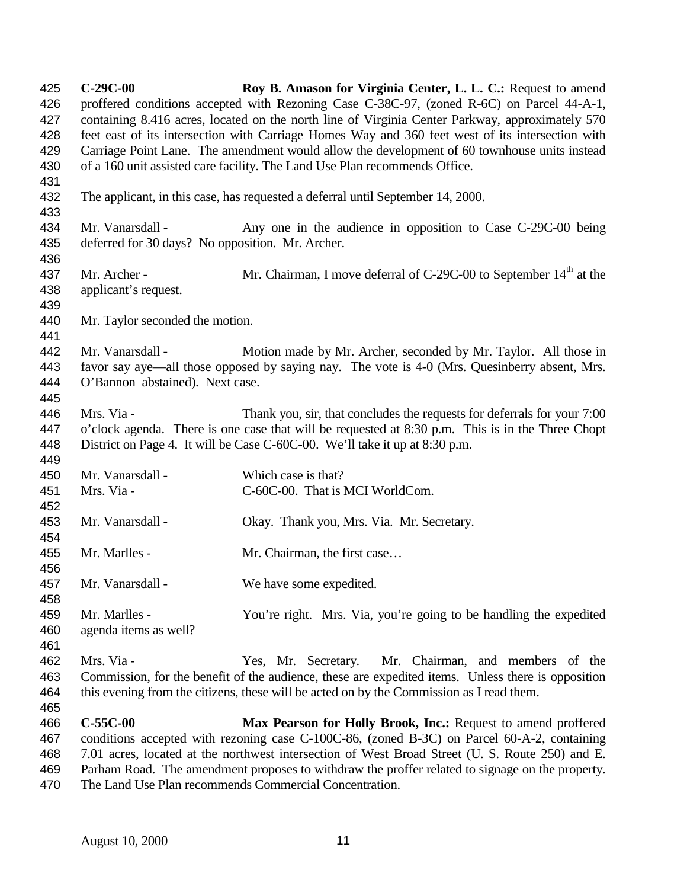**C-29C-00** **Roy B. Amason for Virginia Center, L. L. C.:** Request to amend proffered conditions accepted with Rezoning Case C-38C-97, (zoned R-6C) on Parcel 44-A-1, containing 8.416 acres, located on the north line of Virginia Center Parkway, approximately 570 feet east of its intersection with Carriage Homes Way and 360 feet west of its intersection with Carriage Point Lane. The amendment would allow the development of 60 townhouse units instead of a 160 unit assisted care facility. The Land Use Plan recommends Office.

The applicant, in this case, has requested a deferral until September 14, 2000.

Mr. Vanarsdall - Any one in the audience in opposition to Case C-29C-00 being deferred for 30 days? No opposition. Mr. Archer.

Mr. Archer - Mr. Chairman, I move deferral of C-29C-00 to September 14th at the applicant's request.

Mr. Taylor seconded the motion.

Mr. Vanarsdall - Motion made by Mr. Archer, seconded by Mr. Taylor. All those in favor say aye—all those opposed by saying nay. The vote is 4-0 (Mrs. Quesinberry absent, Mrs. O'Bannon abstained). Next case.

Mrs. Via - Thank you, sir, that concludes the requests for deferrals for your 7:00 o'clock agenda. There is one case that will be requested at 8:30 p.m. This is in the Three Chopt District on Page 4. It will be Case C-60C-00. We'll take it up at 8:30 p.m.

Mr. Vanarsdall - Which case is that?

Mrs. Via - C-60C-00. That is MCI WorldCom.

Mr. Vanarsdall - Okay. Thank you, Mrs. Via. Mr. Secretary.

Mr. Marlles - Mr. Chairman, the first case…

Mr. Vanarsdall - We have some expedited.

Mr. Marlles - You're right. Mrs. Via, you're going to be handling the expedited agenda items as well?

Mrs. Via - Yes, Mr. Secretary. Mr. Chairman, and members of the Commission, for the benefit of the audience, these are expedited items. Unless there is opposition this evening from the citizens, these will be acted on by the Commission as I read them.

**C-55C-00** **Max Pearson for Holly Brook, Inc.:** Request to amend proffered conditions accepted with rezoning case C-100C-86, (zoned B-3C) on Parcel 60-A-2, containing 7.01 acres, located at the northwest intersection of West Broad Street (U. S. Route 250) and E. Parham Road. The amendment proposes to withdraw the proffer related to signage on the property. The Land Use Plan recommends Commercial Concentration.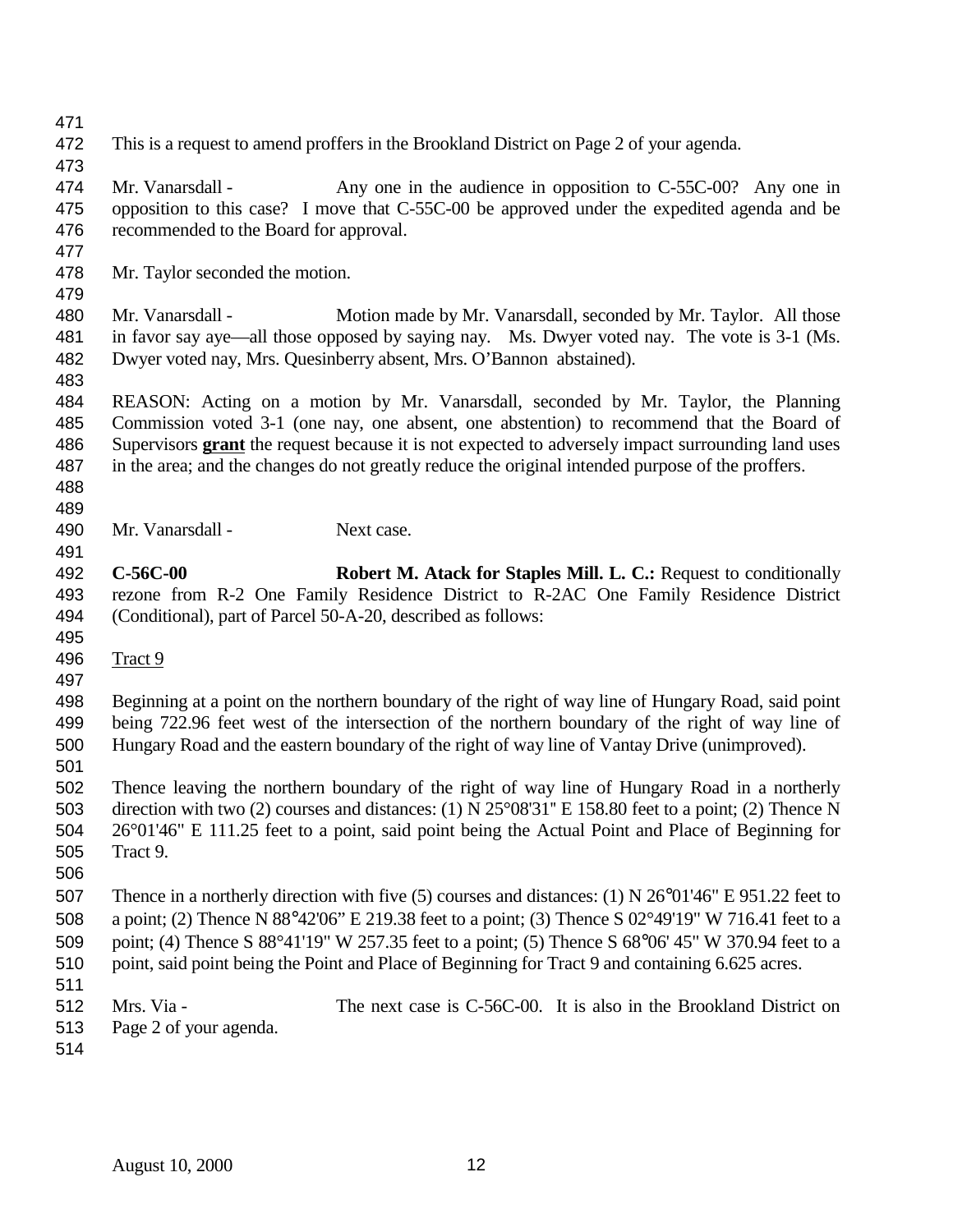This is a request to amend proffers in the Brookland District on Page 2 of your agenda.

Mr. Vanarsdall - Any one in the audience in opposition to C-55C-00? Any one in opposition to this case? I move that C-55C-00 be approved under the expedited agenda and be recommended to the Board for approval.

Mr. Taylor seconded the motion.

Mr. Vanarsdall - Motion made by Mr. Vanarsdall, seconded by Mr. Taylor. All those in favor say aye—all those opposed by saying nay. Ms. Dwyer voted nay. The vote is 3-1 (Ms. Dwyer voted nay, Mrs. Quesinberry absent, Mrs. O'Bannon abstained).

REASON: Acting on a motion by Mr. Vanarsdall, seconded by Mr. Taylor, the Planning Commission voted 3-1 (one nay, one absent, one abstention) to recommend that the Board of Supervisors **grant** the request because it is not expected to adversely impact surrounding land uses in the area; and the changes do not greatly reduce the original intended purpose of the proffers.

Mr. Vanarsdall - Next case.

**C-56C-00** **Robert M. Atack for Staples Mill. L. C.:** Request to conditionally rezone from R-2 One Family Residence District to R-2AC One Family Residence District (Conditional), part of Parcel 50-A-20, described as follows:

Tract 9

Beginning at a point on the northern boundary of the right of way line of Hungary Road, said point being 722.96 feet west of the intersection of the northern boundary of the right of way line of Hungary Road and the eastern boundary of the right of way line of Vantay Drive (unimproved).

Thence leaving the northern boundary of the right of way line of Hungary Road in a northerly direction with two (2) courses and distances: (1) N 25°08'31" E 158.80 feet to a point; (2) Thence N 26°01'46" E 111.25 feet to a point, said point being the Actual Point and Place of Beginning for Tract 9.

Thence in a northerly direction with five (5) courses and distances: (1) N 26°01'46" E 951.22 feet to a point; (2) Thence N 88°42'06" E 219.38 feet to a point; (3) Thence S 02°49'19" W 716.41 feet to a point; (4) Thence S 88°41'19" W 257.35 feet to a point; (5) Thence S 68°06' 45" W 370.94 feet to a point, said point being the Point and Place of Beginning for Tract 9 and containing 6.625 acres.

Mrs. Via - The next case is C-56C-00. It is also in the Brookland District on Page 2 of your agenda.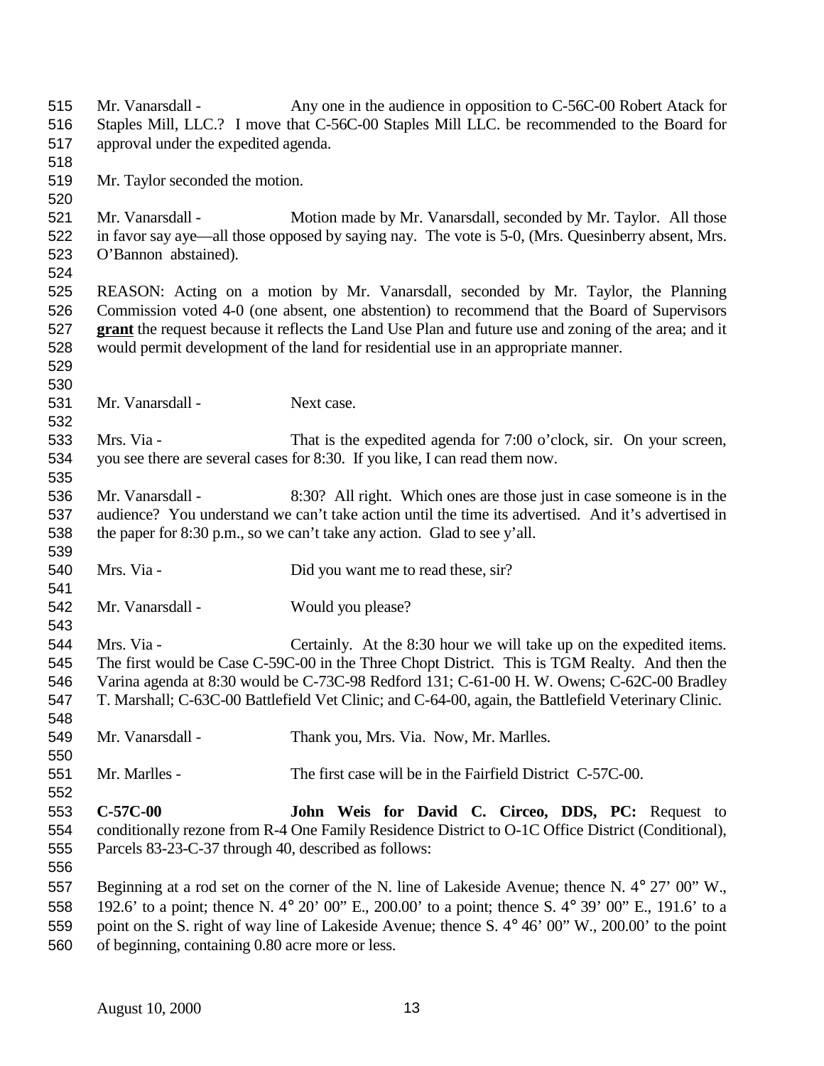Mr. Vanarsdall - Any one in the audience in opposition to C-56C-00 Robert Atack for Staples Mill, LLC.? I move that C-56C-00 Staples Mill LLC. be recommended to the Board for approval under the expedited agenda.

Mr. Taylor seconded the motion.

Mr. Vanarsdall - Motion made by Mr. Vanarsdall, seconded by Mr. Taylor. All those in favor say aye—all those opposed by saying nay. The vote is 5-0, (Mrs. Quesinberry absent, Mrs. O'Bannon abstained).

REASON: Acting on a motion by Mr. Vanarsdall, seconded by Mr. Taylor, the Planning Commission voted 4-0 (one absent, one abstention) to recommend that the Board of Supervisors **grant** the request because it reflects the Land Use Plan and future use and zoning of the area; and it would permit development of the land for residential use in an appropriate manner.

Mr. Vanarsdall - Next case.

Mrs. Via - That is the expedited agenda for 7:00 o'clock, sir. On your screen, you see there are several cases for 8:30. If you like, I can read them now.

Mr. Vanarsdall - 8:30? All right. Which ones are those just in case someone is in the audience? You understand we can't take action until the time its advertised. And it's advertised in the paper for 8:30 p.m., so we can't take any action. Glad to see y'all.

Mrs. Via - Did you want me to read these, sir?

Mr. Vanarsdall - Would you please?

Mrs. Via - Certainly. At the 8:30 hour we will take up on the expedited items. The first would be Case C-59C-00 in the Three Chopt District. This is TGM Realty. And then the Varina agenda at 8:30 would be C-73C-98 Redford 131; C-61-00 H. W. Owens; C-62C-00 Bradley T. Marshall; C-63C-00 Battlefield Vet Clinic; and C-64-00, again, the Battlefield Veterinary Clinic.

Mr. Vanarsdall - Thank you, Mrs. Via. Now, Mr. Marlles.

Mr. Marlles - The first case will be in the Fairfield District C-57C-00.

**C-57C-00** **John Weis for David C. Circeo, DDS, PC:** Request to conditionally rezone from R-4 One Family Residence District to O-1C Office District (Conditional), Parcels 83-23-C-37 through 40, described as follows:

Beginning at a rod set on the corner of the N. line of Lakeside Avenue; thence N. 4° 27' 00" W., 192.6' to a point; thence N. 4° 20' 00" E., 200.00' to a point; thence S. 4° 39' 00" E., 191.6' to a point on the S. right of way line of Lakeside Avenue; thence S. 4° 46' 00" W., 200.00' to the point of beginning, containing 0.80 acre more or less.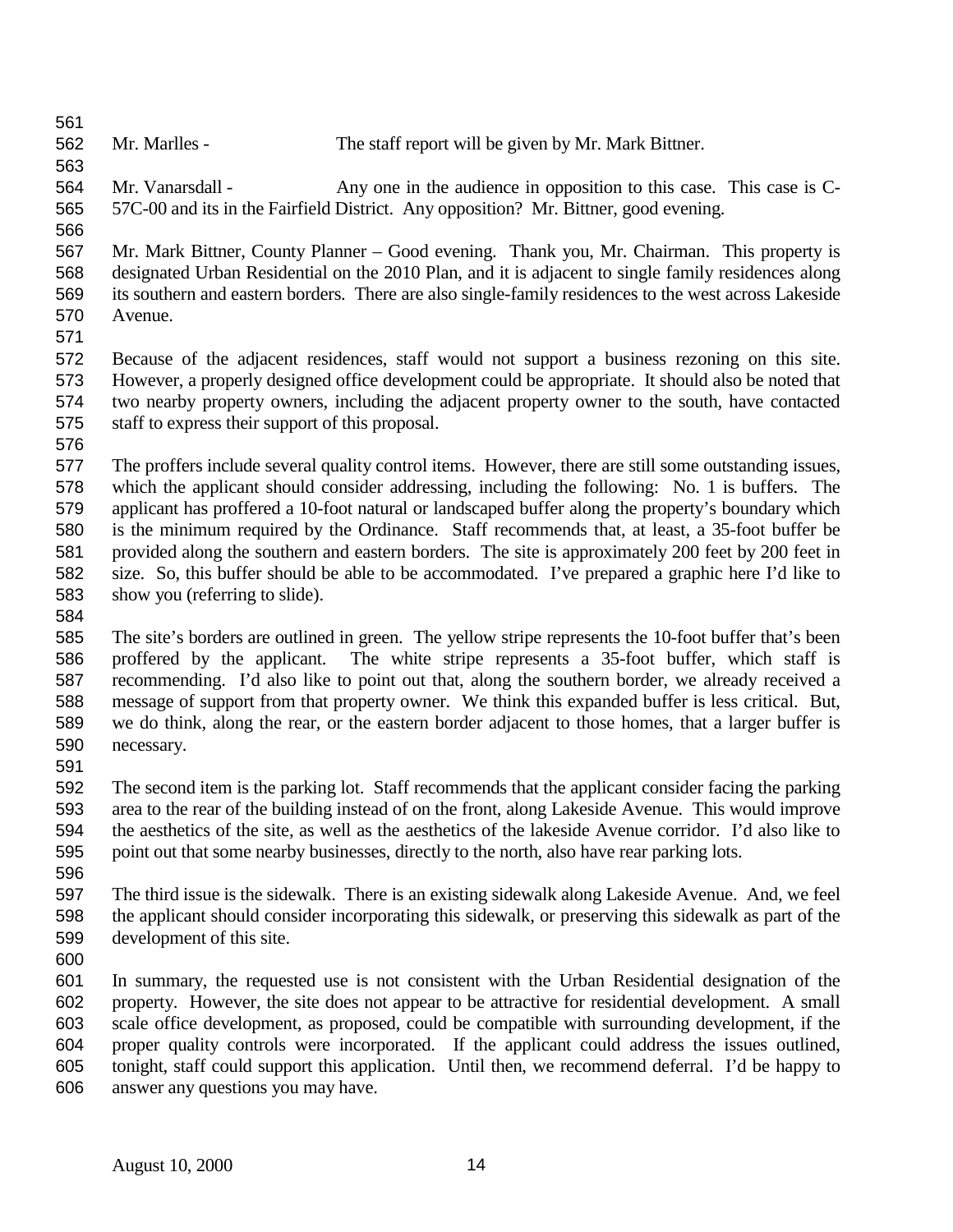Mr. Marlles - The staff report will be given by Mr. Mark Bittner.

Mr. Vanarsdall - Any one in the audience in opposition to this case. This case is C-57C-00 and its in the Fairfield District. Any opposition? Mr. Bittner, good evening.

Mr. Mark Bittner, County Planner – Good evening. Thank you, Mr. Chairman. This property is designated Urban Residential on the 2010 Plan, and it is adjacent to single family residences along its southern and eastern borders. There are also single-family residences to the west across Lakeside Avenue.

Because of the adjacent residences, staff would not support a business rezoning on this site. However, a properly designed office development could be appropriate. It should also be noted that two nearby property owners, including the adjacent property owner to the south, have contacted staff to express their support of this proposal.

The proffers include several quality control items. However, there are still some outstanding issues, which the applicant should consider addressing, including the following: No. 1 is buffers. The applicant has proffered a 10-foot natural or landscaped buffer along the property's boundary which is the minimum required by the Ordinance. Staff recommends that, at least, a 35-foot buffer be provided along the southern and eastern borders. The site is approximately 200 feet by 200 feet in size. So, this buffer should be able to be accommodated. I've prepared a graphic here I'd like to show you (referring to slide).

The site's borders are outlined in green. The yellow stripe represents the 10-foot buffer that's been proffered by the applicant. The white stripe represents a 35-foot buffer, which staff is recommending. I'd also like to point out that, along the southern border, we already received a message of support from that property owner. We think this expanded buffer is less critical. But, we do think, along the rear, or the eastern border adjacent to those homes, that a larger buffer is necessary.

The second item is the parking lot. Staff recommends that the applicant consider facing the parking area to the rear of the building instead of on the front, along Lakeside Avenue. This would improve the aesthetics of the site, as well as the aesthetics of the lakeside Avenue corridor. I'd also like to point out that some nearby businesses, directly to the north, also have rear parking lots.

The third issue is the sidewalk. There is an existing sidewalk along Lakeside Avenue. And, we feel the applicant should consider incorporating this sidewalk, or preserving this sidewalk as part of the development of this site.

In summary, the requested use is not consistent with the Urban Residential designation of the property. However, the site does not appear to be attractive for residential development. A small scale office development, as proposed, could be compatible with surrounding development, if the proper quality controls were incorporated. If the applicant could address the issues outlined, tonight, staff could support this application. Until then, we recommend deferral. I'd be happy to answer any questions you may have.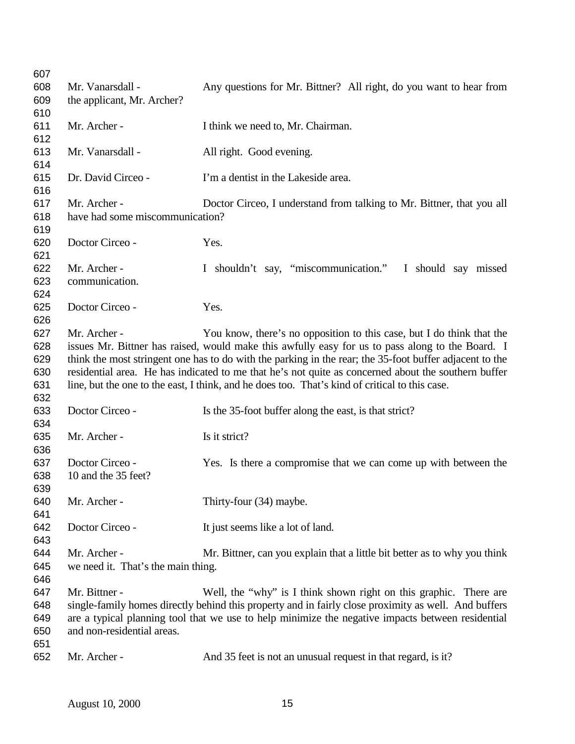Mr. Vanarsdall - Any questions for Mr. Bittner? All right, do you want to hear from the applicant, Mr. Archer?

Mr. Archer - I think we need to, Mr. Chairman.

Mr. Vanarsdall - All right. Good evening.

Dr. David Circeo - I'm a dentist in the Lakeside area.

Mr. Archer - Doctor Circeo, I understand from talking to Mr. Bittner, that you all have had some miscommunication?

Doctor Circeo - Yes.

Mr. Archer - I shouldn't say, "miscommunication." I should say missed communication.

Doctor Circeo - Yes.

Mr. Archer - You know, there's no opposition to this case, but I do think that the issues Mr. Bittner has raised, would make this awfully easy for us to pass along to the Board. I think the most stringent one has to do with the parking in the rear; the 35-foot buffer adjacent to the residential area. He has indicated to me that he's not quite as concerned about the southern buffer line, but the one to the east, I think, and he does too. That's kind of critical to this case.

Doctor Circeo - Is the 35-foot buffer along the east, is that strict?

Mr. Archer - Is it strict?

Doctor Circeo - Yes. Is there a compromise that we can come up with between the 10 and the 35 feet?

Mr. Archer - Thirty-four (34) maybe.

Doctor Circeo - It just seems like a lot of land.

Mr. Archer - Mr. Bittner, can you explain that a little bit better as to why you think we need it. That's the main thing.

Mr. Bittner - Well, the "why" is I think shown right on this graphic. There are single-family homes directly behind this property and in fairly close proximity as well. And buffers are a typical planning tool that we use to help minimize the negative impacts between residential and non-residential areas.

Mr. Archer - And 35 feet is not an unusual request in that regard, is it?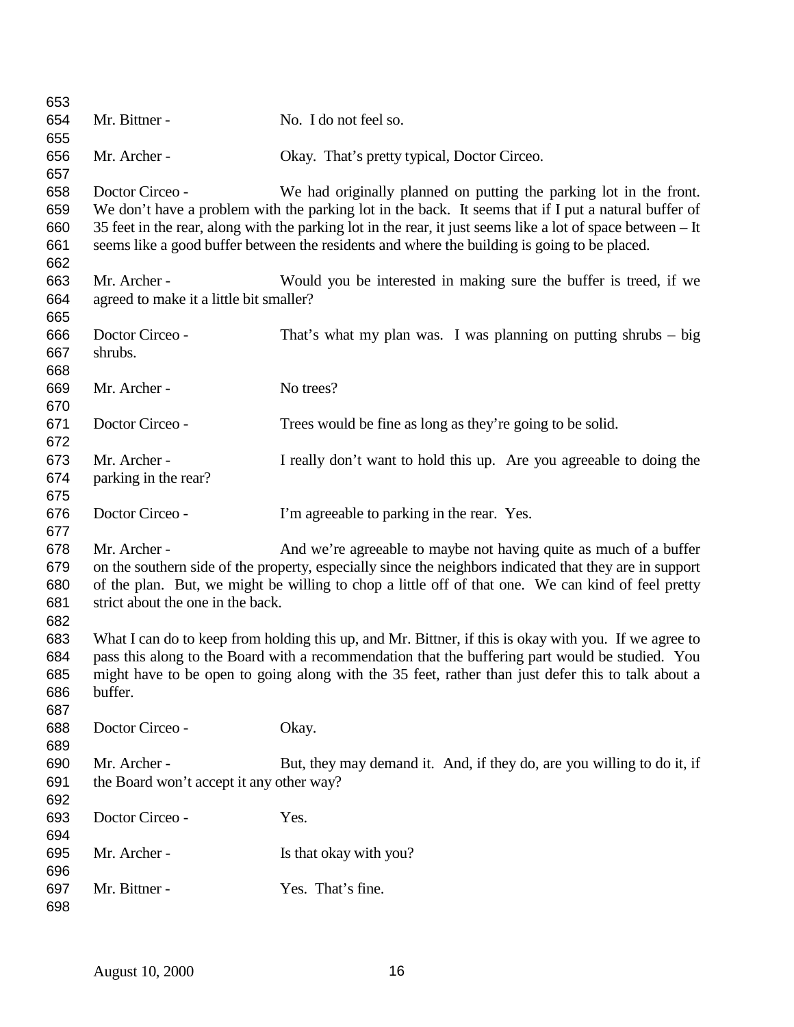Mr. Bittner - No. I do not feel so.

Mr. Archer - Okay. That's pretty typical, Doctor Circeo.

Doctor Circeo - We had originally planned on putting the parking lot in the front. We don't have a problem with the parking lot in the back. It seems that if I put a natural buffer of 35 feet in the rear, along with the parking lot in the rear, it just seems like a lot of space between – It seems like a good buffer between the residents and where the building is going to be placed.

Mr. Archer - Would you be interested in making sure the buffer is treed, if we agreed to make it a little bit smaller?

Doctor Circeo - That's what my plan was. I was planning on putting shrubs – big shrubs.

Mr. Archer - No trees?

Doctor Circeo - Trees would be fine as long as they're going to be solid.

Mr. Archer - I really don't want to hold this up. Are you agreeable to doing the parking in the rear?

Doctor Circeo - I'm agreeable to parking in the rear. Yes.

Mr. Archer - And we're agreeable to maybe not having quite as much of a buffer on the southern side of the property, especially since the neighbors indicated that they are in support of the plan. But, we might be willing to chop a little off of that one. We can kind of feel pretty strict about the one in the back.

What I can do to keep from holding this up, and Mr. Bittner, if this is okay with you. If we agree to pass this along to the Board with a recommendation that the buffering part would be studied. You might have to be open to going along with the 35 feet, rather than just defer this to talk about a buffer.

Doctor Circeo - Okay.

Mr. Archer - But, they may demand it. And, if they do, are you willing to do it, if the Board won't accept it any other way?

Doctor Circeo - Yes.

Mr. Archer - Is that okay with you?

Mr. Bittner - Yes. That's fine.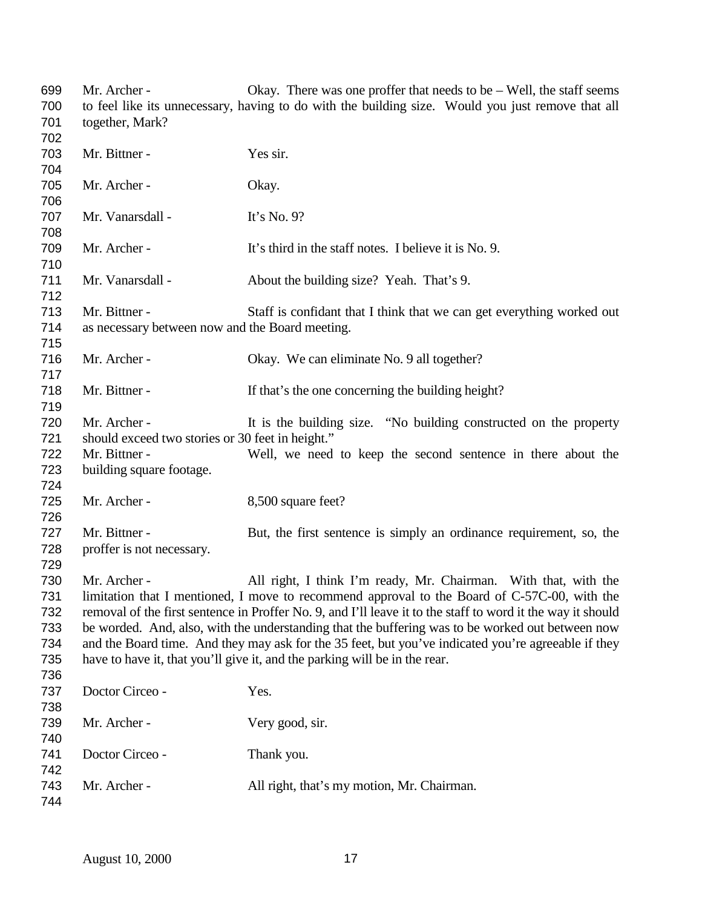Mr. Archer - Okay. There was one proffer that needs to be – Well, the staff seems to feel like its unnecessary, having to do with the building size. Would you just remove that all together, Mark?

Mr. Bittner - Yes sir.

Mr. Archer - Okay.

Mr. Vanarsdall - It's No. 9?

Mr. Archer - It's third in the staff notes. I believe it is No. 9.

Mr. Vanarsdall - About the building size? Yeah. That's 9.

Mr. Bittner - Staff is confidant that I think that we can get everything worked out as necessary between now and the Board meeting.

Mr. Archer - Okay. We can eliminate No. 9 all together?

Mr. Bittner - If that's the one concerning the building height?

Mr. Archer - It is the building size. "No building constructed on the property should exceed two stories or 30 feet in height."

Mr. Bittner - Well, we need to keep the second sentence in there about the building square footage.

Mr. Archer - 8,500 square feet?

Mr. Bittner - But, the first sentence is simply an ordinance requirement, so, the proffer is not necessary.

Mr. Archer - All right, I think I'm ready, Mr. Chairman. With that, with the limitation that I mentioned, I move to recommend approval to the Board of C-57C-00, with the removal of the first sentence in Proffer No. 9, and I'll leave it to the staff to word it the way it should be worded. And, also, with the understanding that the buffering was to be worked out between now and the Board time. And they may ask for the 35 feet, but you've indicated you're agreeable if they have to have it, that you'll give it, and the parking will be in the rear.

Doctor Circeo - Yes.

Mr. Archer - Very good, sir.

Doctor Circeo - Thank you.

Mr. Archer - All right, that's my motion, Mr. Chairman.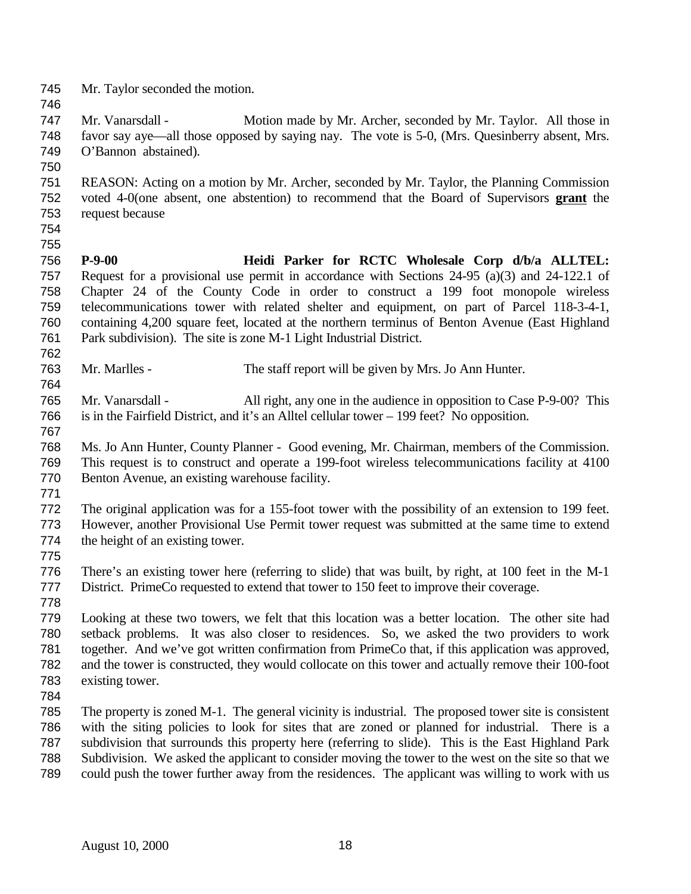Mr. Taylor seconded the motion.

Mr. Vanarsdall - Motion made by Mr. Archer, seconded by Mr. Taylor. All those in favor say aye—all those opposed by saying nay. The vote is 5-0, (Mrs. Quesinberry absent, Mrs. O'Bannon abstained).

REASON: Acting on a motion by Mr. Archer, seconded by Mr. Taylor, the Planning Commission voted 4-0(one absent, one abstention) to recommend that the Board of Supervisors **grant** the request because

**P-9-00 Heidi Parker for RCTC Wholesale Corp d/b/a ALLTEL:** Request for a provisional use permit in accordance with Sections 24-95 (a)(3) and 24-122.1 of Chapter 24 of the County Code in order to construct a 199 foot monopole wireless telecommunications tower with related shelter and equipment, on part of Parcel 118-3-4-1, containing 4,200 square feet, located at the northern terminus of Benton Avenue (East Highland Park subdivision). The site is zone M-1 Light Industrial District.

Mr. Marlles - The staff report will be given by Mrs. Jo Ann Hunter.

Mr. Vanarsdall - All right, any one in the audience in opposition to Case P-9-00? This is in the Fairfield District, and it's an Alltel cellular tower – 199 feet? No opposition.

Ms. Jo Ann Hunter, County Planner - Good evening, Mr. Chairman, members of the Commission. This request is to construct and operate a 199-foot wireless telecommunications facility at 4100 Benton Avenue, an existing warehouse facility.

The original application was for a 155-foot tower with the possibility of an extension to 199 feet. However, another Provisional Use Permit tower request was submitted at the same time to extend the height of an existing tower.

There's an existing tower here (referring to slide) that was built, by right, at 100 feet in the M-1 District. PrimeCo requested to extend that tower to 150 feet to improve their coverage.

Looking at these two towers, we felt that this location was a better location. The other site had setback problems. It was also closer to residences. So, we asked the two providers to work together. And we've got written confirmation from PrimeCo that, if this application was approved, and the tower is constructed, they would collocate on this tower and actually remove their 100-foot existing tower.

The property is zoned M-1. The general vicinity is industrial. The proposed tower site is consistent with the siting policies to look for sites that are zoned or planned for industrial. There is a subdivision that surrounds this property here (referring to slide). This is the East Highland Park Subdivision. We asked the applicant to consider moving the tower to the west on the site so that we could push the tower further away from the residences. The applicant was willing to work with us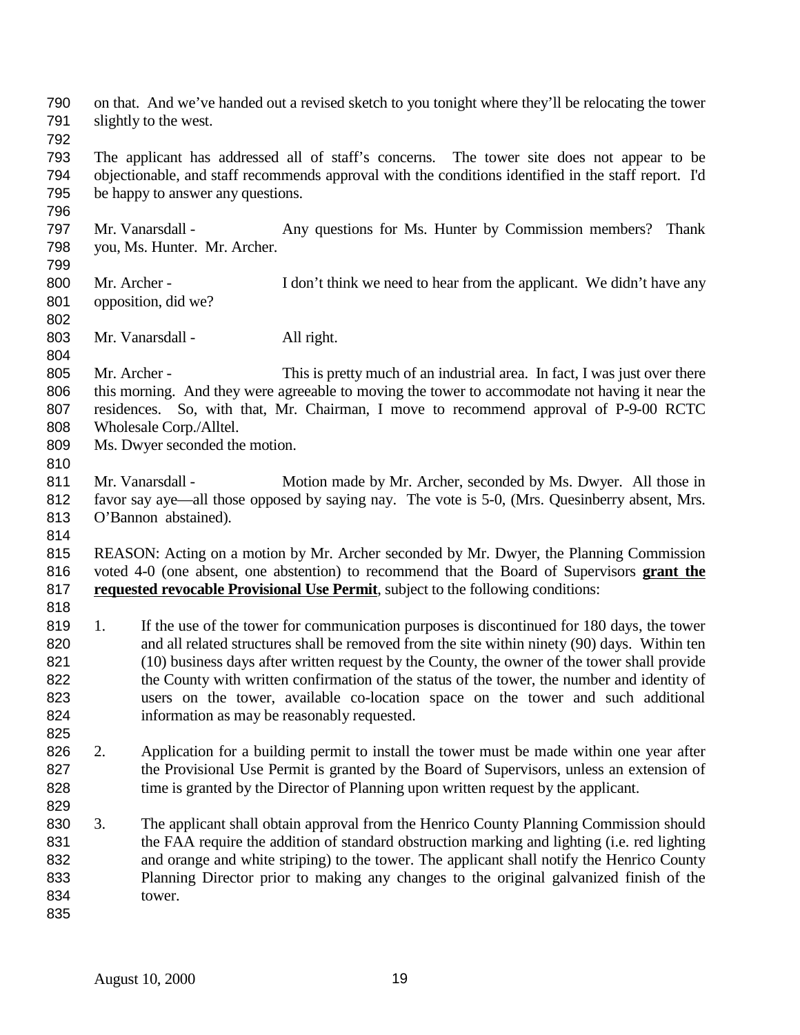on that. And we've handed out a revised sketch to you tonight where they'll be relocating the tower slightly to the west.

The applicant has addressed all of staff's concerns. The tower site does not appear to be objectionable, and staff recommends approval with the conditions identified in the staff report. I'd be happy to answer any questions.

Mr. Vanarsdall - Any questions for Ms. Hunter by Commission members? Thank you, Ms. Hunter. Mr. Archer.

Mr. Archer - I don't think we need to hear from the applicant. We didn't have any opposition, did we?

Mr. Vanarsdall - All right.

Mr. Archer - This is pretty much of an industrial area. In fact, I was just over there this morning. And they were agreeable to moving the tower to accommodate not having it near the residences. So, with that, Mr. Chairman, I move to recommend approval of P-9-00 RCTC Wholesale Corp./Alltel.

Ms. Dwyer seconded the motion.

Mr. Vanarsdall - Motion made by Mr. Archer, seconded by Ms. Dwyer. All those in favor say aye—all those opposed by saying nay. The vote is 5-0, (Mrs. Quesinberry absent, Mrs. O'Bannon abstained).

REASON: Acting on a motion by Mr. Archer seconded by Mr. Dwyer, the Planning Commission voted 4-0 (one absent, one abstention) to recommend that the Board of Supervisors **grant the requested revocable Provisional Use Permit**, subject to the following conditions:

1. If the use of the tower for communication purposes is discontinued for 180 days, the tower and all related structures shall be removed from the site within ninety (90) days. Within ten (10) business days after written request by the County, the owner of the tower shall provide the County with written confirmation of the status of the tower, the number and identity of users on the tower, available co-location space on the tower and such additional information as may be reasonably requested.

2. Application for a building permit to install the tower must be made within one year after the Provisional Use Permit is granted by the Board of Supervisors, unless an extension of time is granted by the Director of Planning upon written request by the applicant.

3. The applicant shall obtain approval from the Henrico County Planning Commission should the FAA require the addition of standard obstruction marking and lighting (i.e. red lighting and orange and white striping) to the tower. The applicant shall notify the Henrico County Planning Director prior to making any changes to the original galvanized finish of the tower.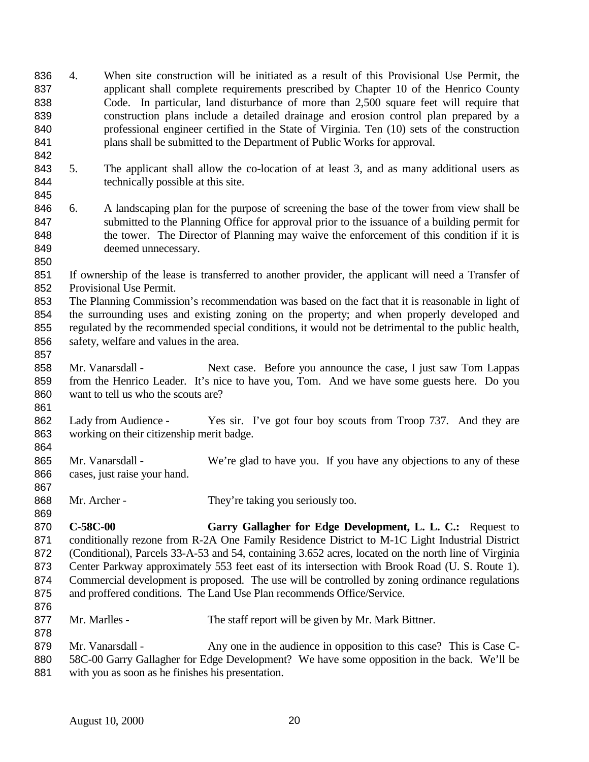4. When site construction will be initiated as a result of this Provisional Use Permit, the applicant shall complete requirements prescribed by Chapter 10 of the Henrico County Code. In particular, land disturbance of more than 2,500 square feet will require that construction plans include a detailed drainage and erosion control plan prepared by a professional engineer certified in the State of Virginia. Ten (10) sets of the construction plans shall be submitted to the Department of Public Works for approval.

5. The applicant shall allow the co-location of at least 3, and as many additional users as technically possible at this site.

6. A landscaping plan for the purpose of screening the base of the tower from view shall be submitted to the Planning Office for approval prior to the issuance of a building permit for the tower. The Director of Planning may waive the enforcement of this condition if it is deemed unnecessary.

If ownership of the lease is transferred to another provider, the applicant will need a Transfer of Provisional Use Permit.
The Planning Commission's recommendation was based on the fact that it is reasonable in light of the surrounding uses and existing zoning on the property; and when properly developed and regulated by the recommended special conditions, it would not be detrimental to the public health, safety, welfare and values in the area.

Mr. Vanarsdall - Next case. Before you announce the case, I just saw Tom Lappas from the Henrico Leader. It's nice to have you, Tom. And we have some guests here. Do you want to tell us who the scouts are?

Lady from Audience - Yes sir. I've got four boy scouts from Troop 737. And they are working on their citizenship merit badge.

Mr. Vanarsdall - We're glad to have you. If you have any objections to any of these cases, just raise your hand.

Mr. Archer - They're taking you seriously too.

**C-58C-00 Garry Gallagher for Edge Development, L. L. C.:** Request to conditionally rezone from R-2A One Family Residence District to M-1C Light Industrial District (Conditional), Parcels 33-A-53 and 54, containing 3.652 acres, located on the north line of Virginia Center Parkway approximately 553 feet east of its intersection with Brook Road (U. S. Route 1). Commercial development is proposed. The use will be controlled by zoning ordinance regulations and proffered conditions. The Land Use Plan recommends Office/Service.

Mr. Marlles - The staff report will be given by Mr. Mark Bittner.

Mr. Vanarsdall - Any one in the audience in opposition to this case? This is Case C-58C-00 Garry Gallagher for Edge Development? We have some opposition in the back. We'll be with you as soon as he finishes his presentation.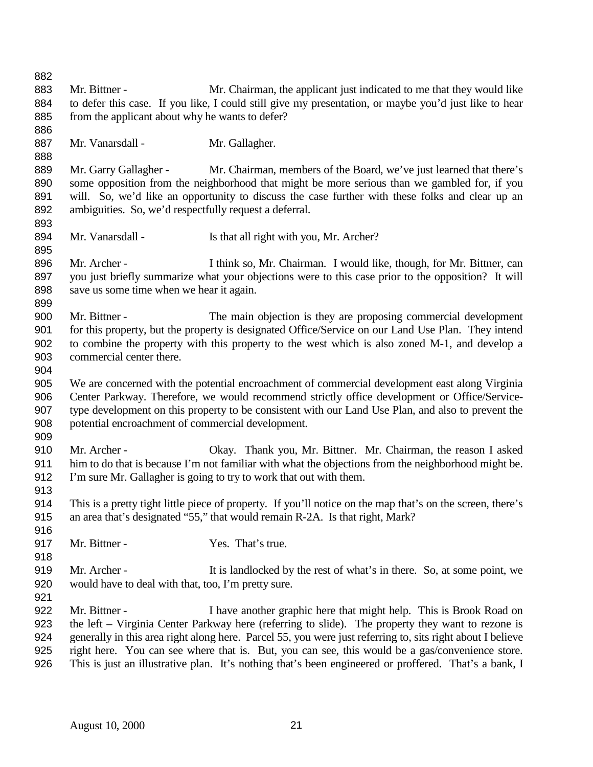Mr. Bittner - Mr. Chairman, the applicant just indicated to me that they would like to defer this case. If you like, I could still give my presentation, or maybe you'd just like to hear from the applicant about why he wants to defer?

Mr. Vanarsdall - Mr. Gallagher.

Mr. Garry Gallagher - Mr. Chairman, members of the Board, we've just learned that there's some opposition from the neighborhood that might be more serious than we gambled for, if you will. So, we'd like an opportunity to discuss the case further with these folks and clear up an ambiguities. So, we'd respectfully request a deferral.

Mr. Vanarsdall - Is that all right with you, Mr. Archer?

Mr. Archer - I think so, Mr. Chairman. I would like, though, for Mr. Bittner, can you just briefly summarize what your objections were to this case prior to the opposition? It will save us some time when we hear it again.

Mr. Bittner - The main objection is they are proposing commercial development for this property, but the property is designated Office/Service on our Land Use Plan. They intend to combine the property with this property to the west which is also zoned M-1, and develop a commercial center there.

We are concerned with the potential encroachment of commercial development east along Virginia Center Parkway. Therefore, we would recommend strictly office development or Office/Service-type development on this property to be consistent with our Land Use Plan, and also to prevent the potential encroachment of commercial development.

Mr. Archer - Okay. Thank you, Mr. Bittner. Mr. Chairman, the reason I asked him to do that is because I'm not familiar with what the objections from the neighborhood might be. I'm sure Mr. Gallagher is going to try to work that out with them.

This is a pretty tight little piece of property. If you'll notice on the map that's on the screen, there's an area that's designated "55," that would remain R-2A. Is that right, Mark?

Mr. Bittner - Yes. That's true.

Mr. Archer - It is landlocked by the rest of what's in there. So, at some point, we would have to deal with that, too, I'm pretty sure.

Mr. Bittner - I have another graphic here that might help. This is Brook Road on the left – Virginia Center Parkway here (referring to slide). The property they want to rezone is generally in this area right along here. Parcel 55, you were just referring to, sits right about I believe right here. You can see where that is. But, you can see, this would be a gas/convenience store. This is just an illustrative plan. It's nothing that's been engineered or proffered. That's a bank, I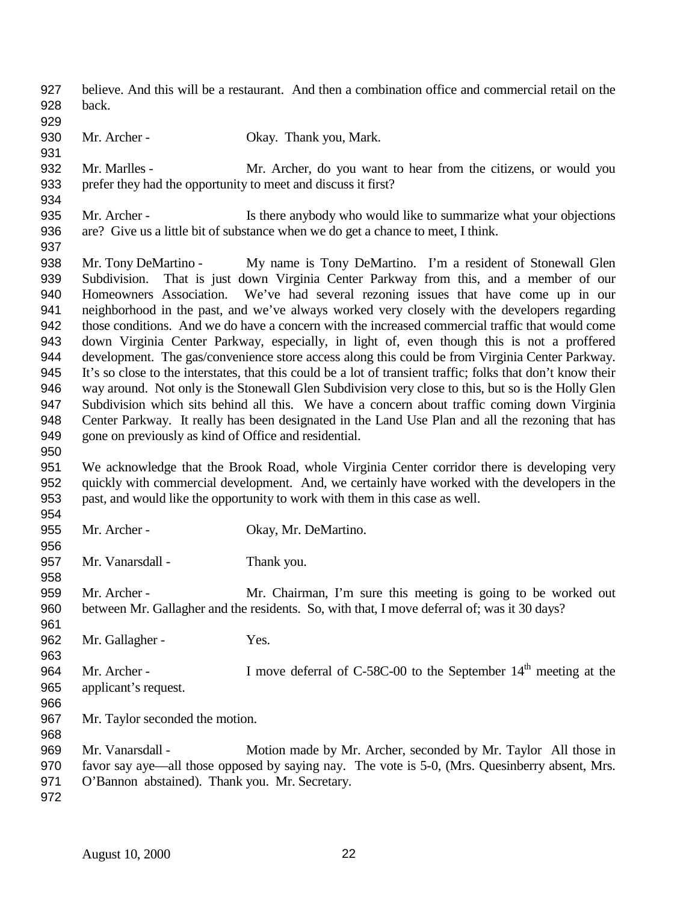believe. And this will be a restaurant. And then a combination office and commercial retail on the back.

Mr. Archer - Okay. Thank you, Mark.

Mr. Marlles - Mr. Archer, do you want to hear from the citizens, or would you prefer they had the opportunity to meet and discuss it first?

Mr. Archer - Is there anybody who would like to summarize what your objections are? Give us a little bit of substance when we do get a chance to meet, I think.

Mr. Tony DeMartino - My name is Tony DeMartino. I'm a resident of Stonewall Glen Subdivision. That is just down Virginia Center Parkway from this, and a member of our Homeowners Association. We've had several rezoning issues that have come up in our neighborhood in the past, and we've always worked very closely with the developers regarding those conditions. And we do have a concern with the increased commercial traffic that would come down Virginia Center Parkway, especially, in light of, even though this is not a proffered development. The gas/convenience store access along this could be from Virginia Center Parkway. It's so close to the interstates, that this could be a lot of transient traffic; folks that don't know their way around. Not only is the Stonewall Glen Subdivision very close to this, but so is the Holly Glen Subdivision which sits behind all this. We have a concern about traffic coming down Virginia Center Parkway. It really has been designated in the Land Use Plan and all the rezoning that has gone on previously as kind of Office and residential.

We acknowledge that the Brook Road, whole Virginia Center corridor there is developing very quickly with commercial development. And, we certainly have worked with the developers in the past, and would like the opportunity to work with them in this case as well.

Mr. Archer - Okay, Mr. DeMartino.

Mr. Vanarsdall - Thank you.

Mr. Archer - Mr. Chairman, I'm sure this meeting is going to be worked out between Mr. Gallagher and the residents. So, with that, I move deferral of; was it 30 days?

Mr. Gallagher - Yes.

Mr. Archer - I move deferral of C-58C-00 to the September 14th meeting at the applicant's request.

Mr. Taylor seconded the motion.

Mr. Vanarsdall - Motion made by Mr. Archer, seconded by Mr. Taylor All those in favor say aye—all those opposed by saying nay. The vote is 5-0, (Mrs. Quesinberry absent, Mrs. O'Bannon abstained). Thank you. Mr. Secretary.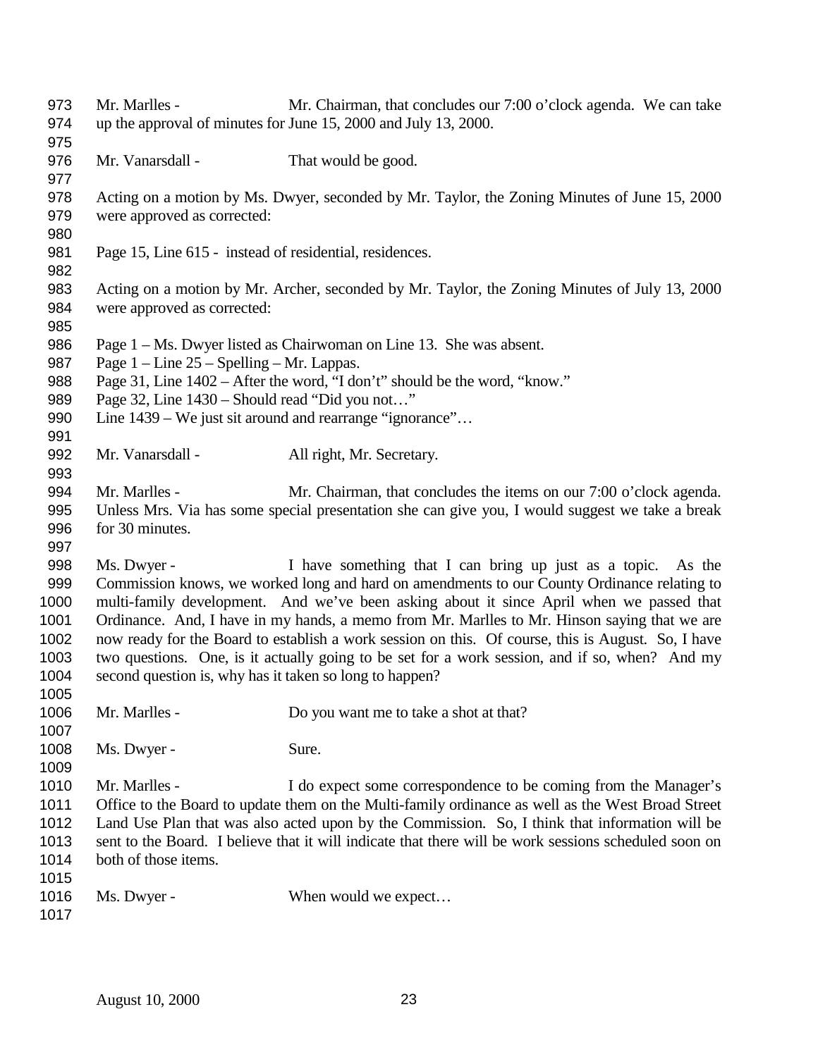Mr. Marlles - Mr. Chairman, that concludes our 7:00 o'clock agenda. We can take up the approval of minutes for June 15, 2000 and July 13, 2000.

Mr. Vanarsdall - That would be good.

Acting on a motion by Ms. Dwyer, seconded by Mr. Taylor, the Zoning Minutes of June 15, 2000 were approved as corrected:

Page 15, Line 615 - instead of residential, residences.

Acting on a motion by Mr. Archer, seconded by Mr. Taylor, the Zoning Minutes of July 13, 2000 were approved as corrected:

Page 1 – Ms. Dwyer listed as Chairwoman on Line 13. She was absent.
Page 1 – Line 25 – Spelling – Mr. Lappas.
Page 31, Line 1402 – After the word, "I don't" should be the word, "know."
Page 32, Line 1430 – Should read "Did you not…"
Line 1439 – We just sit around and rearrange "ignorance"…

Mr. Vanarsdall - All right, Mr. Secretary.

Mr. Marlles - Mr. Chairman, that concludes the items on our 7:00 o'clock agenda. Unless Mrs. Via has some special presentation she can give you, I would suggest we take a break for 30 minutes.

Ms. Dwyer - I have something that I can bring up just as a topic. As the Commission knows, we worked long and hard on amendments to our County Ordinance relating to multi-family development. And we've been asking about it since April when we passed that Ordinance. And, I have in my hands, a memo from Mr. Marlles to Mr. Hinson saying that we are now ready for the Board to establish a work session on this. Of course, this is August. So, I have two questions. One, is it actually going to be set for a work session, and if so, when? And my second question is, why has it taken so long to happen?

Mr. Marlles - Do you want me to take a shot at that?

Ms. Dwyer - Sure.

Mr. Marlles - I do expect some correspondence to be coming from the Manager's Office to the Board to update them on the Multi-family ordinance as well as the West Broad Street Land Use Plan that was also acted upon by the Commission. So, I think that information will be sent to the Board. I believe that it will indicate that there will be work sessions scheduled soon on both of those items.

Ms. Dwyer - When would we expect…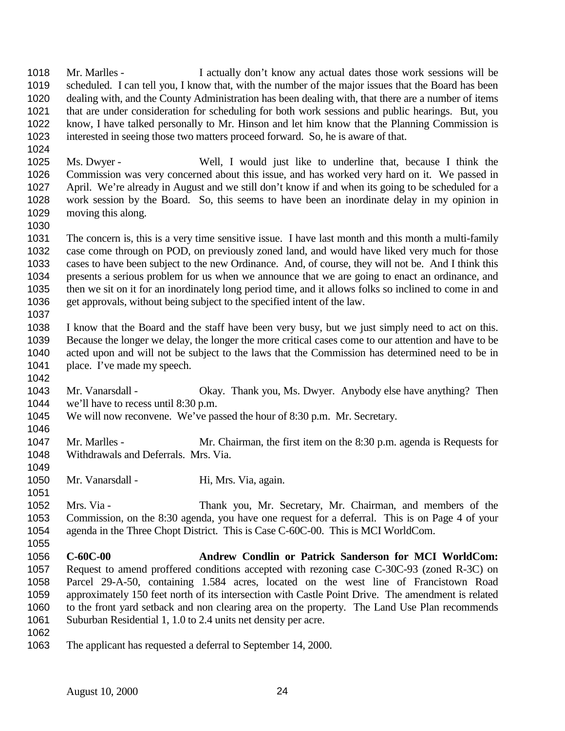1018 Mr. Marlles - I actually don't know any actual dates those work sessions will be
1019 scheduled. I can tell you, I know that, with the number of the major issues that the Board has been
1020 dealing with, and the County Administration has been dealing with, that there are a number of items
1021 that are under consideration for scheduling for both work sessions and public hearings. But, you
1022 know, I have talked personally to Mr. Hinson and let him know that the Planning Commission is
1023 interested in seeing those two matters proceed forward. So, he is aware of that.
1024
1025 Ms. Dwyer - Well, I would just like to underline that, because I think the
1026 Commission was very concerned about this issue, and has worked very hard on it. We passed in
1027 April. We're already in August and we still don't know if and when its going to be scheduled for a
1028 work session by the Board. So, this seems to have been an inordinate delay in my opinion in
1029 moving this along.
1030
1031 The concern is, this is a very time sensitive issue. I have last month and this month a multi-family
1032 case come through on POD, on previously zoned land, and would have liked very much for those
1033 cases to have been subject to the new Ordinance. And, of course, they will not be. And I think this
1034 presents a serious problem for us when we announce that we are going to enact an ordinance, and
1035 then we sit on it for an inordinately long period time, and it allows folks so inclined to come in and
1036 get approvals, without being subject to the specified intent of the law.
1037
1038 I know that the Board and the staff have been very busy, but we just simply need to act on this.
1039 Because the longer we delay, the longer the more critical cases come to our attention and have to be
1040 acted upon and will not be subject to the laws that the Commission has determined need to be in
1041 place. I've made my speech.
1042
1043 Mr. Vanarsdall - Okay. Thank you, Ms. Dwyer. Anybody else have anything? Then
1044 we'll have to recess until 8:30 p.m.
1045 We will now reconvene. We've passed the hour of 8:30 p.m. Mr. Secretary.
1046
1047 Mr. Marlles - Mr. Chairman, the first item on the 8:30 p.m. agenda is Requests for
1048 Withdrawals and Deferrals. Mrs. Via.
1049
1050 Mr. Vanarsdall - Hi, Mrs. Via, again.
1051
1052 Mrs. Via - Thank you, Mr. Secretary, Mr. Chairman, and members of the
1053 Commission, on the 8:30 agenda, you have one request for a deferral. This is on Page 4 of your
1054 agenda in the Three Chopt District. This is Case C-60C-00. This is MCI WorldCom.
1055
1056 **C-60C-00 Andrew Condlin or Patrick Sanderson for MCI WorldCom:**
1057 Request to amend proffered conditions accepted with rezoning case C-30C-93 (zoned R-3C) on
1058 Parcel 29-A-50, containing 1.584 acres, located on the west line of Francistown Road
1059 approximately 150 feet north of its intersection with Castle Point Drive. The amendment is related
1060 to the front yard setback and non clearing area on the property. The Land Use Plan recommends
1061 Suburban Residential 1, 1.0 to 2.4 units net density per acre.
1062
1063 The applicant has requested a deferral to September 14, 2000.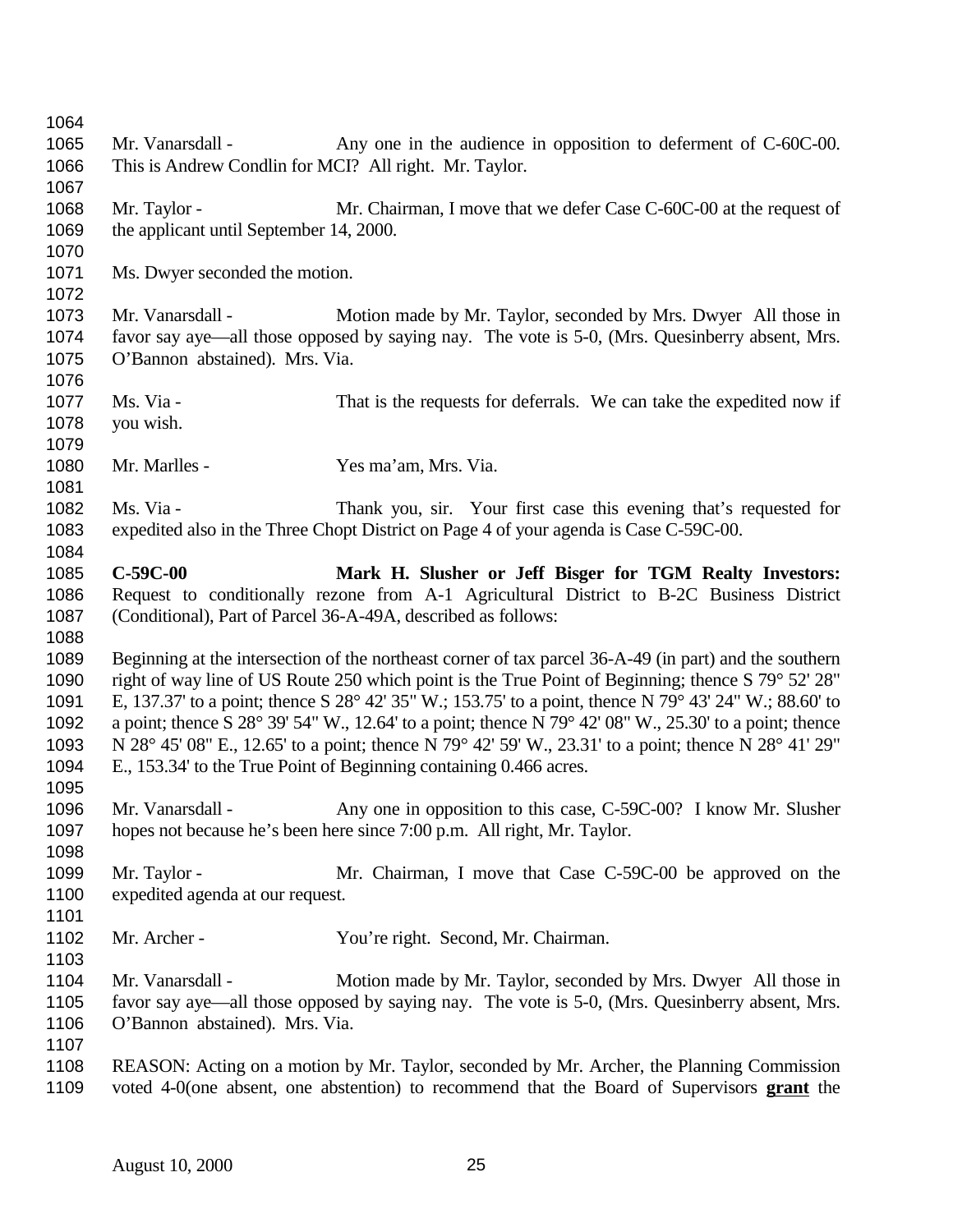Mr. Vanarsdall - Any one in the audience in opposition to deferment of C-60C-00. This is Andrew Condlin for MCI? All right. Mr. Taylor.

Mr. Taylor - Mr. Chairman, I move that we defer Case C-60C-00 at the request of the applicant until September 14, 2000.

Ms. Dwyer seconded the motion.

Mr. Vanarsdall - Motion made by Mr. Taylor, seconded by Mrs. Dwyer All those in favor say aye—all those opposed by saying nay. The vote is 5-0, (Mrs. Quesinberry absent, Mrs. O'Bannon abstained). Mrs. Via.

Ms. Via - That is the requests for deferrals. We can take the expedited now if you wish.

Mr. Marlles - Yes ma'am, Mrs. Via.

Ms. Via - Thank you, sir. Your first case this evening that's requested for expedited also in the Three Chopt District on Page 4 of your agenda is Case C-59C-00.

**C-59C-00 Mark H. Slusher or Jeff Bisger for TGM Realty Investors:** Request to conditionally rezone from A-1 Agricultural District to B-2C Business District (Conditional), Part of Parcel 36-A-49A, described as follows:

Beginning at the intersection of the northeast corner of tax parcel 36-A-49 (in part) and the southern right of way line of US Route 250 which point is the True Point of Beginning; thence S 79° 52' 28" E, 137.37' to a point; thence S 28° 42' 35" W.; 153.75' to a point, thence N 79° 43' 24" W.; 88.60' to a point; thence S 28° 39' 54" W., 12.64' to a point; thence N 79° 42' 08" W., 25.30' to a point; thence N 28° 45' 08" E., 12.65' to a point; thence N 79° 42' 59' W., 23.31' to a point; thence N 28° 41' 29" E., 153.34' to the True Point of Beginning containing 0.466 acres.

Mr. Vanarsdall - Any one in opposition to this case, C-59C-00? I know Mr. Slusher hopes not because he's been here since 7:00 p.m. All right, Mr. Taylor.

Mr. Taylor - Mr. Chairman, I move that Case C-59C-00 be approved on the expedited agenda at our request.

Mr. Archer - You're right. Second, Mr. Chairman.

Mr. Vanarsdall - Motion made by Mr. Taylor, seconded by Mrs. Dwyer All those in favor say aye—all those opposed by saying nay. The vote is 5-0, (Mrs. Quesinberry absent, Mrs. O'Bannon abstained). Mrs. Via.

REASON: Acting on a motion by Mr. Taylor, seconded by Mr. Archer, the Planning Commission voted 4-0(one absent, one abstention) to recommend that the Board of Supervisors **grant** the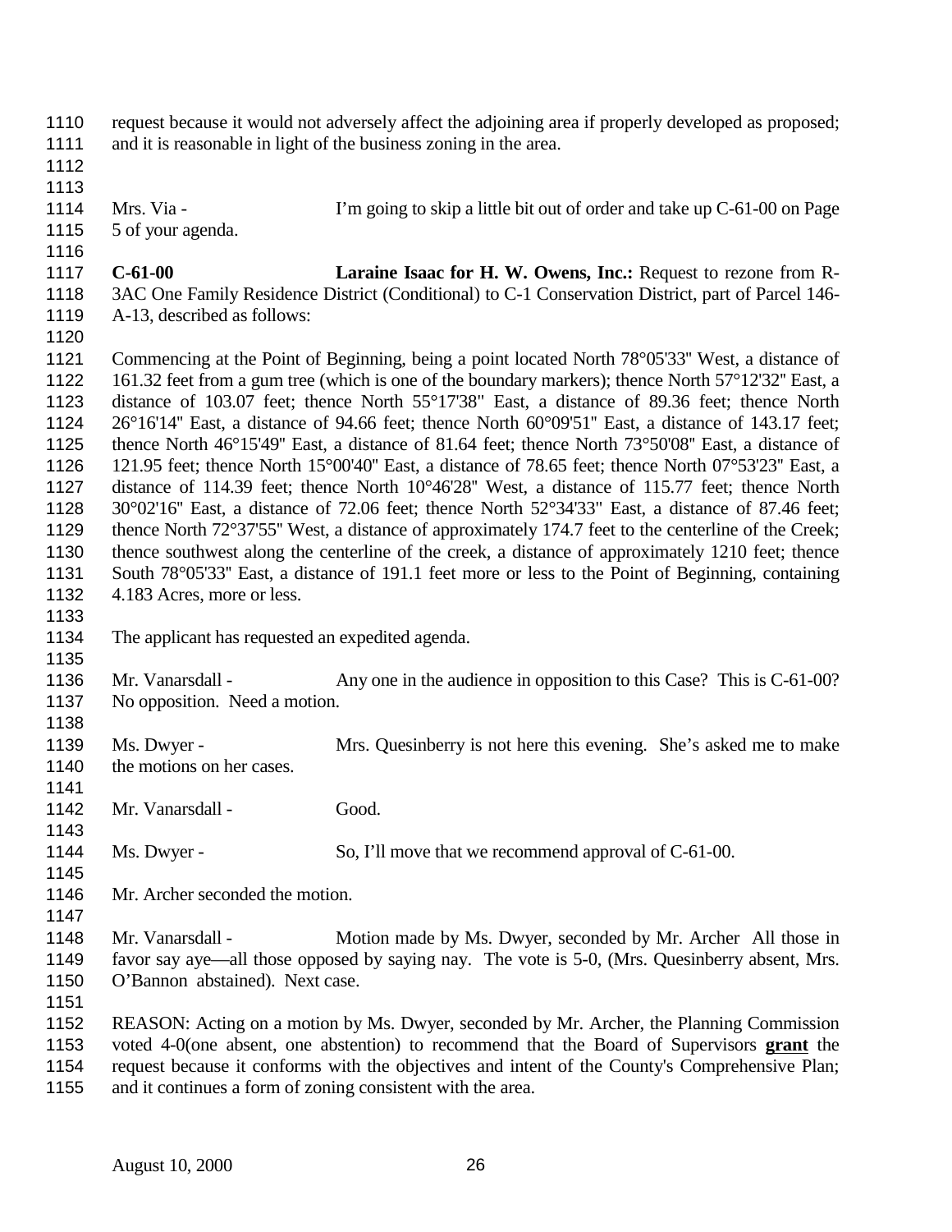request because it would not adversely affect the adjoining area if properly developed as proposed; and it is reasonable in light of the business zoning in the area.

Mrs. Via - I'm going to skip a little bit out of order and take up C-61-00 on Page 5 of your agenda.

**C-61-00** **Laraine Isaac for H. W. Owens, Inc.:** Request to rezone from R-3AC One Family Residence District (Conditional) to C-1 Conservation District, part of Parcel 146-A-13, described as follows:

Commencing at the Point of Beginning, being a point located North 78°05'33" West, a distance of 161.32 feet from a gum tree (which is one of the boundary markers); thence North 57°12'32" East, a distance of 103.07 feet; thence North 55°17'38" East, a distance of 89.36 feet; thence North 26°16'14" East, a distance of 94.66 feet; thence North 60°09'51" East, a distance of 143.17 feet; thence North 46°15'49" East, a distance of 81.64 feet; thence North 73°50'08" East, a distance of 121.95 feet; thence North 15°00'40" East, a distance of 78.65 feet; thence North 07°53'23" East, a distance of 114.39 feet; thence North 10°46'28" West, a distance of 115.77 feet; thence North 30°02'16" East, a distance of 72.06 feet; thence North 52°34'33" East, a distance of 87.46 feet; thence North 72°37'55" West, a distance of approximately 174.7 feet to the centerline of the Creek; thence southwest along the centerline of the creek, a distance of approximately 1210 feet; thence South 78°05'33" East, a distance of 191.1 feet more or less to the Point of Beginning, containing 4.183 Acres, more or less.

The applicant has requested an expedited agenda.

Mr. Vanarsdall - Any one in the audience in opposition to this Case? This is C-61-00? No opposition. Need a motion.

Ms. Dwyer - Mrs. Quesinberry is not here this evening. She's asked me to make the motions on her cases.

Mr. Vanarsdall - Good.

Ms. Dwyer - So, I'll move that we recommend approval of C-61-00.

Mr. Archer seconded the motion.

Mr. Vanarsdall - Motion made by Ms. Dwyer, seconded by Mr. Archer All those in favor say aye—all those opposed by saying nay. The vote is 5-0, (Mrs. Quesinberry absent, Mrs. O'Bannon abstained). Next case.

REASON: Acting on a motion by Ms. Dwyer, seconded by Mr. Archer, the Planning Commission voted 4-0(one absent, one abstention) to recommend that the Board of Supervisors **grant** the request because it conforms with the objectives and intent of the County's Comprehensive Plan; and it continues a form of zoning consistent with the area.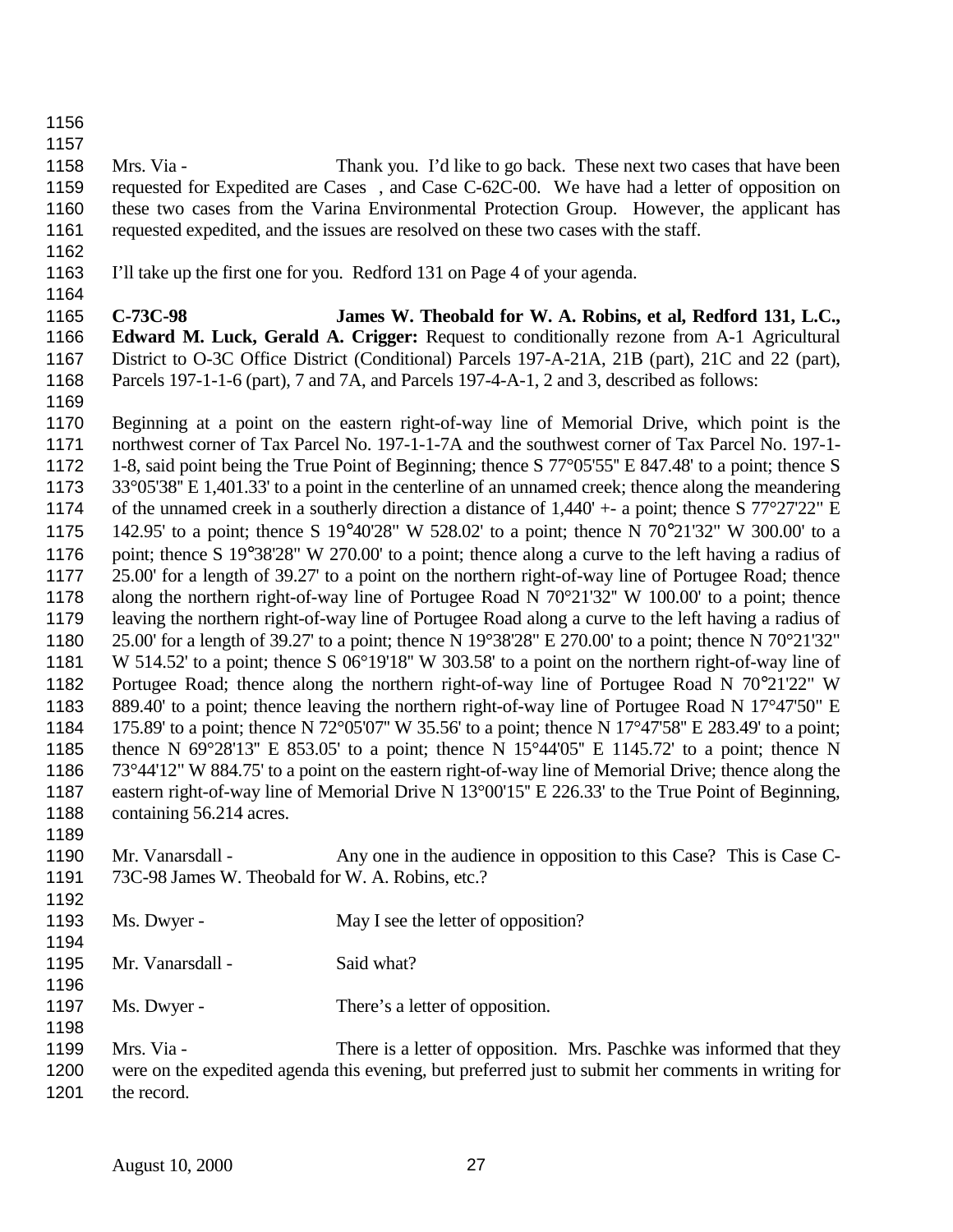Mrs. Via - Thank you. I'd like to go back. These next two cases that have been requested for Expedited are Cases , and Case C-62C-00. We have had a letter of opposition on these two cases from the Varina Environmental Protection Group. However, the applicant has requested expedited, and the issues are resolved on these two cases with the staff.

I'll take up the first one for you. Redford 131 on Page 4 of your agenda.

**C-73C-98 James W. Theobald for W. A. Robins, et al, Redford 131, L.C., Edward M. Luck, Gerald A. Crigger:** Request to conditionally rezone from A-1 Agricultural District to O-3C Office District (Conditional) Parcels 197-A-21A, 21B (part), 21C and 22 (part), Parcels 197-1-1-6 (part), 7 and 7A, and Parcels 197-4-A-1, 2 and 3, described as follows:

Beginning at a point on the eastern right-of-way line of Memorial Drive, which point is the northwest corner of Tax Parcel No. 197-1-1-7A and the southwest corner of Tax Parcel No. 197-1-1-8, said point being the True Point of Beginning; thence S 77°05'55" E 847.48' to a point; thence S 33°05'38" E 1,401.33' to a point in the centerline of an unnamed creek; thence along the meandering of the unnamed creek in a southerly direction a distance of 1,440' +- a point; thence S 77°27'22" E 142.95' to a point; thence S 19°40'28" W 528.02' to a point; thence N 70°21'32" W 300.00' to a point; thence S 19°38'28" W 270.00' to a point; thence along a curve to the left having a radius of 25.00' for a length of 39.27' to a point on the northern right-of-way line of Portugee Road; thence along the northern right-of-way line of Portugee Road N 70°21'32" W 100.00' to a point; thence leaving the northern right-of-way line of Portugee Road along a curve to the left having a radius of 25.00' for a length of 39.27' to a point; thence N 19°38'28" E 270.00' to a point; thence N 70°21'32" W 514.52' to a point; thence S 06°19'18" W 303.58' to a point on the northern right-of-way line of Portugee Road; thence along the northern right-of-way line of Portugee Road N 70°21'22" W 889.40' to a point; thence leaving the northern right-of-way line of Portugee Road N 17°47'50" E 175.89' to a point; thence N 72°05'07" W 35.56' to a point; thence N 17°47'58" E 283.49' to a point; thence N 69°28'13" E 853.05' to a point; thence N 15°44'05" E 1145.72' to a point; thence N 73°44'12" W 884.75' to a point on the eastern right-of-way line of Memorial Drive; thence along the eastern right-of-way line of Memorial Drive N 13°00'15" E 226.33' to the True Point of Beginning, containing 56.214 acres.

Mr. Vanarsdall - Any one in the audience in opposition to this Case? This is Case C-73C-98 James W. Theobald for W. A. Robins, etc.?

Ms. Dwyer - May I see the letter of opposition?

Mr. Vanarsdall - Said what?

Ms. Dwyer - There's a letter of opposition.

Mrs. Via - There is a letter of opposition. Mrs. Paschke was informed that they were on the expedited agenda this evening, but preferred just to submit her comments in writing for the record.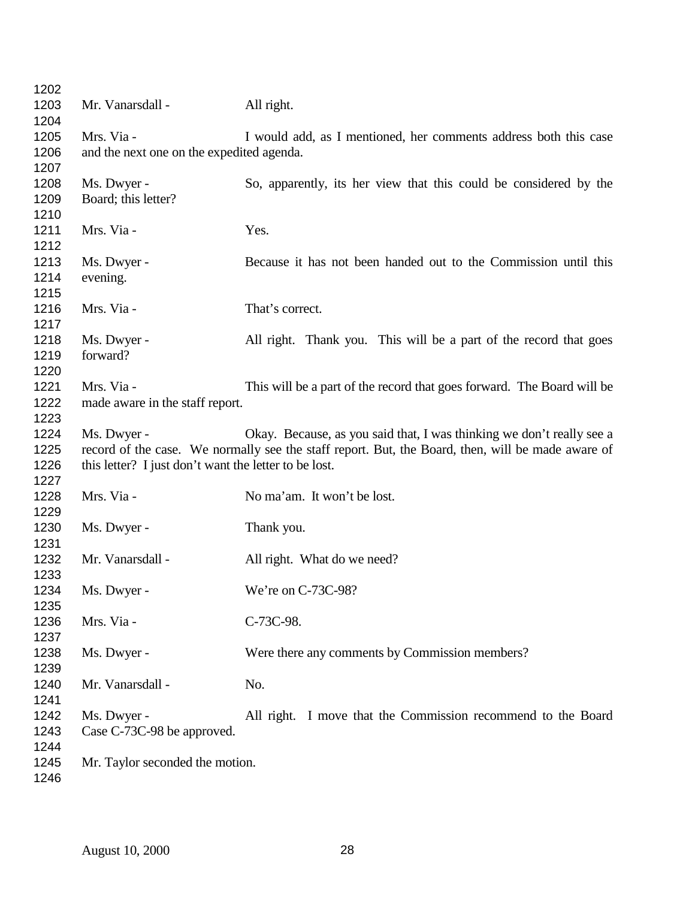Mr. Vanarsdall - All right.

Mrs. Via - I would add, as I mentioned, her comments address both this case and the next one on the expedited agenda.

Ms. Dwyer - So, apparently, its her view that this could be considered by the Board; this letter?

Mrs. Via - Yes.

Ms. Dwyer - Because it has not been handed out to the Commission until this evening.

Mrs. Via - That's correct.

Ms. Dwyer - All right. Thank you. This will be a part of the record that goes forward?

Mrs. Via - This will be a part of the record that goes forward. The Board will be made aware in the staff report.

Ms. Dwyer - Okay. Because, as you said that, I was thinking we don't really see a record of the case. We normally see the staff report. But, the Board, then, will be made aware of this letter? I just don't want the letter to be lost.

Mrs. Via - No ma'am. It won't be lost.

Ms. Dwyer - Thank you.

Mr. Vanarsdall - All right. What do we need?

Ms. Dwyer - We're on C-73C-98?

Mrs. Via - C-73C-98.

Ms. Dwyer - Were there any comments by Commission members?

Mr. Vanarsdall - No.

Ms. Dwyer - All right. I move that the Commission recommend to the Board Case C-73C-98 be approved.

Mr. Taylor seconded the motion.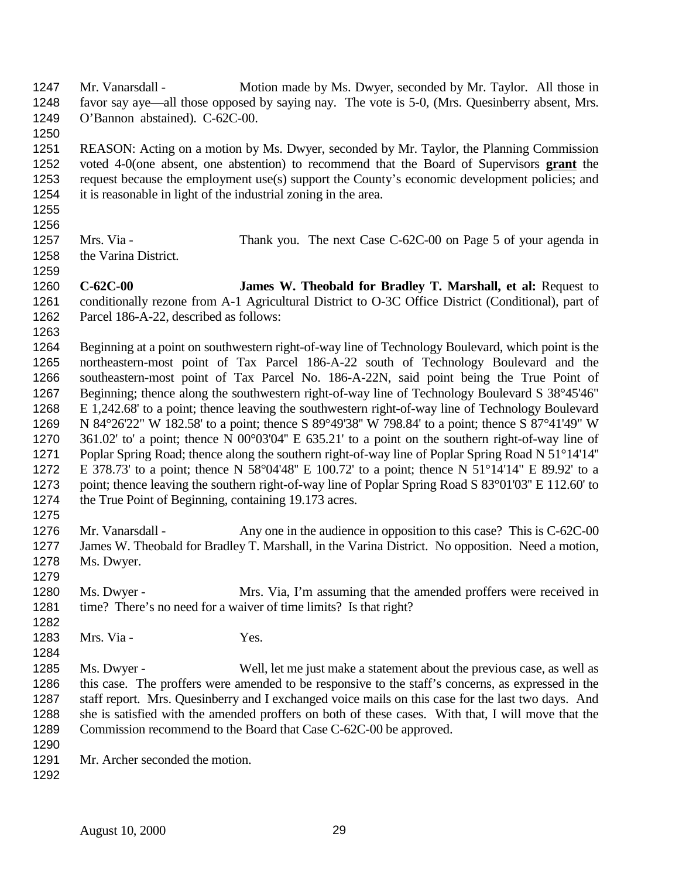Mr. Vanarsdall - Motion made by Ms. Dwyer, seconded by Mr. Taylor. All those in favor say aye—all those opposed by saying nay. The vote is 5-0, (Mrs. Quesinberry absent, Mrs. O'Bannon abstained). C-62C-00.

REASON: Acting on a motion by Ms. Dwyer, seconded by Mr. Taylor, the Planning Commission voted 4-0(one absent, one abstention) to recommend that the Board of Supervisors **grant** the request because the employment use(s) support the County's economic development policies; and it is reasonable in light of the industrial zoning in the area.

Mrs. Via - Thank you. The next Case C-62C-00 on Page 5 of your agenda in the Varina District.

**C-62C-00** **James W. Theobald for Bradley T. Marshall, et al:** Request to conditionally rezone from A-1 Agricultural District to O-3C Office District (Conditional), part of Parcel 186-A-22, described as follows:

Beginning at a point on southwestern right-of-way line of Technology Boulevard, which point is the northeastern-most point of Tax Parcel 186-A-22 south of Technology Boulevard and the southeastern-most point of Tax Parcel No. 186-A-22N, said point being the True Point of Beginning; thence along the southwestern right-of-way line of Technology Boulevard S 38°45'46" E 1,242.68' to a point; thence leaving the southwestern right-of-way line of Technology Boulevard N 84°26'22" W 182.58' to a point; thence S 89°49'38" W 798.84' to a point; thence S 87°41'49" W 361.02' to' a point; thence N 00°03'04" E 635.21' to a point on the southern right-of-way line of Poplar Spring Road; thence along the southern right-of-way line of Poplar Spring Road N 51°14'14" E 378.73' to a point; thence N 58°04'48" E 100.72' to a point; thence N 51°14'14" E 89.92' to a point; thence leaving the southern right-of-way line of Poplar Spring Road S 83°01'03" E 112.60' to the True Point of Beginning, containing 19.173 acres.

Mr. Vanarsdall - Any one in the audience in opposition to this case? This is C-62C-00 James W. Theobald for Bradley T. Marshall, in the Varina District. No opposition. Need a motion, Ms. Dwyer.

Ms. Dwyer - Mrs. Via, I'm assuming that the amended proffers were received in time? There's no need for a waiver of time limits? Is that right?

Mrs. Via - Yes.

Ms. Dwyer - Well, let me just make a statement about the previous case, as well as this case. The proffers were amended to be responsive to the staff's concerns, as expressed in the staff report. Mrs. Quesinberry and I exchanged voice mails on this case for the last two days. And she is satisfied with the amended proffers on both of these cases. With that, I will move that the Commission recommend to the Board that Case C-62C-00 be approved.

Mr. Archer seconded the motion.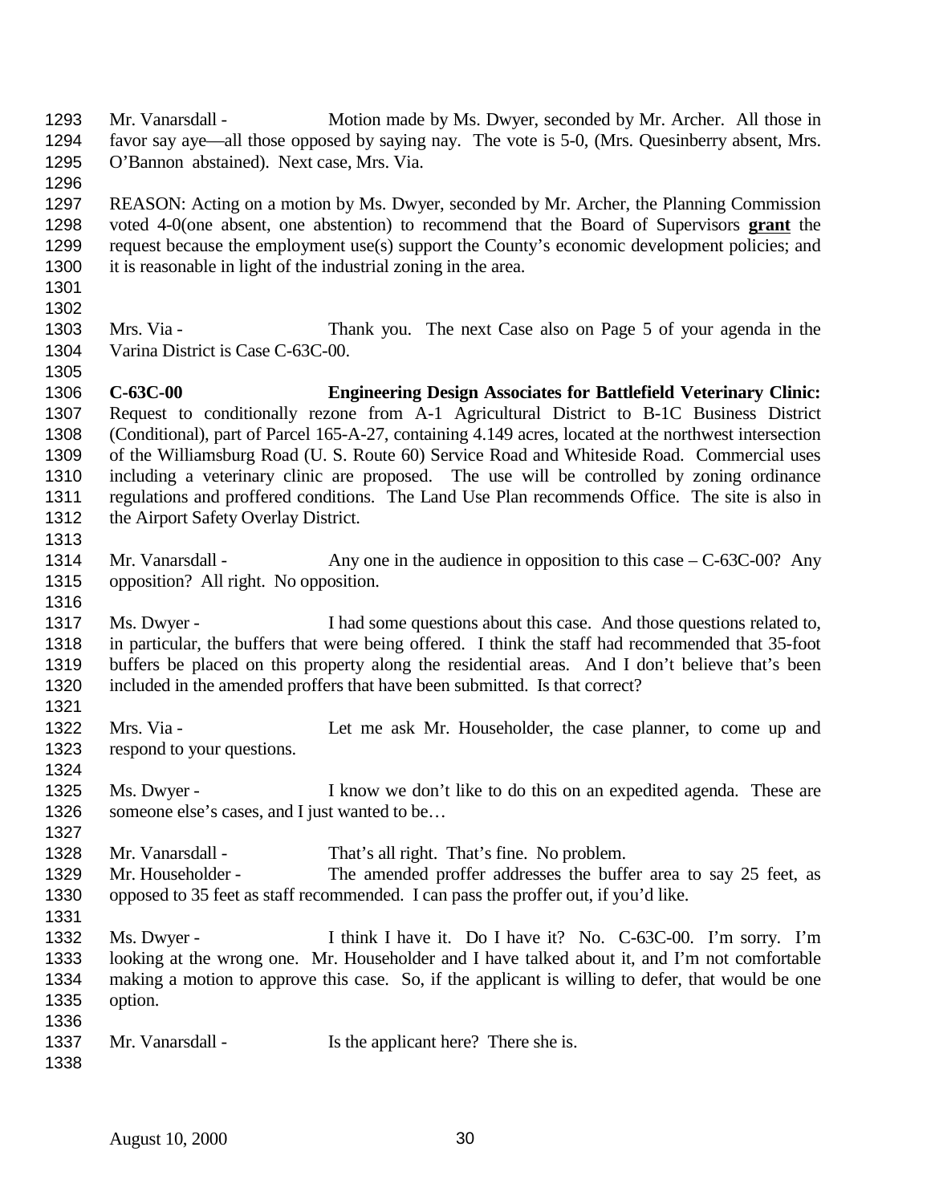Mr. Vanarsdall - Motion made by Ms. Dwyer, seconded by Mr. Archer. All those in favor say aye—all those opposed by saying nay. The vote is 5-0, (Mrs. Quesinberry absent, Mrs. O'Bannon abstained). Next case, Mrs. Via.

REASON: Acting on a motion by Ms. Dwyer, seconded by Mr. Archer, the Planning Commission voted 4-0(one absent, one abstention) to recommend that the Board of Supervisors **grant** the request because the employment use(s) support the County's economic development policies; and it is reasonable in light of the industrial zoning in the area.

Mrs. Via - Thank you. The next Case also on Page 5 of your agenda in the Varina District is Case C-63C-00.

**C-63C-00 Engineering Design Associates for Battlefield Veterinary Clinic:** Request to conditionally rezone from A-1 Agricultural District to B-1C Business District (Conditional), part of Parcel 165-A-27, containing 4.149 acres, located at the northwest intersection of the Williamsburg Road (U. S. Route 60) Service Road and Whiteside Road. Commercial uses including a veterinary clinic are proposed. The use will be controlled by zoning ordinance regulations and proffered conditions. The Land Use Plan recommends Office. The site is also in the Airport Safety Overlay District.

Mr. Vanarsdall - Any one in the audience in opposition to this case – C-63C-00? Any opposition? All right. No opposition.

Ms. Dwyer - I had some questions about this case. And those questions related to, in particular, the buffers that were being offered. I think the staff had recommended that 35-foot buffers be placed on this property along the residential areas. And I don't believe that's been included in the amended proffers that have been submitted. Is that correct?

Mrs. Via - Let me ask Mr. Householder, the case planner, to come up and respond to your questions.

Ms. Dwyer - I know we don't like to do this on an expedited agenda. These are someone else's cases, and I just wanted to be…

Mr. Vanarsdall - That's all right. That's fine. No problem.

Mr. Householder - The amended proffer addresses the buffer area to say 25 feet, as opposed to 35 feet as staff recommended. I can pass the proffer out, if you'd like.

Ms. Dwyer - I think I have it. Do I have it? No. C-63C-00. I'm sorry. I'm looking at the wrong one. Mr. Householder and I have talked about it, and I'm not comfortable making a motion to approve this case. So, if the applicant is willing to defer, that would be one option.

Mr. Vanarsdall - Is the applicant here? There she is.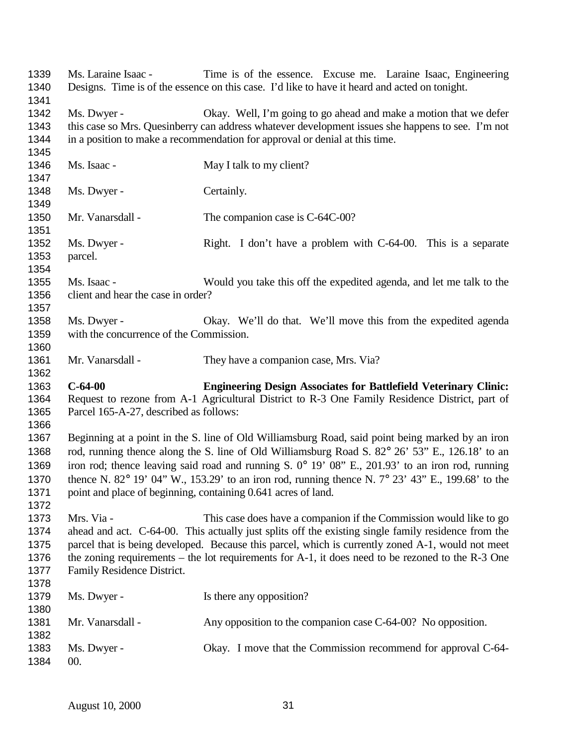Ms. Laraine Isaac - Time is of the essence. Excuse me. Laraine Isaac, Engineering Designs. Time is of the essence on this case. I'd like to have it heard and acted on tonight.

Ms. Dwyer - Okay. Well, I'm going to go ahead and make a motion that we defer this case so Mrs. Quesinberry can address whatever development issues she happens to see. I'm not in a position to make a recommendation for approval or denial at this time.

Ms. Isaac - May I talk to my client?

Ms. Dwyer - Certainly.

Mr. Vanarsdall - The companion case is C-64C-00?

Ms. Dwyer - Right. I don't have a problem with C-64-00. This is a separate parcel.

Ms. Isaac - Would you take this off the expedited agenda, and let me talk to the client and hear the case in order?

Ms. Dwyer - Okay. We'll do that. We'll move this from the expedited agenda with the concurrence of the Commission.

Mr. Vanarsdall - They have a companion case, Mrs. Via?

**C-64-00 Engineering Design Associates for Battlefield Veterinary Clinic:** Request to rezone from A-1 Agricultural District to R-3 One Family Residence District, part of Parcel 165-A-27, described as follows:

Beginning at a point in the S. line of Old Williamsburg Road, said point being marked by an iron rod, running thence along the S. line of Old Williamsburg Road S. 82° 26' 53" E., 126.18' to an iron rod; thence leaving said road and running S. 0° 19' 08" E., 201.93' to an iron rod, running thence N. 82° 19' 04" W., 153.29' to an iron rod, running thence N. 7° 23' 43" E., 199.68' to the point and place of beginning, containing 0.641 acres of land.

Mrs. Via - This case does have a companion if the Commission would like to go ahead and act. C-64-00. This actually just splits off the existing single family residence from the parcel that is being developed. Because this parcel, which is currently zoned A-1, would not meet the zoning requirements – the lot requirements for A-1, it does need to be rezoned to the R-3 One Family Residence District.

Ms. Dwyer - Is there any opposition?

Mr. Vanarsdall - Any opposition to the companion case C-64-00? No opposition.

Ms. Dwyer - Okay. I move that the Commission recommend for approval C-64-00.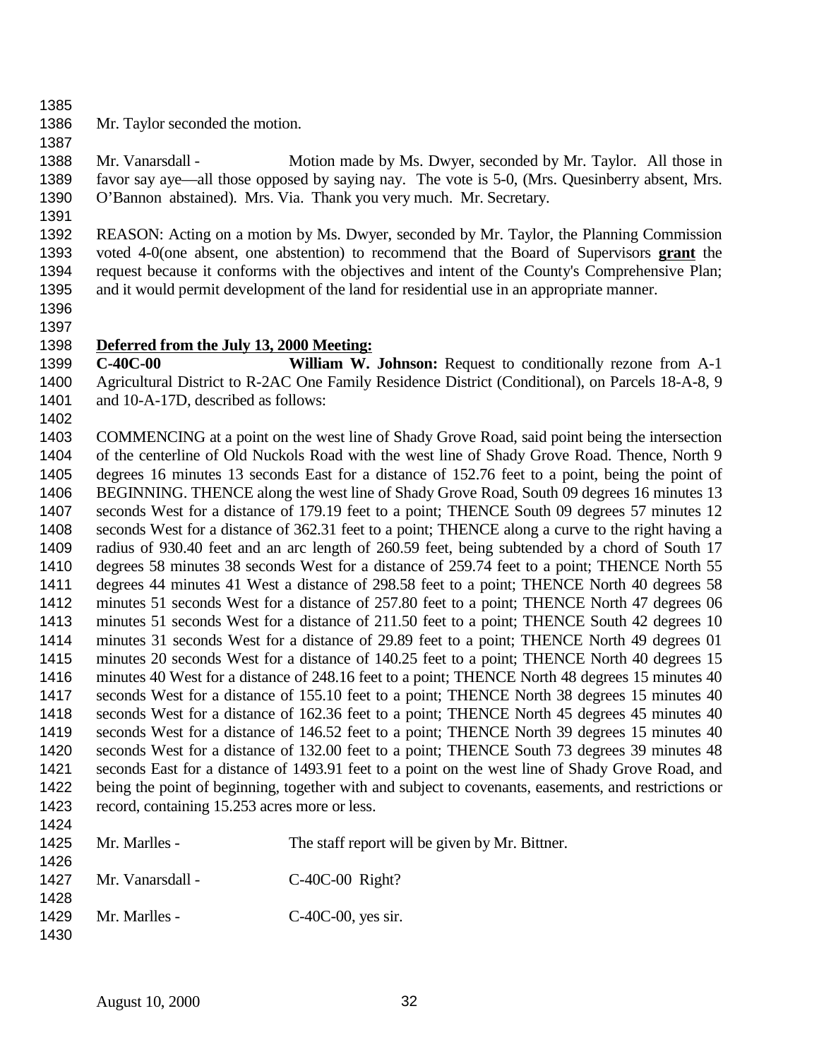Mr. Taylor seconded the motion.

Mr. Vanarsdall - Motion made by Ms. Dwyer, seconded by Mr. Taylor. All those in favor say aye—all those opposed by saying nay. The vote is 5-0, (Mrs. Quesinberry absent, Mrs. O'Bannon abstained). Mrs. Via. Thank you very much. Mr. Secretary.

REASON: Acting on a motion by Ms. Dwyer, seconded by Mr. Taylor, the Planning Commission voted 4-0(one absent, one abstention) to recommend that the Board of Supervisors **grant** the request because it conforms with the objectives and intent of the County's Comprehensive Plan; and it would permit development of the land for residential use in an appropriate manner.

**Deferred from the July 13, 2000 Meeting:**

**C-40C-00** **William W. Johnson:** Request to conditionally rezone from A-1 Agricultural District to R-2AC One Family Residence District (Conditional), on Parcels 18-A-8, 9 and 10-A-17D, described as follows:

COMMENCING at a point on the west line of Shady Grove Road, said point being the intersection of the centerline of Old Nuckols Road with the west line of Shady Grove Road. Thence, North 9 degrees 16 minutes 13 seconds East for a distance of 152.76 feet to a point, being the point of BEGINNING. THENCE along the west line of Shady Grove Road, South 09 degrees 16 minutes 13 seconds West for a distance of 179.19 feet to a point; THENCE South 09 degrees 57 minutes 12 seconds West for a distance of 362.31 feet to a point; THENCE along a curve to the right having a radius of 930.40 feet and an arc length of 260.59 feet, being subtended by a chord of South 17 degrees 58 minutes 38 seconds West for a distance of 259.74 feet to a point; THENCE North 55 degrees 44 minutes 41 West a distance of 298.58 feet to a point; THENCE North 40 degrees 58 minutes 51 seconds West for a distance of 257.80 feet to a point; THENCE North 47 degrees 06 minutes 51 seconds West for a distance of 211.50 feet to a point; THENCE South 42 degrees 10 minutes 31 seconds West for a distance of 29.89 feet to a point; THENCE North 49 degrees 01 minutes 20 seconds West for a distance of 140.25 feet to a point; THENCE North 40 degrees 15 minutes 40 West for a distance of 248.16 feet to a point; THENCE North 48 degrees 15 minutes 40 seconds West for a distance of 155.10 feet to a point; THENCE North 38 degrees 15 minutes 40 seconds West for a distance of 162.36 feet to a point; THENCE North 45 degrees 45 minutes 40 seconds West for a distance of 146.52 feet to a point; THENCE North 39 degrees 15 minutes 40 seconds West for a distance of 132.00 feet to a point; THENCE South 73 degrees 39 minutes 48 seconds East for a distance of 1493.91 feet to a point on the west line of Shady Grove Road, and being the point of beginning, together with and subject to covenants, easements, and restrictions or record, containing 15.253 acres more or less.

Mr. Marlles - The staff report will be given by Mr. Bittner.

Mr. Vanarsdall - C-40C-00 Right?

Mr. Marlles - C-40C-00, yes sir.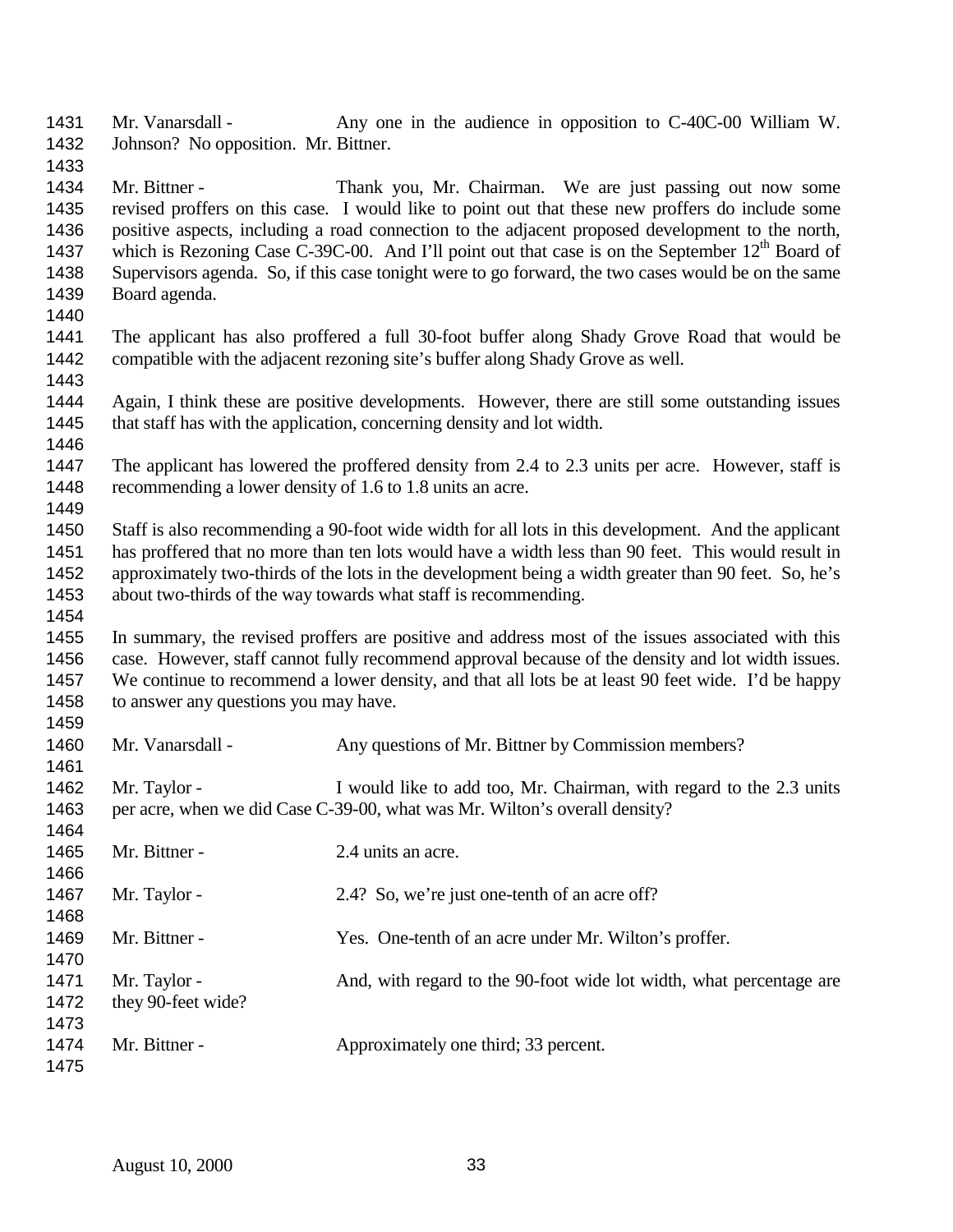Mr. Vanarsdall - Any one in the audience in opposition to C-40C-00 William W. Johnson? No opposition. Mr. Bittner.

Mr. Bittner - Thank you, Mr. Chairman. We are just passing out now some revised proffers on this case. I would like to point out that these new proffers do include some positive aspects, including a road connection to the adjacent proposed development to the north, which is Rezoning Case C-39C-00. And I'll point out that case is on the September 12th Board of Supervisors agenda. So, if this case tonight were to go forward, the two cases would be on the same Board agenda.

The applicant has also proffered a full 30-foot buffer along Shady Grove Road that would be compatible with the adjacent rezoning site's buffer along Shady Grove as well.

Again, I think these are positive developments. However, there are still some outstanding issues that staff has with the application, concerning density and lot width.

The applicant has lowered the proffered density from 2.4 to 2.3 units per acre. However, staff is recommending a lower density of 1.6 to 1.8 units an acre.

Staff is also recommending a 90-foot wide width for all lots in this development. And the applicant has proffered that no more than ten lots would have a width less than 90 feet. This would result in approximately two-thirds of the lots in the development being a width greater than 90 feet. So, he's about two-thirds of the way towards what staff is recommending.

In summary, the revised proffers are positive and address most of the issues associated with this case. However, staff cannot fully recommend approval because of the density and lot width issues. We continue to recommend a lower density, and that all lots be at least 90 feet wide. I'd be happy to answer any questions you may have.

Mr. Vanarsdall - Any questions of Mr. Bittner by Commission members?

Mr. Taylor - I would like to add too, Mr. Chairman, with regard to the 2.3 units per acre, when we did Case C-39-00, what was Mr. Wilton's overall density?

Mr. Bittner - 2.4 units an acre.

Mr. Taylor - 2.4? So, we're just one-tenth of an acre off?

Mr. Bittner - Yes. One-tenth of an acre under Mr. Wilton's proffer.

Mr. Taylor - And, with regard to the 90-foot wide lot width, what percentage are they 90-feet wide?

Mr. Bittner - Approximately one third; 33 percent.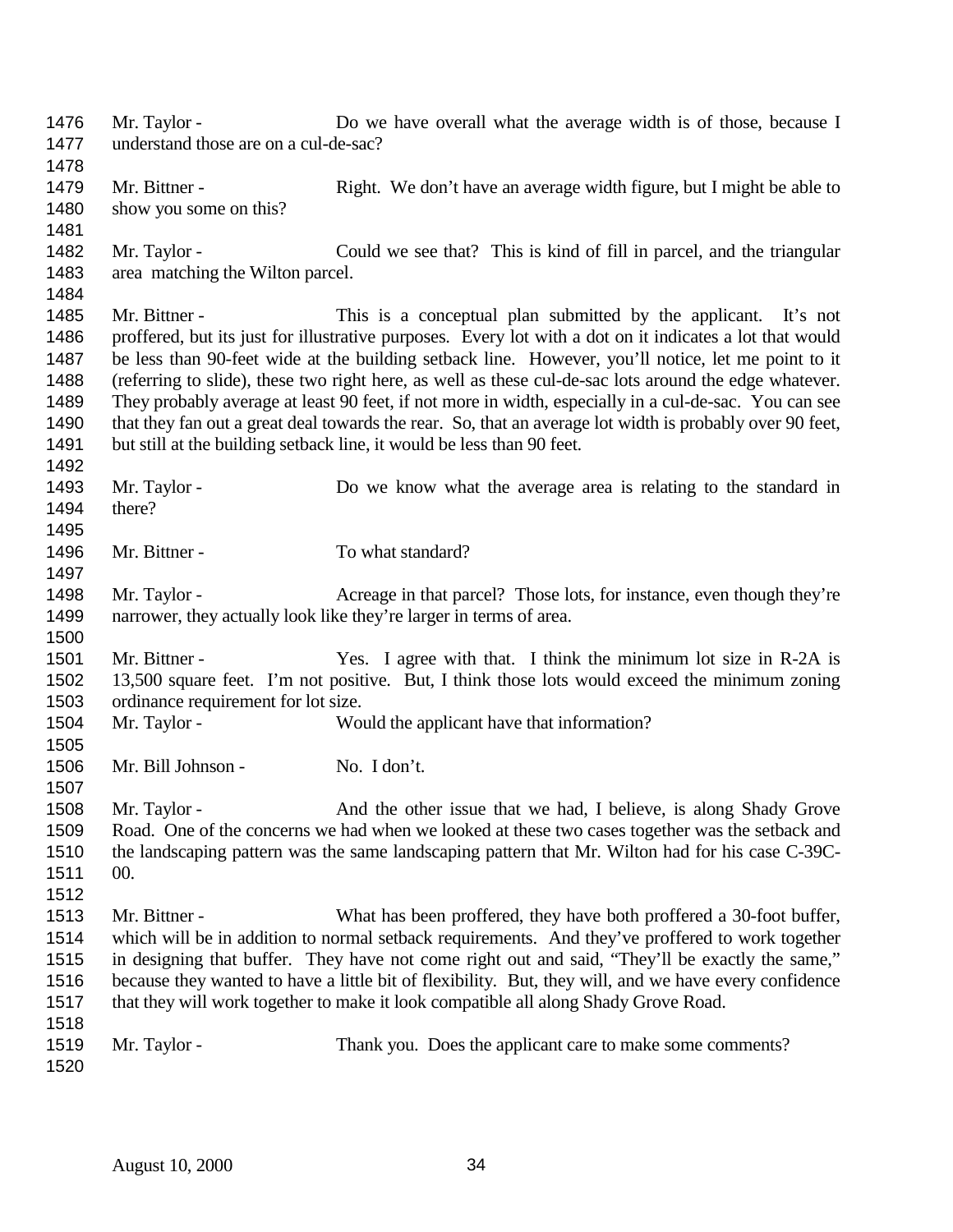Mr. Taylor - Do we have overall what the average width is of those, because I understand those are on a cul-de-sac?

Mr. Bittner - Right. We don't have an average width figure, but I might be able to show you some on this?

Mr. Taylor - Could we see that? This is kind of fill in parcel, and the triangular area matching the Wilton parcel.

Mr. Bittner - This is a conceptual plan submitted by the applicant. It's not proffered, but its just for illustrative purposes. Every lot with a dot on it indicates a lot that would be less than 90-feet wide at the building setback line. However, you'll notice, let me point to it (referring to slide), these two right here, as well as these cul-de-sac lots around the edge whatever. They probably average at least 90 feet, if not more in width, especially in a cul-de-sac. You can see that they fan out a great deal towards the rear. So, that an average lot width is probably over 90 feet, but still at the building setback line, it would be less than 90 feet.

Mr. Taylor - Do we know what the average area is relating to the standard in there?

Mr. Bittner - To what standard?

Mr. Taylor - Acreage in that parcel? Those lots, for instance, even though they're narrower, they actually look like they're larger in terms of area.

Mr. Bittner - Yes. I agree with that. I think the minimum lot size in R-2A is 13,500 square feet. I'm not positive. But, I think those lots would exceed the minimum zoning ordinance requirement for lot size.

Mr. Taylor - Would the applicant have that information?

Mr. Bill Johnson - No. I don't.

Mr. Taylor - And the other issue that we had, I believe, is along Shady Grove Road. One of the concerns we had when we looked at these two cases together was the setback and the landscaping pattern was the same landscaping pattern that Mr. Wilton had for his case C-39C-00.

Mr. Bittner - What has been proffered, they have both proffered a 30-foot buffer, which will be in addition to normal setback requirements. And they've proffered to work together in designing that buffer. They have not come right out and said, "They'll be exactly the same," because they wanted to have a little bit of flexibility. But, they will, and we have every confidence that they will work together to make it look compatible all along Shady Grove Road.

Mr. Taylor - Thank you. Does the applicant care to make some comments?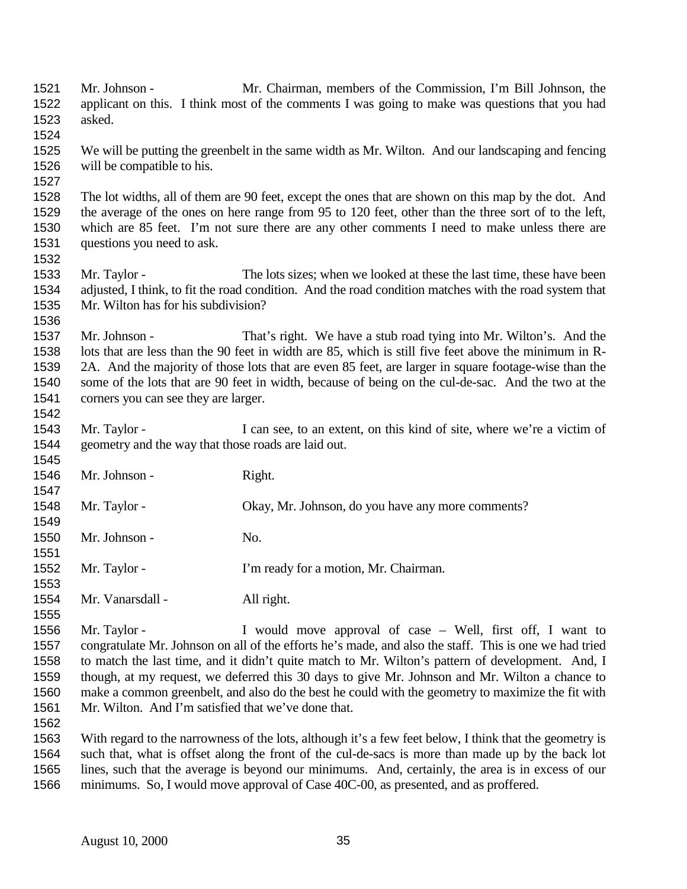Mr. Johnson - Mr. Chairman, members of the Commission, I'm Bill Johnson, the applicant on this. I think most of the comments I was going to make was questions that you had asked.

We will be putting the greenbelt in the same width as Mr. Wilton. And our landscaping and fencing will be compatible to his.

The lot widths, all of them are 90 feet, except the ones that are shown on this map by the dot. And the average of the ones on here range from 95 to 120 feet, other than the three sort of to the left, which are 85 feet. I'm not sure there are any other comments I need to make unless there are questions you need to ask.

Mr. Taylor - The lots sizes; when we looked at these the last time, these have been adjusted, I think, to fit the road condition. And the road condition matches with the road system that Mr. Wilton has for his subdivision?

Mr. Johnson - That's right. We have a stub road tying into Mr. Wilton's. And the lots that are less than the 90 feet in width are 85, which is still five feet above the minimum in R-2A. And the majority of those lots that are even 85 feet, are larger in square footage-wise than the some of the lots that are 90 feet in width, because of being on the cul-de-sac. And the two at the corners you can see they are larger.

Mr. Taylor - I can see, to an extent, on this kind of site, where we're a victim of geometry and the way that those roads are laid out.

Mr. Johnson - Right.

Mr. Taylor - Okay, Mr. Johnson, do you have any more comments?

Mr. Johnson - No.

Mr. Taylor - I'm ready for a motion, Mr. Chairman.

Mr. Vanarsdall - All right.

Mr. Taylor - I would move approval of case – Well, first off, I want to congratulate Mr. Johnson on all of the efforts he's made, and also the staff. This is one we had tried to match the last time, and it didn't quite match to Mr. Wilton's pattern of development. And, I though, at my request, we deferred this 30 days to give Mr. Johnson and Mr. Wilton a chance to make a common greenbelt, and also do the best he could with the geometry to maximize the fit with Mr. Wilton. And I'm satisfied that we've done that.

With regard to the narrowness of the lots, although it's a few feet below, I think that the geometry is such that, what is offset along the front of the cul-de-sacs is more than made up by the back lot lines, such that the average is beyond our minimums. And, certainly, the area is in excess of our minimums. So, I would move approval of Case 40C-00, as presented, and as proffered.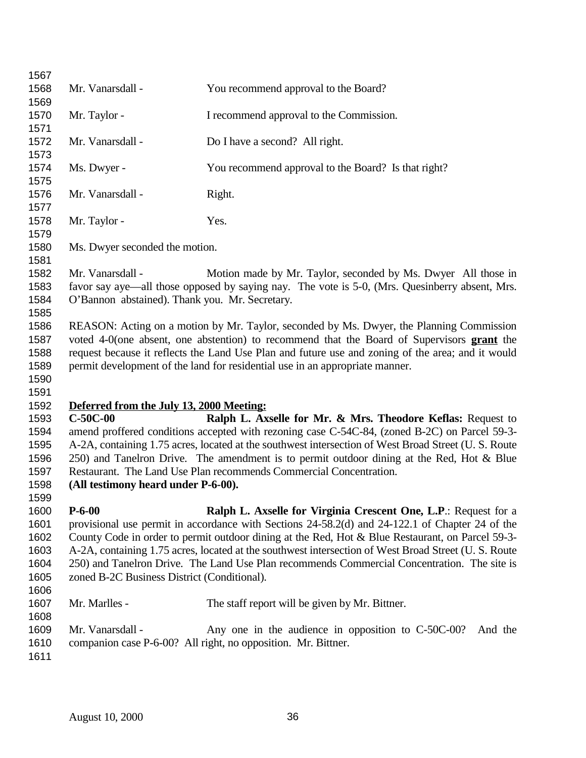Mr. Vanarsdall - You recommend approval to the Board?

Mr. Taylor - I recommend approval to the Commission.

Mr. Vanarsdall - Do I have a second? All right.

Ms. Dwyer - You recommend approval to the Board? Is that right?

Mr. Vanarsdall - Right.

Mr. Taylor - Yes.

Ms. Dwyer seconded the motion.

Mr. Vanarsdall - Motion made by Mr. Taylor, seconded by Ms. Dwyer All those in favor say aye—all those opposed by saying nay. The vote is 5-0, (Mrs. Quesinberry absent, Mrs. O'Bannon abstained). Thank you. Mr. Secretary.

REASON: Acting on a motion by Mr. Taylor, seconded by Ms. Dwyer, the Planning Commission voted 4-0(one absent, one abstention) to recommend that the Board of Supervisors **grant** the request because it reflects the Land Use Plan and future use and zoning of the area; and it would permit development of the land for residential use in an appropriate manner.

**Deferred from the July 13, 2000 Meeting:**

**C-50C-00** **Ralph L. Axselle for Mr. & Mrs. Theodore Keflas:** Request to amend proffered conditions accepted with rezoning case C-54C-84, (zoned B-2C) on Parcel 59-3-A-2A, containing 1.75 acres, located at the southwest intersection of West Broad Street (U. S. Route 250) and Tanelron Drive. The amendment is to permit outdoor dining at the Red, Hot & Blue Restaurant. The Land Use Plan recommends Commercial Concentration.
**(All testimony heard under P-6-00).**

**P-6-00** **Ralph L. Axselle for Virginia Crescent One, L.P**.: Request for a provisional use permit in accordance with Sections 24-58.2(d) and 24-122.1 of Chapter 24 of the County Code in order to permit outdoor dining at the Red, Hot & Blue Restaurant, on Parcel 59-3-A-2A, containing 1.75 acres, located at the southwest intersection of West Broad Street (U. S. Route 250) and Tanelron Drive. The Land Use Plan recommends Commercial Concentration. The site is zoned B-2C Business District (Conditional).

Mr. Marlles - The staff report will be given by Mr. Bittner.

Mr. Vanarsdall - Any one in the audience in opposition to C-50C-00? And the companion case P-6-00? All right, no opposition. Mr. Bittner.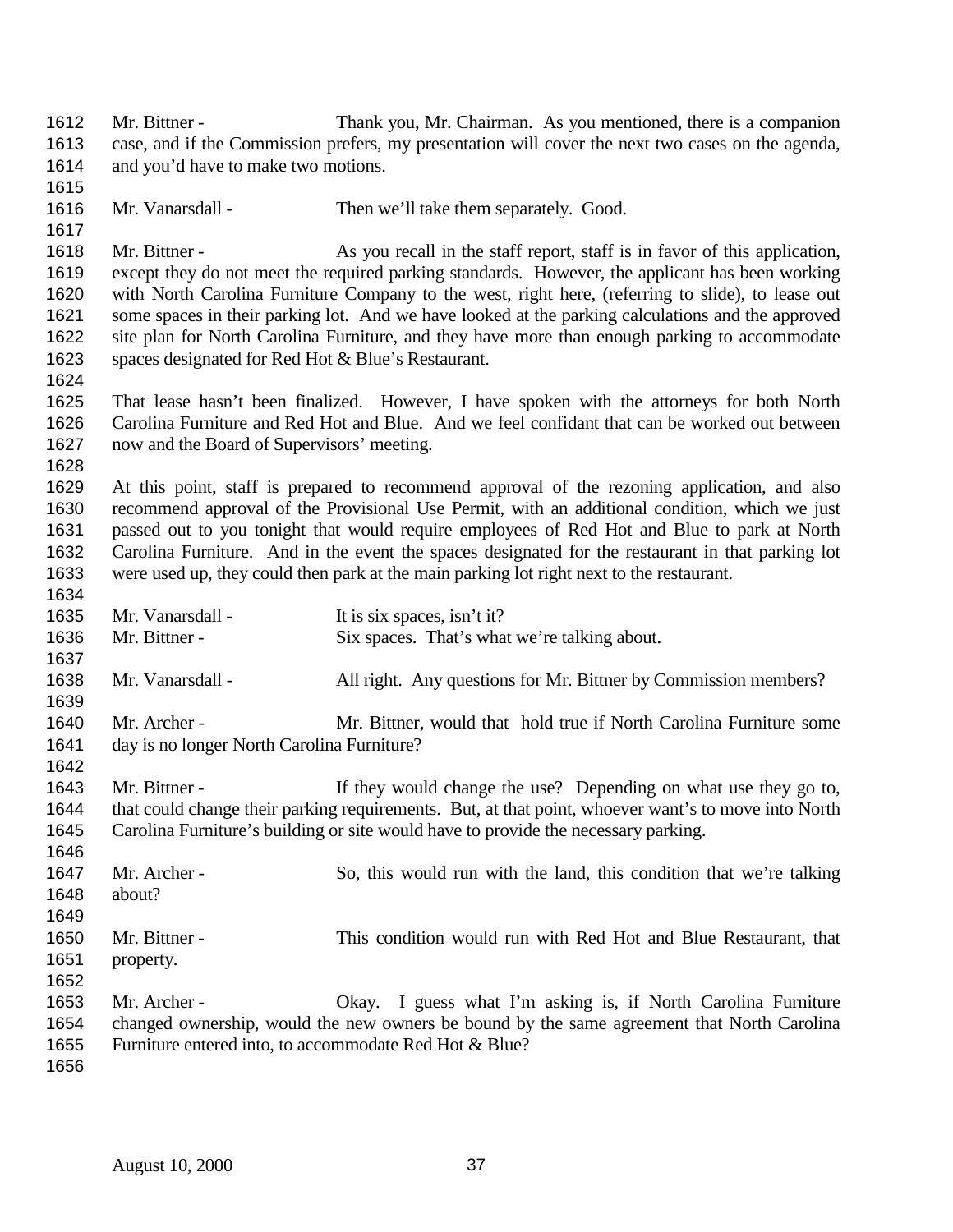Mr. Bittner - Thank you, Mr. Chairman. As you mentioned, there is a companion case, and if the Commission prefers, my presentation will cover the next two cases on the agenda, and you'd have to make two motions.

Mr. Vanarsdall - Then we'll take them separately. Good.

Mr. Bittner - As you recall in the staff report, staff is in favor of this application, except they do not meet the required parking standards. However, the applicant has been working with North Carolina Furniture Company to the west, right here, (referring to slide), to lease out some spaces in their parking lot. And we have looked at the parking calculations and the approved site plan for North Carolina Furniture, and they have more than enough parking to accommodate spaces designated for Red Hot & Blue's Restaurant.

That lease hasn't been finalized. However, I have spoken with the attorneys for both North Carolina Furniture and Red Hot and Blue. And we feel confidant that can be worked out between now and the Board of Supervisors' meeting.

At this point, staff is prepared to recommend approval of the rezoning application, and also recommend approval of the Provisional Use Permit, with an additional condition, which we just passed out to you tonight that would require employees of Red Hot and Blue to park at North Carolina Furniture. And in the event the spaces designated for the restaurant in that parking lot were used up, they could then park at the main parking lot right next to the restaurant.

Mr. Vanarsdall - It is six spaces, isn't it?
Mr. Bittner - Six spaces. That's what we're talking about.

Mr. Vanarsdall - All right. Any questions for Mr. Bittner by Commission members?

Mr. Archer - Mr. Bittner, would that hold true if North Carolina Furniture some day is no longer North Carolina Furniture?

Mr. Bittner - If they would change the use? Depending on what use they go to, that could change their parking requirements. But, at that point, whoever want's to move into North Carolina Furniture's building or site would have to provide the necessary parking.

Mr. Archer - So, this would run with the land, this condition that we're talking about?

Mr. Bittner - This condition would run with Red Hot and Blue Restaurant, that property.

Mr. Archer - Okay. I guess what I'm asking is, if North Carolina Furniture changed ownership, would the new owners be bound by the same agreement that North Carolina Furniture entered into, to accommodate Red Hot & Blue?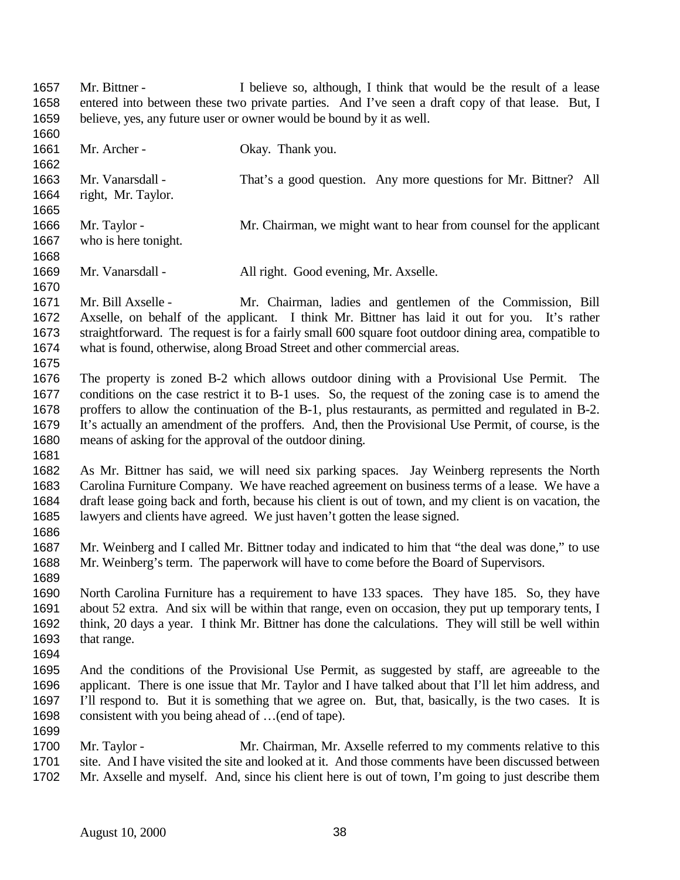Mr. Bittner - I believe so, although, I think that would be the result of a lease entered into between these two private parties. And I've seen a draft copy of that lease. But, I believe, yes, any future user or owner would be bound by it as well.

Mr. Archer - Okay. Thank you.

Mr. Vanarsdall - That's a good question. Any more questions for Mr. Bittner? All right, Mr. Taylor.

Mr. Taylor - Mr. Chairman, we might want to hear from counsel for the applicant who is here tonight.

Mr. Vanarsdall - All right. Good evening, Mr. Axselle.

Mr. Bill Axselle - Mr. Chairman, ladies and gentlemen of the Commission, Bill Axselle, on behalf of the applicant. I think Mr. Bittner has laid it out for you. It's rather straightforward. The request is for a fairly small 600 square foot outdoor dining area, compatible to what is found, otherwise, along Broad Street and other commercial areas.

The property is zoned B-2 which allows outdoor dining with a Provisional Use Permit. The conditions on the case restrict it to B-1 uses. So, the request of the zoning case is to amend the proffers to allow the continuation of the B-1, plus restaurants, as permitted and regulated in B-2. It's actually an amendment of the proffers. And, then the Provisional Use Permit, of course, is the means of asking for the approval of the outdoor dining.

As Mr. Bittner has said, we will need six parking spaces. Jay Weinberg represents the North Carolina Furniture Company. We have reached agreement on business terms of a lease. We have a draft lease going back and forth, because his client is out of town, and my client is on vacation, the lawyers and clients have agreed. We just haven't gotten the lease signed.

Mr. Weinberg and I called Mr. Bittner today and indicated to him that "the deal was done," to use Mr. Weinberg's term. The paperwork will have to come before the Board of Supervisors.

North Carolina Furniture has a requirement to have 133 spaces. They have 185. So, they have about 52 extra. And six will be within that range, even on occasion, they put up temporary tents, I think, 20 days a year. I think Mr. Bittner has done the calculations. They will still be well within that range.

And the conditions of the Provisional Use Permit, as suggested by staff, are agreeable to the applicant. There is one issue that Mr. Taylor and I have talked about that I'll let him address, and I'll respond to. But it is something that we agree on. But, that, basically, is the two cases. It is consistent with you being ahead of …(end of tape).

Mr. Taylor - Mr. Chairman, Mr. Axselle referred to my comments relative to this site. And I have visited the site and looked at it. And those comments have been discussed between Mr. Axselle and myself. And, since his client here is out of town, I'm going to just describe them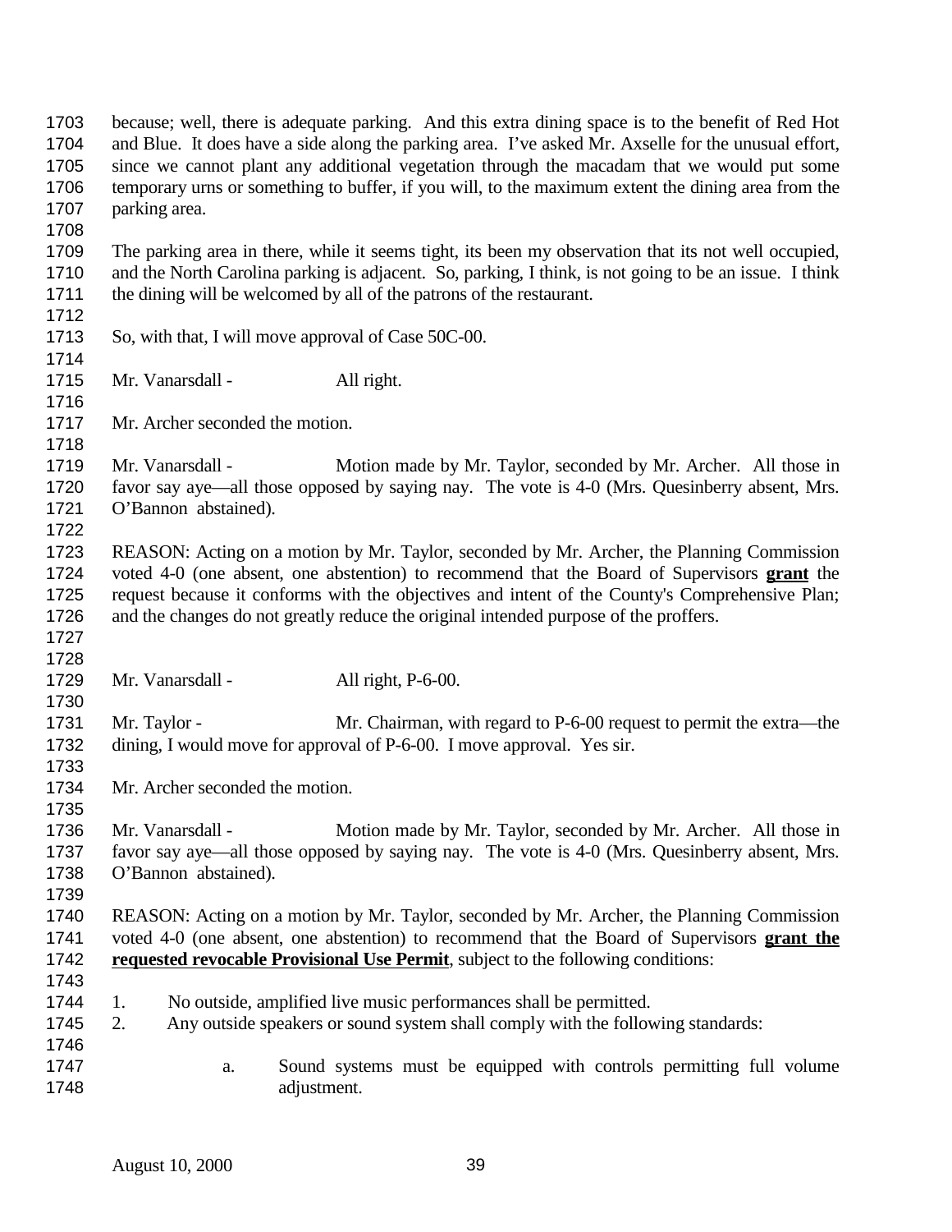because; well, there is adequate parking. And this extra dining space is to the benefit of Red Hot and Blue. It does have a side along the parking area. I've asked Mr. Axselle for the unusual effort, since we cannot plant any additional vegetation through the macadam that we would put some temporary urns or something to buffer, if you will, to the maximum extent the dining area from the parking area.

The parking area in there, while it seems tight, its been my observation that its not well occupied, and the North Carolina parking is adjacent. So, parking, I think, is not going to be an issue. I think the dining will be welcomed by all of the patrons of the restaurant.

So, with that, I will move approval of Case 50C-00.

Mr. Vanarsdall - All right.

Mr. Archer seconded the motion.

Mr. Vanarsdall - Motion made by Mr. Taylor, seconded by Mr. Archer. All those in favor say aye—all those opposed by saying nay. The vote is 4-0 (Mrs. Quesinberry absent, Mrs. O'Bannon abstained).

REASON: Acting on a motion by Mr. Taylor, seconded by Mr. Archer, the Planning Commission voted 4-0 (one absent, one abstention) to recommend that the Board of Supervisors **grant** the request because it conforms with the objectives and intent of the County's Comprehensive Plan; and the changes do not greatly reduce the original intended purpose of the proffers.

Mr. Vanarsdall - All right, P-6-00.

Mr. Taylor - Mr. Chairman, with regard to P-6-00 request to permit the extra—the dining, I would move for approval of P-6-00. I move approval. Yes sir.

Mr. Archer seconded the motion.

Mr. Vanarsdall - Motion made by Mr. Taylor, seconded by Mr. Archer. All those in favor say aye—all those opposed by saying nay. The vote is 4-0 (Mrs. Quesinberry absent, Mrs. O'Bannon abstained).

REASON: Acting on a motion by Mr. Taylor, seconded by Mr. Archer, the Planning Commission voted 4-0 (one absent, one abstention) to recommend that the Board of Supervisors **grant the requested revocable Provisional Use Permit**, subject to the following conditions:

1. No outside, amplified live music performances shall be permitted.
2. Any outside speakers or sound system shall comply with the following standards:

   a. Sound systems must be equipped with controls permitting full volume adjustment.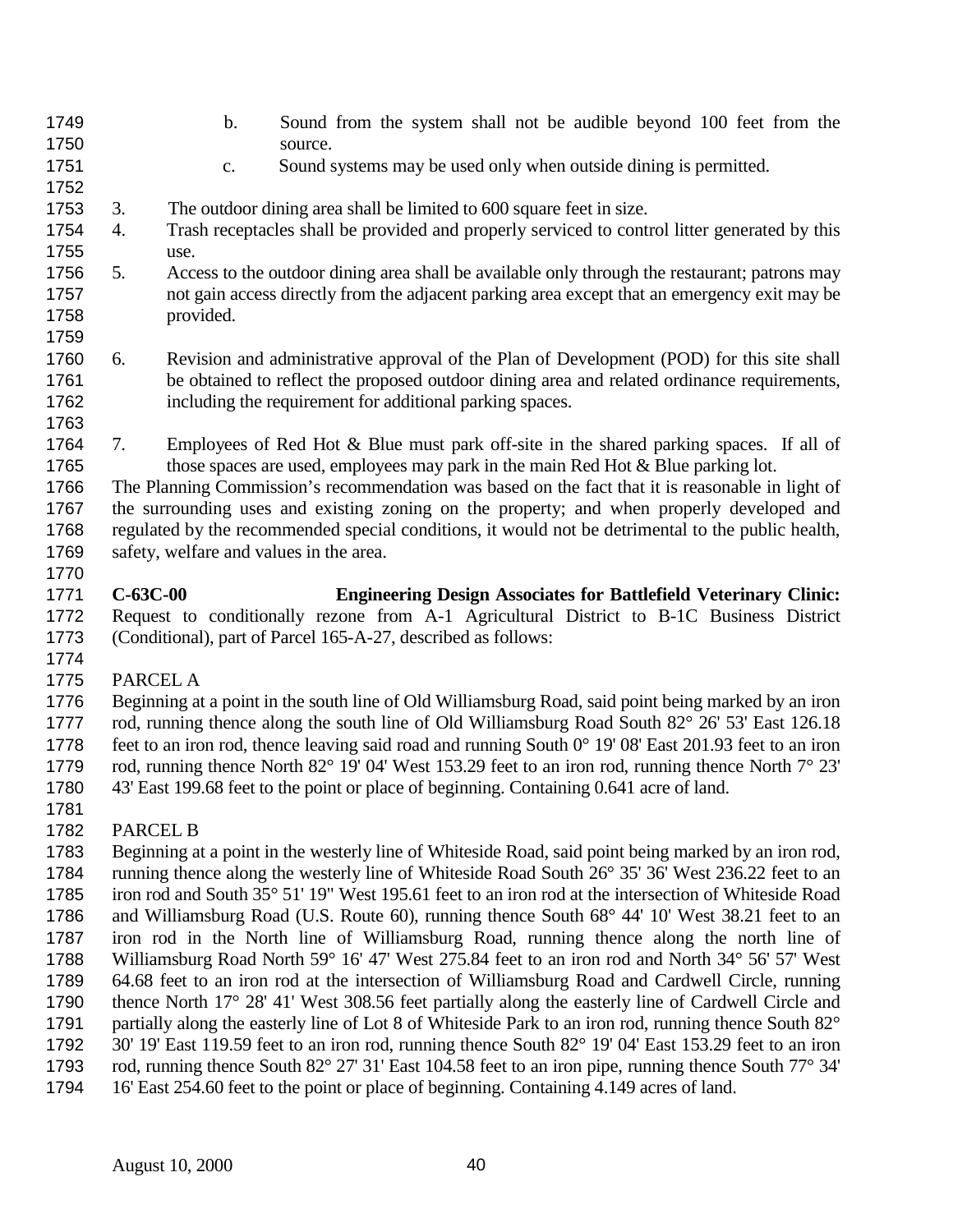b. Sound from the system shall not be audible beyond 100 feet from the source.
   c. Sound systems may be used only when outside dining is permitted.

3. The outdoor dining area shall be limited to 600 square feet in size.
4. Trash receptacles shall be provided and properly serviced to control litter generated by this use.
5. Access to the outdoor dining area shall be available only through the restaurant; patrons may not gain access directly from the adjacent parking area except that an emergency exit may be provided.

6. Revision and administrative approval of the Plan of Development (POD) for this site shall be obtained to reflect the proposed outdoor dining area and related ordinance requirements, including the requirement for additional parking spaces.

7. Employees of Red Hot & Blue must park off-site in the shared parking spaces. If all of those spaces are used, employees may park in the main Red Hot & Blue parking lot.

The Planning Commission's recommendation was based on the fact that it is reasonable in light of the surrounding uses and existing zoning on the property; and when properly developed and regulated by the recommended special conditions, it would not be detrimental to the public health, safety, welfare and values in the area.

**C-63C-00 Engineering Design Associates for Battlefield Veterinary Clinic:** Request to conditionally rezone from A-1 Agricultural District to B-1C Business District (Conditional), part of Parcel 165-A-27, described as follows:

PARCEL A

Beginning at a point in the south line of Old Williamsburg Road, said point being marked by an iron rod, running thence along the south line of Old Williamsburg Road South 82° 26' 53' East 126.18 feet to an iron rod, thence leaving said road and running South 0° 19' 08' East 201.93 feet to an iron rod, running thence North 82° 19' 04' West 153.29 feet to an iron rod, running thence North 7° 23' 43' East 199.68 feet to the point or place of beginning. Containing 0.641 acre of land.

PARCEL B

Beginning at a point in the westerly line of Whiteside Road, said point being marked by an iron rod, running thence along the westerly line of Whiteside Road South 26° 35' 36' West 236.22 feet to an iron rod and South 35° 51' 19" West 195.61 feet to an iron rod at the intersection of Whiteside Road and Williamsburg Road (U.S. Route 60), running thence South 68° 44' 10' West 38.21 feet to an iron rod in the North line of Williamsburg Road, running thence along the north line of Williamsburg Road North 59° 16' 47' West 275.84 feet to an iron rod and North 34° 56' 57' West 64.68 feet to an iron rod at the intersection of Williamsburg Road and Cardwell Circle, running thence North 17° 28' 41' West 308.56 feet partially along the easterly line of Cardwell Circle and partially along the easterly line of Lot 8 of Whiteside Park to an iron rod, running thence South 82° 30' 19' East 119.59 feet to an iron rod, running thence South 82° 19' 04' East 153.29 feet to an iron rod, running thence South 82° 27' 31' East 104.58 feet to an iron pipe, running thence South 77° 34' 16' East 254.60 feet to the point or place of beginning. Containing 4.149 acres of land.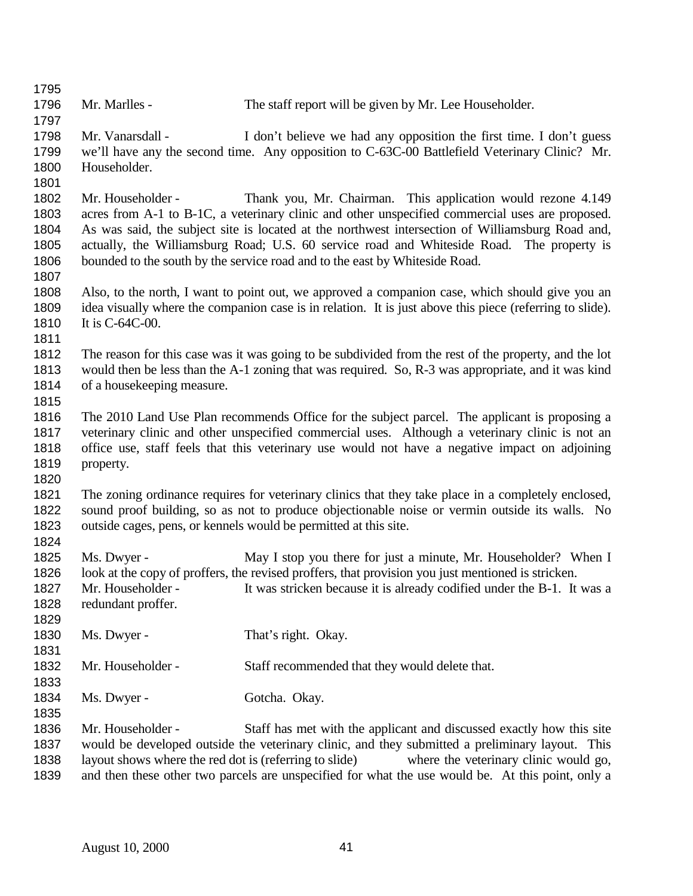Mr. Marlles - The staff report will be given by Mr. Lee Householder.

Mr. Vanarsdall - I don't believe we had any opposition the first time. I don't guess we'll have any the second time. Any opposition to C-63C-00 Battlefield Veterinary Clinic? Mr. Householder.

Mr. Householder - Thank you, Mr. Chairman. This application would rezone 4.149 acres from A-1 to B-1C, a veterinary clinic and other unspecified commercial uses are proposed. As was said, the subject site is located at the northwest intersection of Williamsburg Road and, actually, the Williamsburg Road; U.S. 60 service road and Whiteside Road. The property is bounded to the south by the service road and to the east by Whiteside Road.

Also, to the north, I want to point out, we approved a companion case, which should give you an idea visually where the companion case is in relation. It is just above this piece (referring to slide). It is C-64C-00.

The reason for this case was it was going to be subdivided from the rest of the property, and the lot would then be less than the A-1 zoning that was required. So, R-3 was appropriate, and it was kind of a housekeeping measure.

The 2010 Land Use Plan recommends Office for the subject parcel. The applicant is proposing a veterinary clinic and other unspecified commercial uses. Although a veterinary clinic is not an office use, staff feels that this veterinary use would not have a negative impact on adjoining property.

The zoning ordinance requires for veterinary clinics that they take place in a completely enclosed, sound proof building, so as not to produce objectionable noise or vermin outside its walls. No outside cages, pens, or kennels would be permitted at this site.

Ms. Dwyer - May I stop you there for just a minute, Mr. Householder? When I look at the copy of proffers, the revised proffers, that provision you just mentioned is stricken.
Mr. Householder - It was stricken because it is already codified under the B-1. It was a redundant proffer.

Ms. Dwyer - That's right. Okay.

Mr. Householder - Staff recommended that they would delete that.

Ms. Dwyer - Gotcha. Okay.

Mr. Householder - Staff has met with the applicant and discussed exactly how this site would be developed outside the veterinary clinic, and they submitted a preliminary layout. This layout shows where the red dot is (referring to slide) where the veterinary clinic would go, and then these other two parcels are unspecified for what the use would be. At this point, only a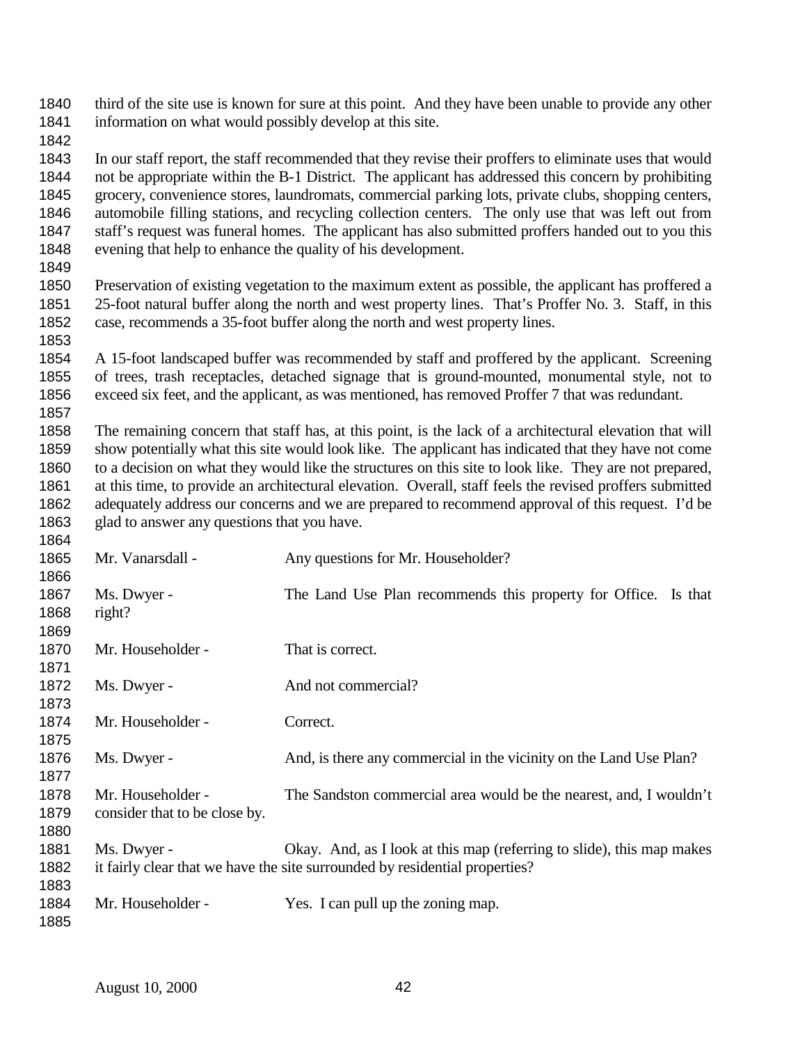third of the site use is known for sure at this point. And they have been unable to provide any other information on what would possibly develop at this site.

In our staff report, the staff recommended that they revise their proffers to eliminate uses that would not be appropriate within the B-1 District. The applicant has addressed this concern by prohibiting grocery, convenience stores, laundromats, commercial parking lots, private clubs, shopping centers, automobile filling stations, and recycling collection centers. The only use that was left out from staff's request was funeral homes. The applicant has also submitted proffers handed out to you this evening that help to enhance the quality of his development.

Preservation of existing vegetation to the maximum extent as possible, the applicant has proffered a 25-foot natural buffer along the north and west property lines. That's Proffer No. 3. Staff, in this case, recommends a 35-foot buffer along the north and west property lines.

A 15-foot landscaped buffer was recommended by staff and proffered by the applicant. Screening of trees, trash receptacles, detached signage that is ground-mounted, monumental style, not to exceed six feet, and the applicant, as was mentioned, has removed Proffer 7 that was redundant.

The remaining concern that staff has, at this point, is the lack of a architectural elevation that will show potentially what this site would look like. The applicant has indicated that they have not come to a decision on what they would like the structures on this site to look like. They are not prepared, at this time, to provide an architectural elevation. Overall, staff feels the revised proffers submitted adequately address our concerns and we are prepared to recommend approval of this request. I'd be glad to answer any questions that you have.

Mr. Vanarsdall - Any questions for Mr. Householder?

Ms. Dwyer - The Land Use Plan recommends this property for Office. Is that right?

Mr. Householder - That is correct.

Ms. Dwyer - And not commercial?

Mr. Householder - Correct.

Ms. Dwyer - And, is there any commercial in the vicinity on the Land Use Plan?

Mr. Householder - The Sandston commercial area would be the nearest, and, I wouldn't consider that to be close by.

Ms. Dwyer - Okay. And, as I look at this map (referring to slide), this map makes it fairly clear that we have the site surrounded by residential properties?

Mr. Householder - Yes. I can pull up the zoning map.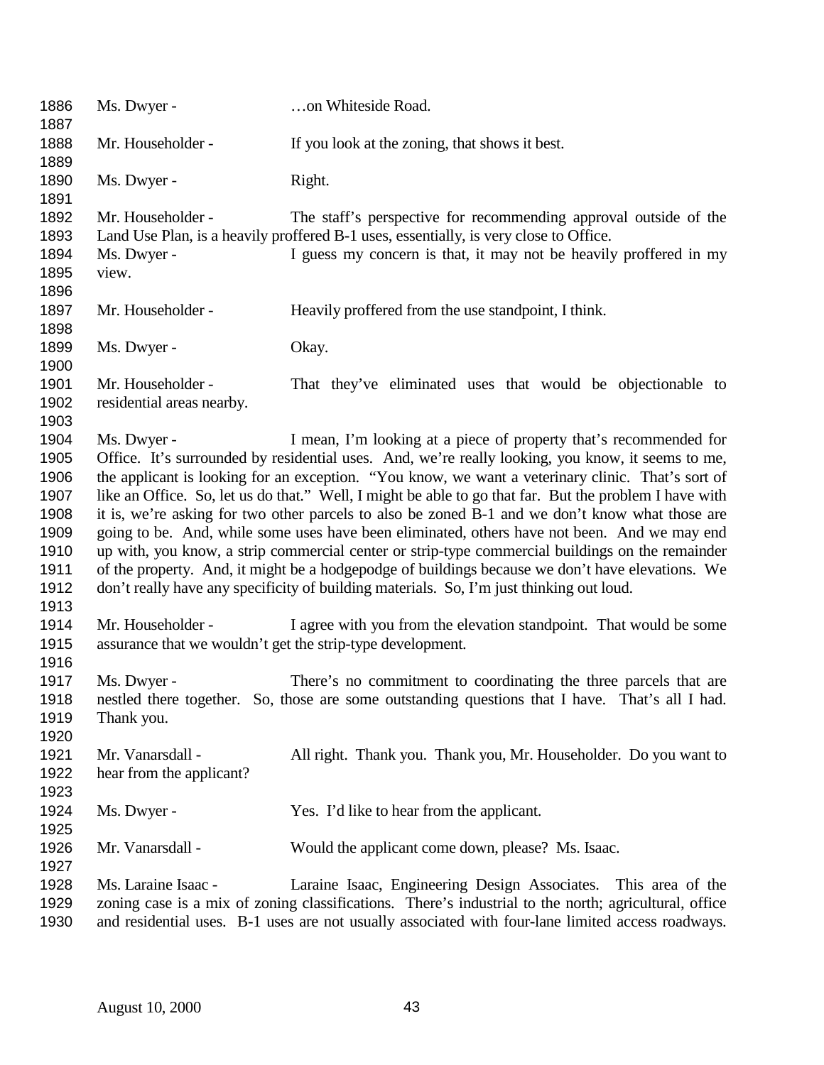1886 Ms. Dwyer - …on Whiteside Road.
1887
1888 Mr. Householder - If you look at the zoning, that shows it best.
1889
1890 Ms. Dwyer - Right.
1891
1892 Mr. Householder - The staff's perspective for recommending approval outside of the
1893 Land Use Plan, is a heavily proffered B-1 uses, essentially, is very close to Office.
1894 Ms. Dwyer - I guess my concern is that, it may not be heavily proffered in my
1895 view.
1896
1897 Mr. Householder - Heavily proffered from the use standpoint, I think.
1898
1899 Ms. Dwyer - Okay.
1900
1901 Mr. Householder - That they've eliminated uses that would be objectionable to
1902 residential areas nearby.
1903
1904 Ms. Dwyer - I mean, I'm looking at a piece of property that's recommended for
1905 Office. It's surrounded by residential uses. And, we're really looking, you know, it seems to me,
1906 the applicant is looking for an exception. "You know, we want a veterinary clinic. That's sort of
1907 like an Office. So, let us do that." Well, I might be able to go that far. But the problem I have with
1908 it is, we're asking for two other parcels to also be zoned B-1 and we don't know what those are
1909 going to be. And, while some uses have been eliminated, others have not been. And we may end
1910 up with, you know, a strip commercial center or strip-type commercial buildings on the remainder
1911 of the property. And, it might be a hodgepodge of buildings because we don't have elevations. We
1912 don't really have any specificity of building materials. So, I'm just thinking out loud.
1913
1914 Mr. Householder - I agree with you from the elevation standpoint. That would be some
1915 assurance that we wouldn't get the strip-type development.
1916
1917 Ms. Dwyer - There's no commitment to coordinating the three parcels that are
1918 nestled there together. So, those are some outstanding questions that I have. That's all I had.
1919 Thank you.
1920
1921 Mr. Vanarsdall - All right. Thank you. Thank you, Mr. Householder. Do you want to
1922 hear from the applicant?
1923
1924 Ms. Dwyer - Yes. I'd like to hear from the applicant.
1925
1926 Mr. Vanarsdall - Would the applicant come down, please? Ms. Isaac.
1927
1928 Ms. Laraine Isaac - Laraine Isaac, Engineering Design Associates. This area of the
1929 zoning case is a mix of zoning classifications. There's industrial to the north; agricultural, office
1930 and residential uses. B-1 uses are not usually associated with four-lane limited access roadways.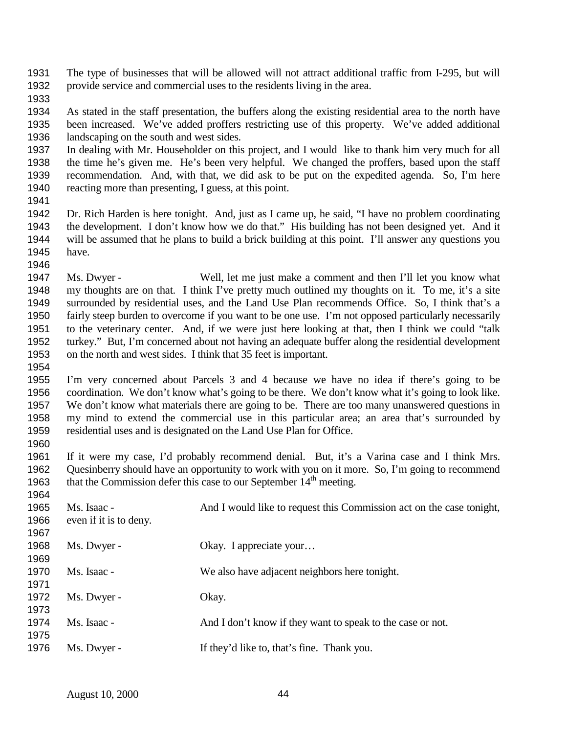The type of businesses that will be allowed will not attract additional traffic from I-295, but will provide service and commercial uses to the residents living in the area.

As stated in the staff presentation, the buffers along the existing residential area to the north have been increased. We've added proffers restricting use of this property. We've added additional landscaping on the south and west sides.
In dealing with Mr. Householder on this project, and I would like to thank him very much for all the time he's given me. He's been very helpful. We changed the proffers, based upon the staff recommendation. And, with that, we did ask to be put on the expedited agenda. So, I'm here reacting more than presenting, I guess, at this point.

Dr. Rich Harden is here tonight. And, just as I came up, he said, "I have no problem coordinating the development. I don't know how we do that." His building has not been designed yet. And it will be assumed that he plans to build a brick building at this point. I'll answer any questions you have.

Ms. Dwyer - Well, let me just make a comment and then I'll let you know what my thoughts are on that. I think I've pretty much outlined my thoughts on it. To me, it's a site surrounded by residential uses, and the Land Use Plan recommends Office. So, I think that's a fairly steep burden to overcome if you want to be one use. I'm not opposed particularly necessarily to the veterinary center. And, if we were just here looking at that, then I think we could "talk turkey." But, I'm concerned about not having an adequate buffer along the residential development on the north and west sides. I think that 35 feet is important.

I'm very concerned about Parcels 3 and 4 because we have no idea if there's going to be coordination. We don't know what's going to be there. We don't know what it's going to look like. We don't know what materials there are going to be. There are too many unanswered questions in my mind to extend the commercial use in this particular area; an area that's surrounded by residential uses and is designated on the Land Use Plan for Office.

If it were my case, I'd probably recommend denial. But, it's a Varina case and I think Mrs. Quesinberry should have an opportunity to work with you on it more. So, I'm going to recommend that the Commission defer this case to our September 14th meeting.

Ms. Isaac - And I would like to request this Commission act on the case tonight, even if it is to deny.

Ms. Dwyer - Okay. I appreciate your…

Ms. Isaac - We also have adjacent neighbors here tonight.

Ms. Dwyer - Okay.

Ms. Isaac - And I don't know if they want to speak to the case or not.

Ms. Dwyer - If they'd like to, that's fine. Thank you.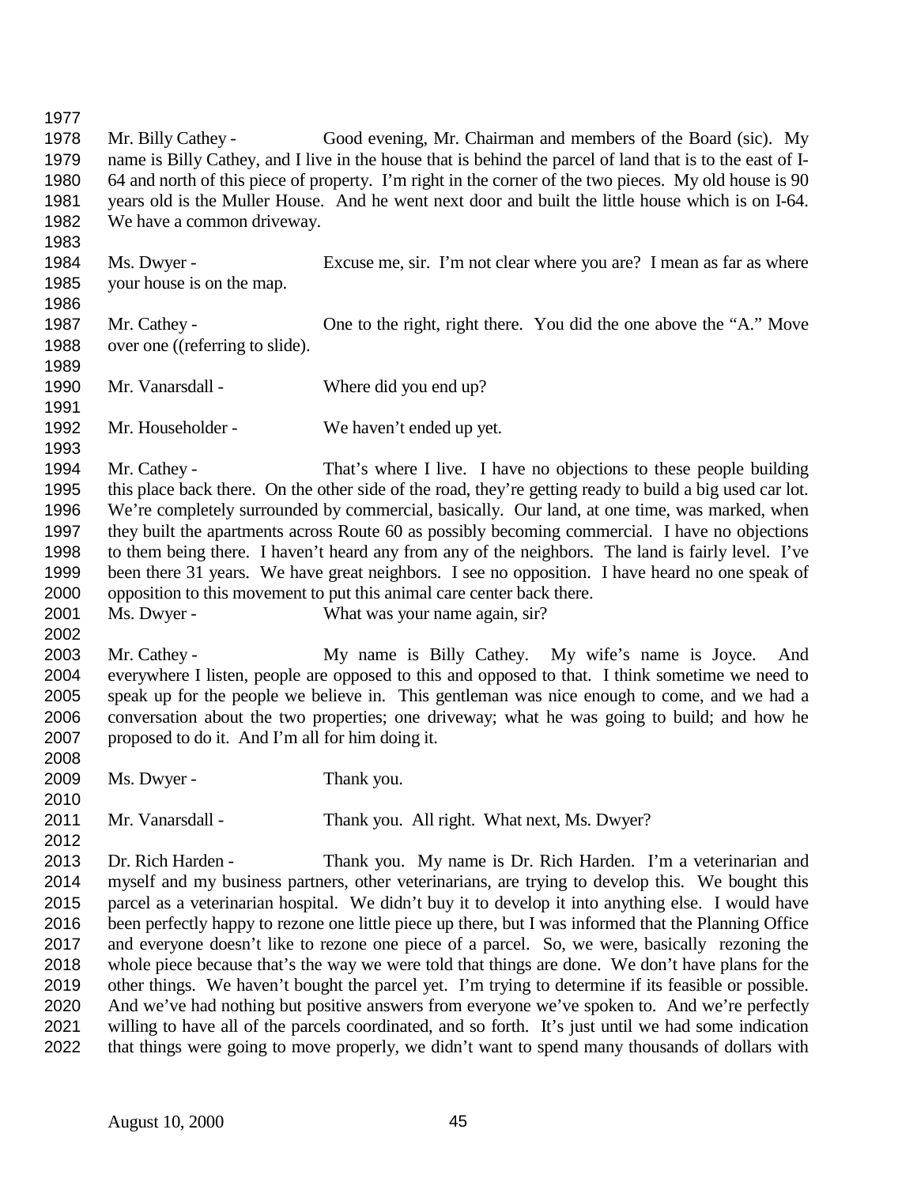Mr. Billy Cathey - Good evening, Mr. Chairman and members of the Board (sic). My name is Billy Cathey, and I live in the house that is behind the parcel of land that is to the east of I-64 and north of this piece of property. I'm right in the corner of the two pieces. My old house is 90 years old is the Muller House. And he went next door and built the little house which is on I-64. We have a common driveway.

Ms. Dwyer - Excuse me, sir. I'm not clear where you are? I mean as far as where your house is on the map.

Mr. Cathey - One to the right, right there. You did the one above the "A." Move over one ((referring to slide).

Mr. Vanarsdall - Where did you end up?

Mr. Householder - We haven't ended up yet.

Mr. Cathey - That's where I live. I have no objections to these people building this place back there. On the other side of the road, they're getting ready to build a big used car lot. We're completely surrounded by commercial, basically. Our land, at one time, was marked, when they built the apartments across Route 60 as possibly becoming commercial. I have no objections to them being there. I haven't heard any from any of the neighbors. The land is fairly level. I've been there 31 years. We have great neighbors. I see no opposition. I have heard no one speak of opposition to this movement to put this animal care center back there.

Ms. Dwyer - What was your name again, sir?

Mr. Cathey - My name is Billy Cathey. My wife's name is Joyce. And everywhere I listen, people are opposed to this and opposed to that. I think sometime we need to speak up for the people we believe in. This gentleman was nice enough to come, and we had a conversation about the two properties; one driveway; what he was going to build; and how he proposed to do it. And I'm all for him doing it.

Ms. Dwyer - Thank you.

Mr. Vanarsdall - Thank you. All right. What next, Ms. Dwyer?

Dr. Rich Harden - Thank you. My name is Dr. Rich Harden. I'm a veterinarian and myself and my business partners, other veterinarians, are trying to develop this. We bought this parcel as a veterinarian hospital. We didn't buy it to develop it into anything else. I would have been perfectly happy to rezone one little piece up there, but I was informed that the Planning Office and everyone doesn't like to rezone one piece of a parcel. So, we were, basically rezoning the whole piece because that's the way we were told that things are done. We don't have plans for the other things. We haven't bought the parcel yet. I'm trying to determine if its feasible or possible. And we've had nothing but positive answers from everyone we've spoken to. And we're perfectly willing to have all of the parcels coordinated, and so forth. It's just until we had some indication that things were going to move properly, we didn't want to spend many thousands of dollars with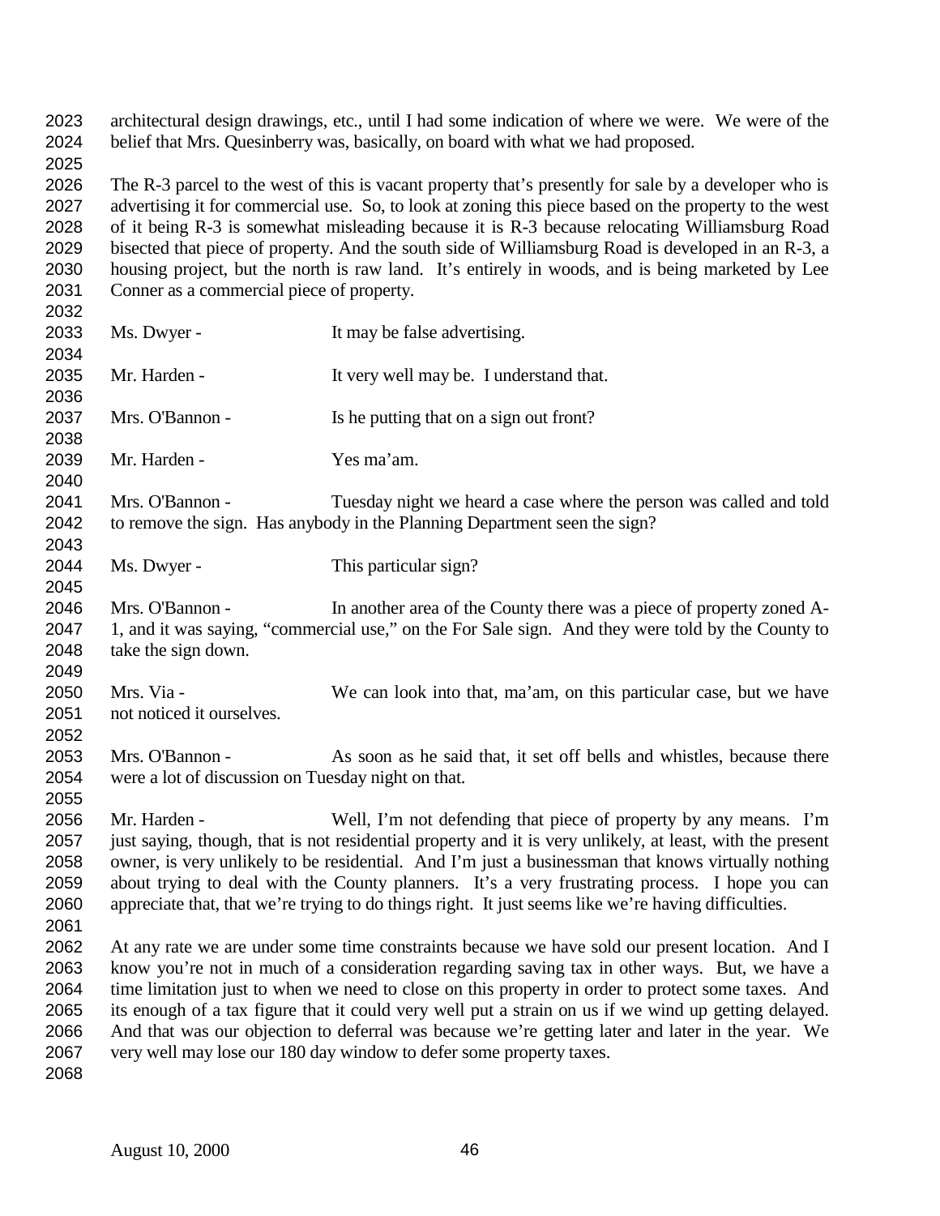architectural design drawings, etc., until I had some indication of where we were. We were of the belief that Mrs. Quesinberry was, basically, on board with what we had proposed.

The R-3 parcel to the west of this is vacant property that's presently for sale by a developer who is advertising it for commercial use. So, to look at zoning this piece based on the property to the west of it being R-3 is somewhat misleading because it is R-3 because relocating Williamsburg Road bisected that piece of property. And the south side of Williamsburg Road is developed in an R-3, a housing project, but the north is raw land. It's entirely in woods, and is being marketed by Lee Conner as a commercial piece of property.

Ms. Dwyer - It may be false advertising.

Mr. Harden - It very well may be. I understand that.

Mrs. O'Bannon - Is he putting that on a sign out front?

Mr. Harden - Yes ma'am.

Mrs. O'Bannon - Tuesday night we heard a case where the person was called and told to remove the sign. Has anybody in the Planning Department seen the sign?

Ms. Dwyer - This particular sign?

Mrs. O'Bannon - In another area of the County there was a piece of property zoned A-1, and it was saying, "commercial use," on the For Sale sign. And they were told by the County to take the sign down.

Mrs. Via - We can look into that, ma'am, on this particular case, but we have not noticed it ourselves.

Mrs. O'Bannon - As soon as he said that, it set off bells and whistles, because there were a lot of discussion on Tuesday night on that.

Mr. Harden - Well, I'm not defending that piece of property by any means. I'm just saying, though, that is not residential property and it is very unlikely, at least, with the present owner, is very unlikely to be residential. And I'm just a businessman that knows virtually nothing about trying to deal with the County planners. It's a very frustrating process. I hope you can appreciate that, that we're trying to do things right. It just seems like we're having difficulties.

At any rate we are under some time constraints because we have sold our present location. And I know you're not in much of a consideration regarding saving tax in other ways. But, we have a time limitation just to when we need to close on this property in order to protect some taxes. And its enough of a tax figure that it could very well put a strain on us if we wind up getting delayed. And that was our objection to deferral was because we're getting later and later in the year. We very well may lose our 180 day window to defer some property taxes.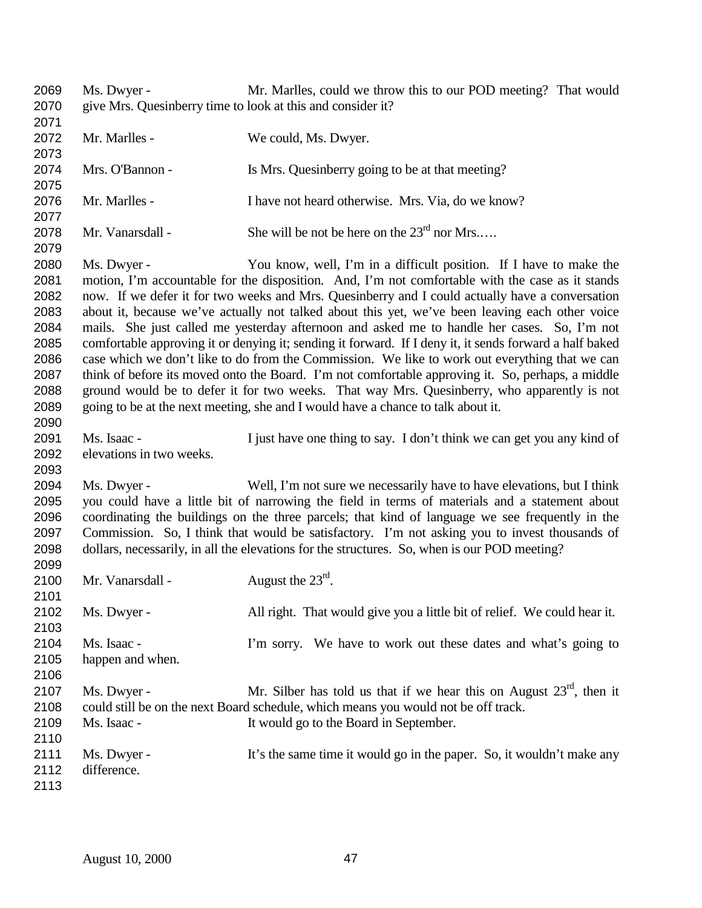Ms. Dwyer - Mr. Marlles, could we throw this to our POD meeting? That would give Mrs. Quesinberry time to look at this and consider it?

Mr. Marlles - We could, Ms. Dwyer.

Mrs. O'Bannon - Is Mrs. Quesinberry going to be at that meeting?

Mr. Marlles - I have not heard otherwise. Mrs. Via, do we know?

Mr. Vanarsdall - She will be not be here on the 23rd nor Mrs.….

Ms. Dwyer - You know, well, I'm in a difficult position. If I have to make the motion, I'm accountable for the disposition. And, I'm not comfortable with the case as it stands now. If we defer it for two weeks and Mrs. Quesinberry and I could actually have a conversation about it, because we've actually not talked about this yet, we've been leaving each other voice mails. She just called me yesterday afternoon and asked me to handle her cases. So, I'm not comfortable approving it or denying it; sending it forward. If I deny it, it sends forward a half baked case which we don't like to do from the Commission. We like to work out everything that we can think of before its moved onto the Board. I'm not comfortable approving it. So, perhaps, a middle ground would be to defer it for two weeks. That way Mrs. Quesinberry, who apparently is not going to be at the next meeting, she and I would have a chance to talk about it.

Ms. Isaac - I just have one thing to say. I don't think we can get you any kind of elevations in two weeks.

Ms. Dwyer - Well, I'm not sure we necessarily have to have elevations, but I think you could have a little bit of narrowing the field in terms of materials and a statement about coordinating the buildings on the three parcels; that kind of language we see frequently in the Commission. So, I think that would be satisfactory. I'm not asking you to invest thousands of dollars, necessarily, in all the elevations for the structures. So, when is our POD meeting?

Mr. Vanarsdall - August the 23rd.

Ms. Dwyer - All right. That would give you a little bit of relief. We could hear it.

Ms. Isaac - I'm sorry. We have to work out these dates and what's going to happen and when.

Ms. Dwyer - Mr. Silber has told us that if we hear this on August 23rd, then it could still be on the next Board schedule, which means you would not be off track.

Ms. Isaac - It would go to the Board in September.

Ms. Dwyer - It's the same time it would go in the paper. So, it wouldn't make any difference.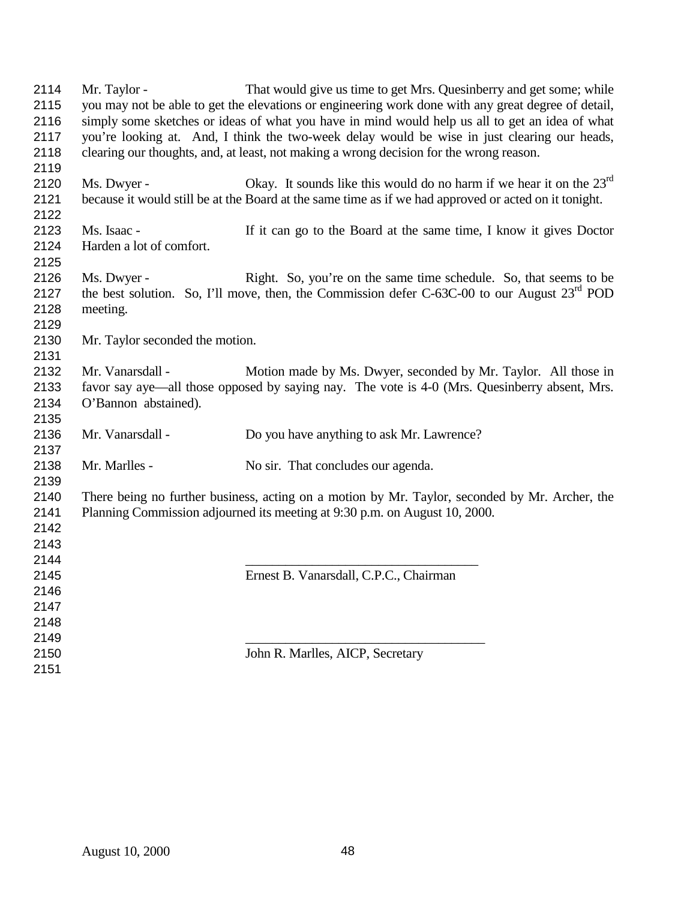2114 Mr. Taylor - That would give us time to get Mrs. Quesinberry and get some; while
2115 you may not be able to get the elevations or engineering work done with any great degree of detail,
2116 simply some sketches or ideas of what you have in mind would help us all to get an idea of what
2117 you're looking at. And, I think the two-week delay would be wise in just clearing our heads,
2118 clearing our thoughts, and, at least, not making a wrong decision for the wrong reason.
2119
2120 Ms. Dwyer - Okay. It sounds like this would do no harm if we hear it on the 23rd
2121 because it would still be at the Board at the same time as if we had approved or acted on it tonight.
2122
2123 Ms. Isaac - If it can go to the Board at the same time, I know it gives Doctor
2124 Harden a lot of comfort.
2125
2126 Ms. Dwyer - Right. So, you're on the same time schedule. So, that seems to be
2127 the best solution. So, I'll move, then, the Commission defer C-63C-00 to our August 23rd POD
2128 meeting.
2129
2130 Mr. Taylor seconded the motion.
2131
2132 Mr. Vanarsdall - Motion made by Ms. Dwyer, seconded by Mr. Taylor. All those in
2133 favor say aye—all those opposed by saying nay. The vote is 4-0 (Mrs. Quesinberry absent, Mrs.
2134 O'Bannon abstained).
2135
2136 Mr. Vanarsdall - Do you have anything to ask Mr. Lawrence?
2137
2138 Mr. Marlles - No sir. That concludes our agenda.
2139
2140 There being no further business, acting on a motion by Mr. Taylor, seconded by Mr. Archer, the
2141 Planning Commission adjourned its meeting at 9:30 p.m. on August 10, 2000.
2142
2143
2144 ___________________________________
2145 Ernest B. Vanarsdall, C.P.C., Chairman
2146
2147
2148
2149 ___________________________________
2150 John R. Marlles, AICP, Secretary
2151